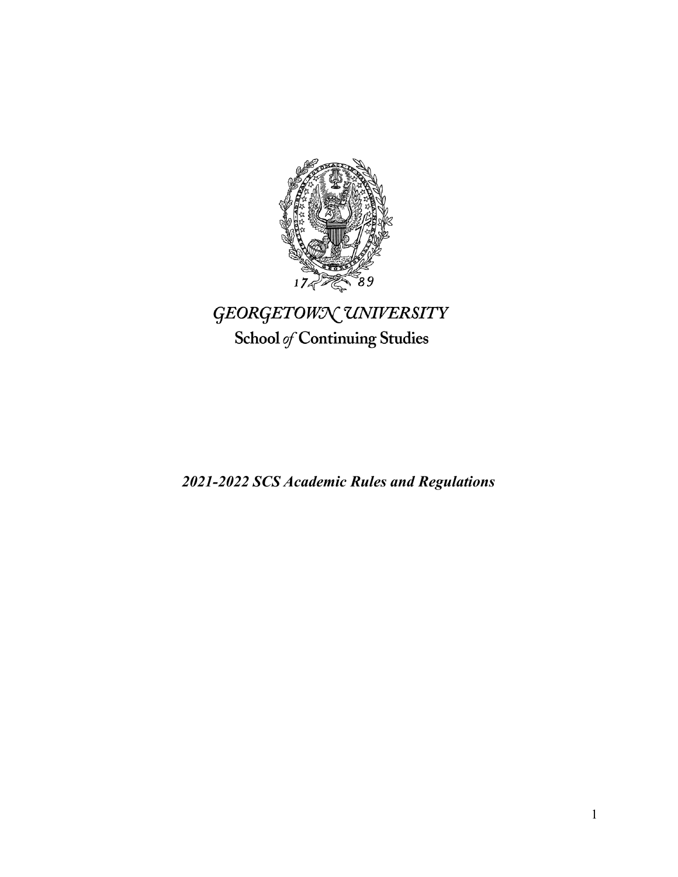GEORGETOWN UNIVERSITY

School of Continuing Studies

***2021-2022 SCS Academic Rules and Regulations***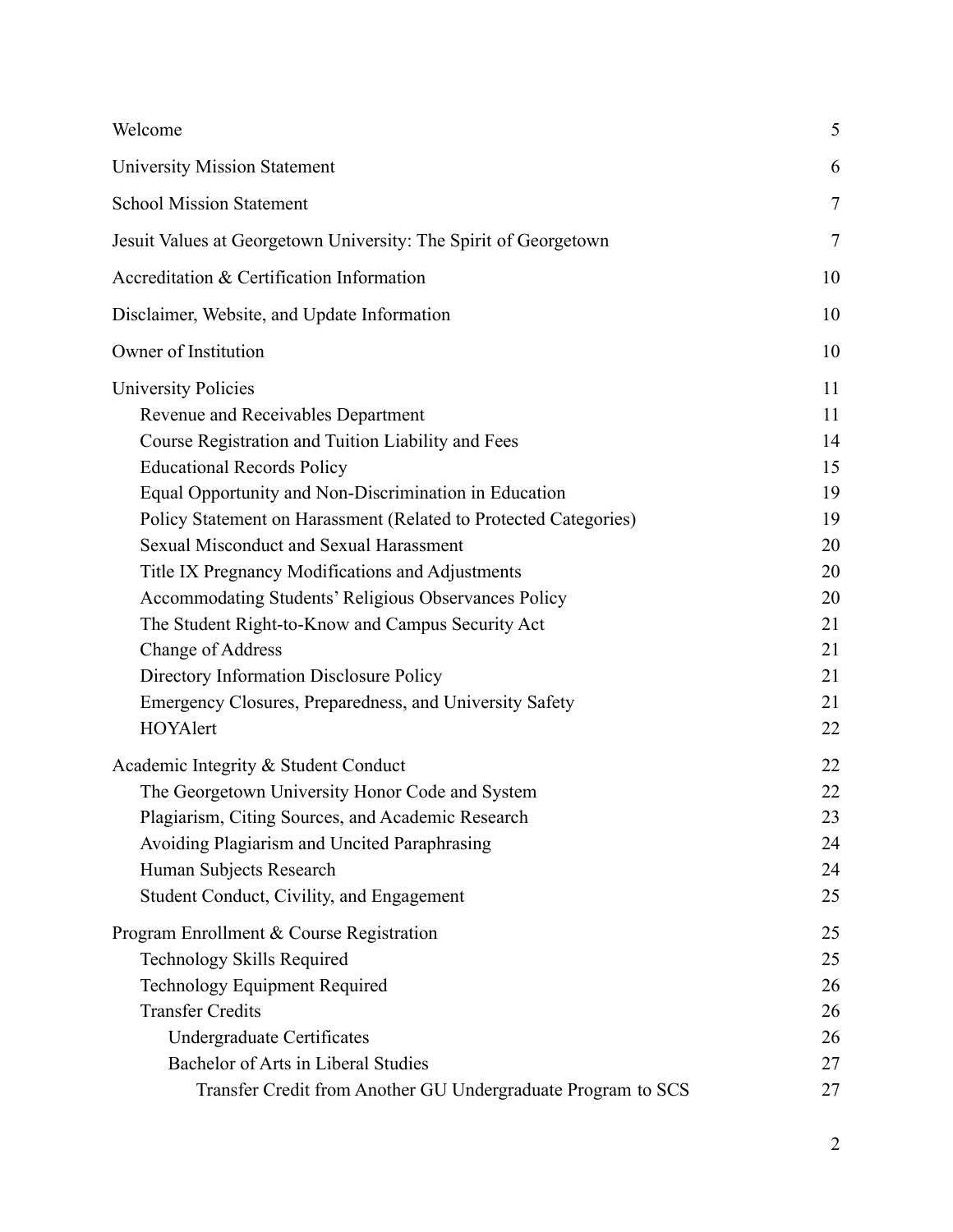- Welcome 5
- University Mission Statement 6
- School Mission Statement 7
- Jesuit Values at Georgetown University: The Spirit of Georgetown 7
- Accreditation & Certification Information 10
- Disclaimer, Website, and Update Information 10
- Owner of Institution 10
- University Policies 11
  - Revenue and Receivables Department 11
  - Course Registration and Tuition Liability and Fees 14
  - Educational Records Policy 15
  - Equal Opportunity and Non-Discrimination in Education 19
  - Policy Statement on Harassment (Related to Protected Categories) 19
  - Sexual Misconduct and Sexual Harassment 20
  - Title IX Pregnancy Modifications and Adjustments 20
  - Accommodating Students' Religious Observances Policy 20
  - The Student Right-to-Know and Campus Security Act 21
  - Change of Address 21
  - Directory Information Disclosure Policy 21
  - Emergency Closures, Preparedness, and University Safety 21
  - HOYAlert 22
- Academic Integrity & Student Conduct 22
  - The Georgetown University Honor Code and System 22
  - Plagiarism, Citing Sources, and Academic Research 23
  - Avoiding Plagiarism and Uncited Paraphrasing 24
  - Human Subjects Research 24
  - Student Conduct, Civility, and Engagement 25
- Program Enrollment & Course Registration 25
  - Technology Skills Required 25
  - Technology Equipment Required 26
  - Transfer Credits 26
    - Undergraduate Certificates 26
    - Bachelor of Arts in Liberal Studies 27
      - Transfer Credit from Another GU Undergraduate Program to SCS 27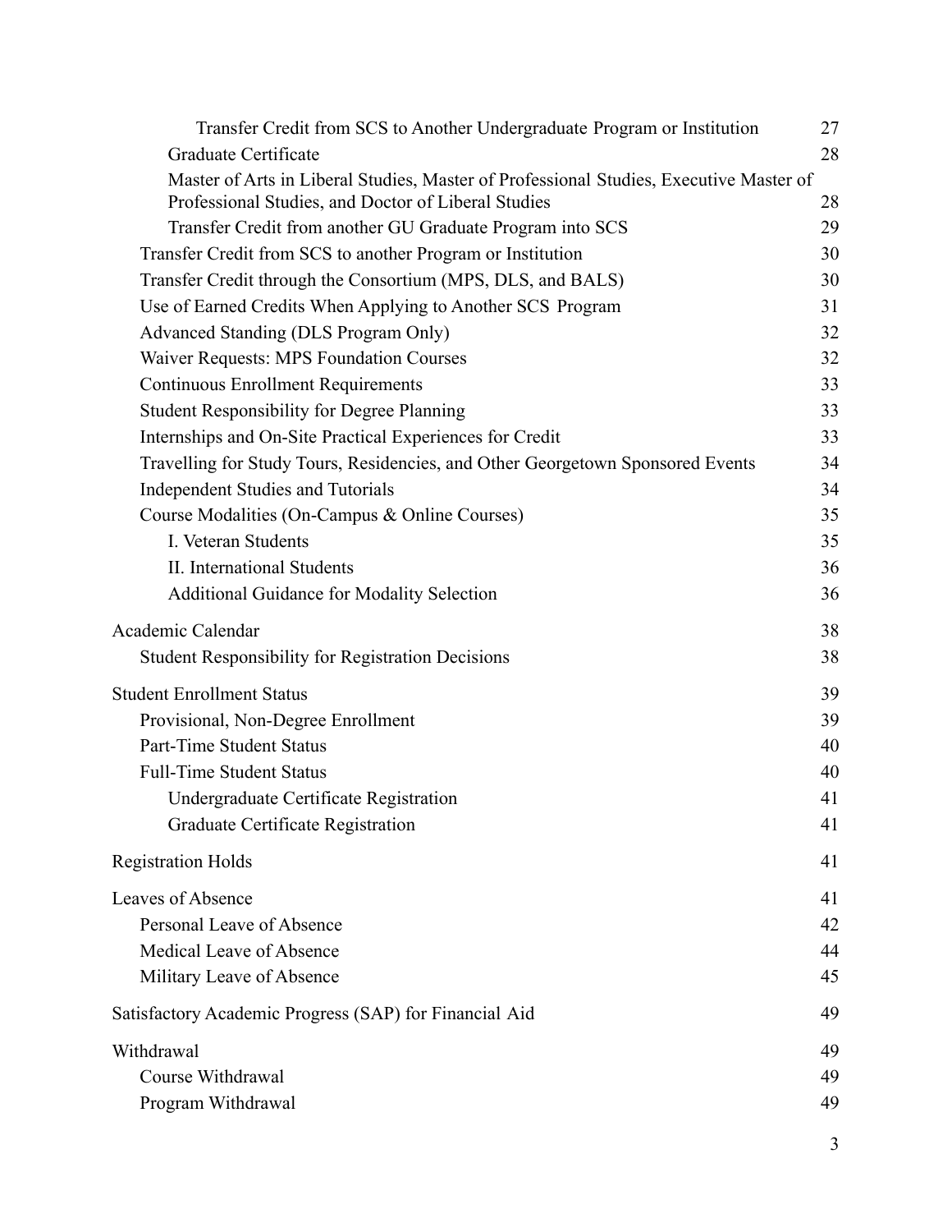- Transfer Credit from SCS to Another Undergraduate Program or Institution 27
- Graduate Certificate 28
- Master of Arts in Liberal Studies, Master of Professional Studies, Executive Master of Professional Studies, and Doctor of Liberal Studies 28
- Transfer Credit from another GU Graduate Program into SCS 29
- Transfer Credit from SCS to another Program or Institution 30
- Transfer Credit through the Consortium (MPS, DLS, and BALS) 30
- Use of Earned Credits When Applying to Another SCS Program 31
- Advanced Standing (DLS Program Only) 32
- Waiver Requests: MPS Foundation Courses 32
- Continuous Enrollment Requirements 33
- Student Responsibility for Degree Planning 33
- Internships and On-Site Practical Experiences for Credit 33
- Travelling for Study Tours, Residencies, and Other Georgetown Sponsored Events 34
- Independent Studies and Tutorials 34
- Course Modalities (On-Campus & Online Courses) 35
  - I. Veteran Students 35
  - II. International Students 36
  - Additional Guidance for Modality Selection 36

Academic Calendar 38
- Student Responsibility for Registration Decisions 38

Student Enrollment Status 39
- Provisional, Non-Degree Enrollment 39
- Part-Time Student Status 40
- Full-Time Student Status 40
  - Undergraduate Certificate Registration 41
  - Graduate Certificate Registration 41

Registration Holds 41

Leaves of Absence 41
- Personal Leave of Absence 42
- Medical Leave of Absence 44
- Military Leave of Absence 45

Satisfactory Academic Progress (SAP) for Financial Aid 49

Withdrawal 49
- Course Withdrawal 49
- Program Withdrawal 49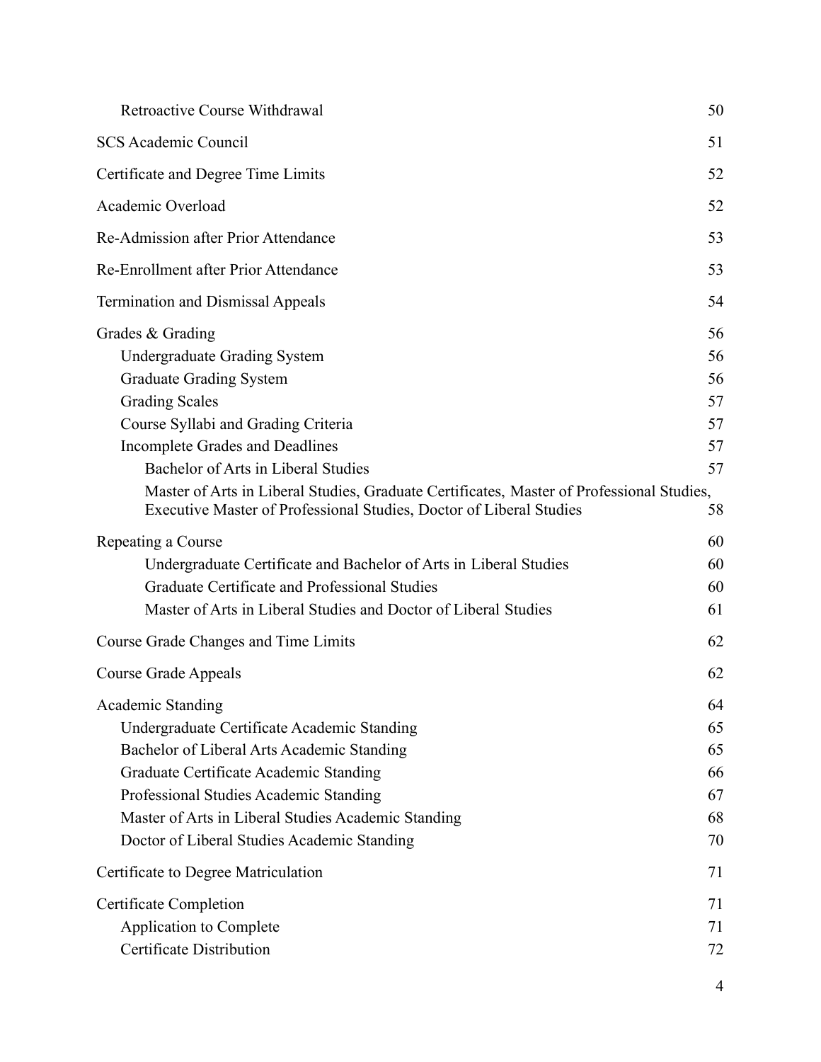- Retroactive Course Withdrawal 50

SCS Academic Council 51

Certificate and Degree Time Limits 52

Academic Overload 52

Re-Admission after Prior Attendance 53

Re-Enrollment after Prior Attendance 53

Termination and Dismissal Appeals 54

Grades & Grading 56
- Undergraduate Grading System 56
- Graduate Grading System 56
- Grading Scales 57
- Course Syllabi and Grading Criteria 57
- Incomplete Grades and Deadlines 57
  - Bachelor of Arts in Liberal Studies 57
  - Master of Arts in Liberal Studies, Graduate Certificates, Master of Professional Studies, Executive Master of Professional Studies, Doctor of Liberal Studies 58

Repeating a Course 60
  - Undergraduate Certificate and Bachelor of Arts in Liberal Studies 60
  - Graduate Certificate and Professional Studies 60
  - Master of Arts in Liberal Studies and Doctor of Liberal Studies 61

Course Grade Changes and Time Limits 62

Course Grade Appeals 62

Academic Standing 64
- Undergraduate Certificate Academic Standing 65
- Bachelor of Liberal Arts Academic Standing 65
- Graduate Certificate Academic Standing 66
- Professional Studies Academic Standing 67
- Master of Arts in Liberal Studies Academic Standing 68
- Doctor of Liberal Studies Academic Standing 70

Certificate to Degree Matriculation 71

Certificate Completion 71
- Application to Complete 71
- Certificate Distribution 72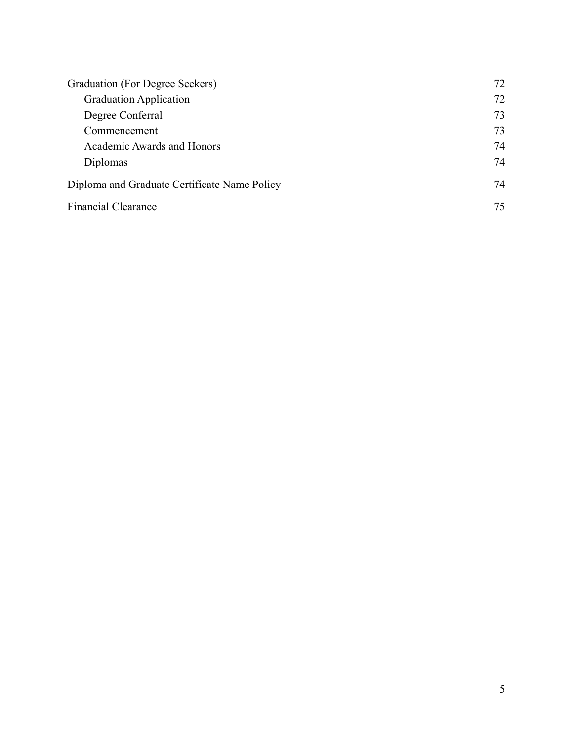- Graduation (For Degree Seekers) 72
  - Graduation Application 72
  - Degree Conferral 73
  - Commencement 73
  - Academic Awards and Honors 74
  - Diplomas 74
- Diploma and Graduate Certificate Name Policy 74
- Financial Clearance 75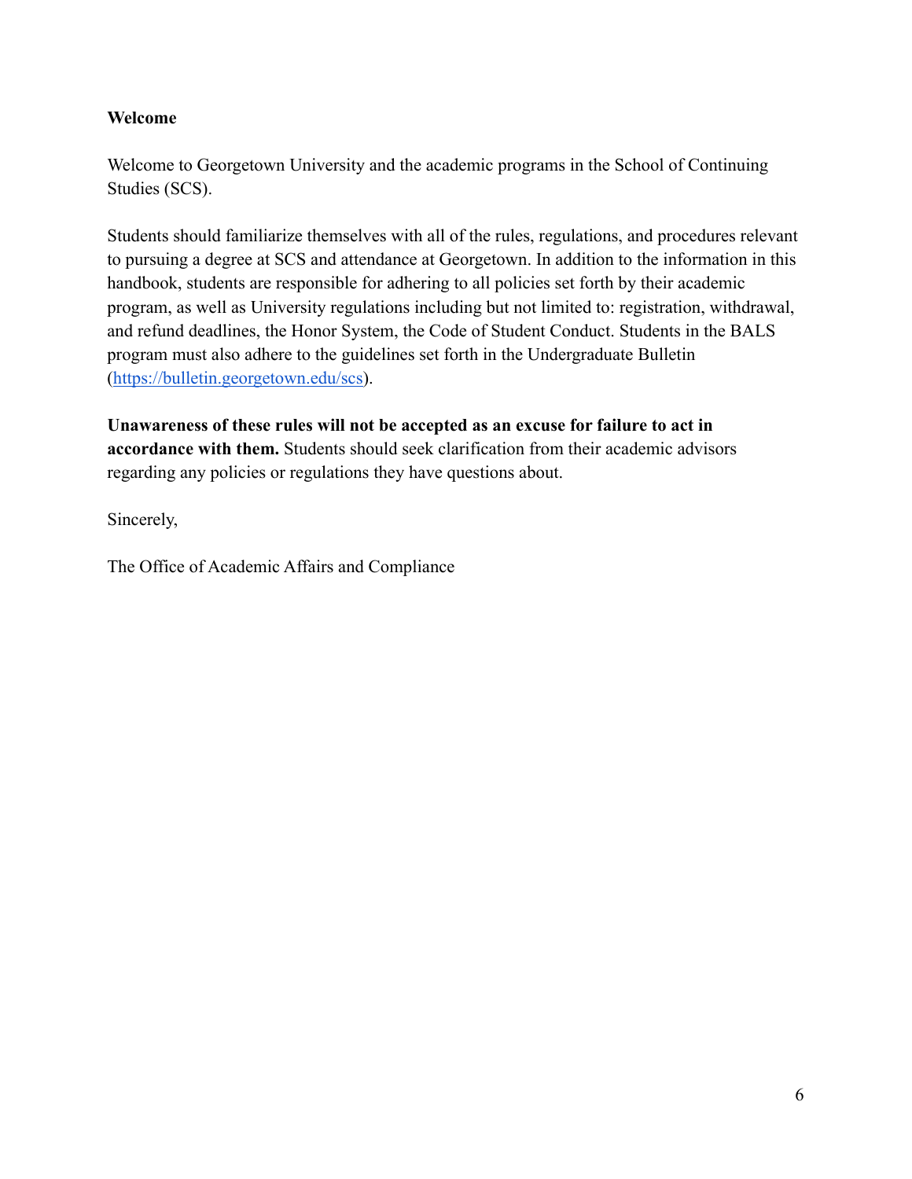## Welcome

Welcome to Georgetown University and the academic programs in the School of Continuing Studies (SCS).

Students should familiarize themselves with all of the rules, regulations, and procedures relevant to pursuing a degree at SCS and attendance at Georgetown. In addition to the information in this handbook, students are responsible for adhering to all policies set forth by their academic program, as well as University regulations including but not limited to: registration, withdrawal, and refund deadlines, the Honor System, the Code of Student Conduct. Students in the BALS program must also adhere to the guidelines set forth in the Undergraduate Bulletin ([https://bulletin.georgetown.edu/scs](https://bulletin.georgetown.edu/scs)).

**Unawareness of these rules will not be accepted as an excuse for failure to act in accordance with them.** Students should seek clarification from their academic advisors regarding any policies or regulations they have questions about.

Sincerely,

The Office of Academic Affairs and Compliance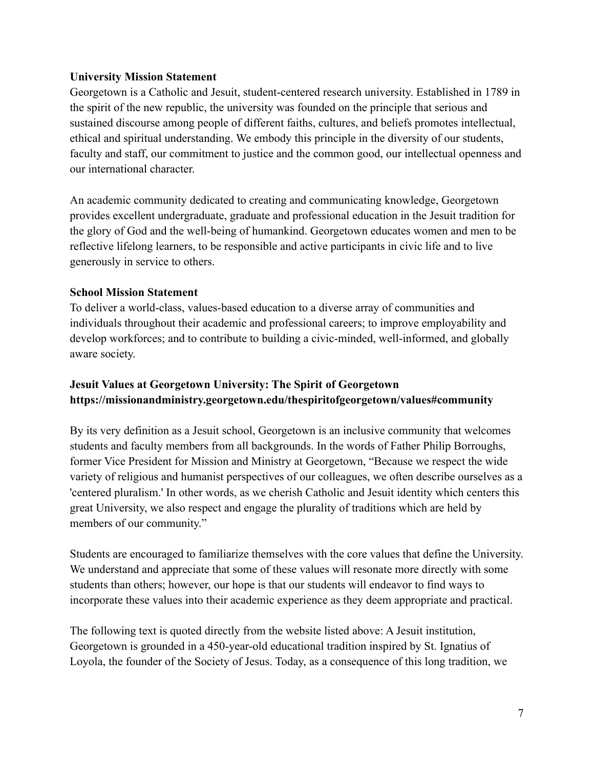**University Mission Statement**

Georgetown is a Catholic and Jesuit, student-centered research university. Established in 1789 in the spirit of the new republic, the university was founded on the principle that serious and sustained discourse among people of different faiths, cultures, and beliefs promotes intellectual, ethical and spiritual understanding. We embody this principle in the diversity of our students, faculty and staff, our commitment to justice and the common good, our intellectual openness and our international character.

An academic community dedicated to creating and communicating knowledge, Georgetown provides excellent undergraduate, graduate and professional education in the Jesuit tradition for the glory of God and the well-being of humankind. Georgetown educates women and men to be reflective lifelong learners, to be responsible and active participants in civic life and to live generously in service to others.

**School Mission Statement**

To deliver a world-class, values-based education to a diverse array of communities and individuals throughout their academic and professional careers; to improve employability and develop workforces; and to contribute to building a civic-minded, well-informed, and globally aware society.

**Jesuit Values at Georgetown University: The Spirit of Georgetown**
**https://missionandministry.georgetown.edu/thespiritofgeorgetown/values#community**

By its very definition as a Jesuit school, Georgetown is an inclusive community that welcomes students and faculty members from all backgrounds. In the words of Father Philip Borroughs, former Vice President for Mission and Ministry at Georgetown, "Because we respect the wide variety of religious and humanist perspectives of our colleagues, we often describe ourselves as a 'centered pluralism.' In other words, as we cherish Catholic and Jesuit identity which centers this great University, we also respect and engage the plurality of traditions which are held by members of our community."

Students are encouraged to familiarize themselves with the core values that define the University. We understand and appreciate that some of these values will resonate more directly with some students than others; however, our hope is that our students will endeavor to find ways to incorporate these values into their academic experience as they deem appropriate and practical.

The following text is quoted directly from the website listed above: A Jesuit institution, Georgetown is grounded in a 450-year-old educational tradition inspired by St. Ignatius of Loyola, the founder of the Society of Jesus. Today, as a consequence of this long tradition, we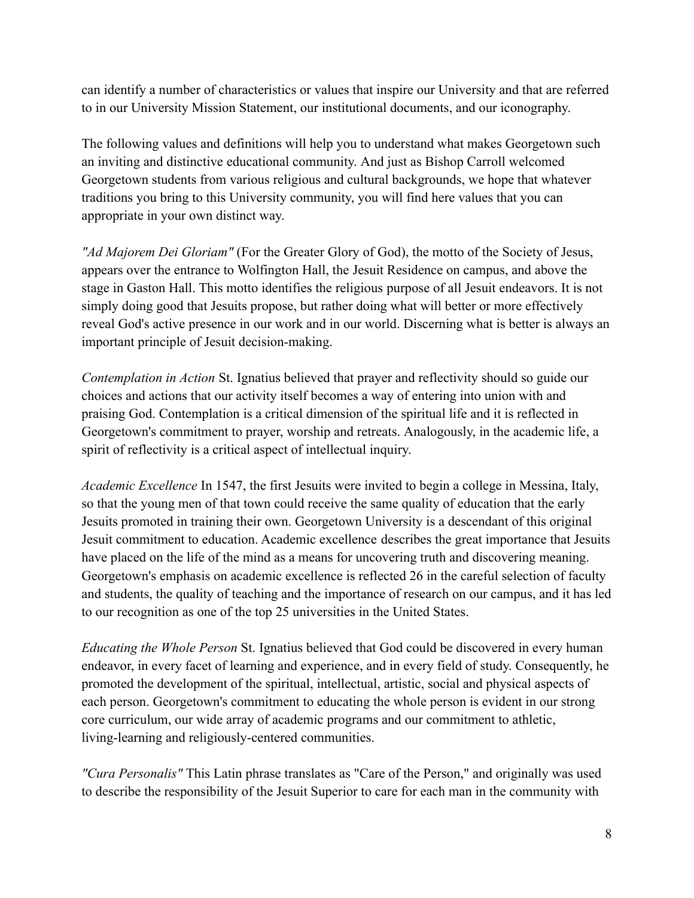can identify a number of characteristics or values that inspire our University and that are referred to in our University Mission Statement, our institutional documents, and our iconography.

The following values and definitions will help you to understand what makes Georgetown such an inviting and distinctive educational community. And just as Bishop Carroll welcomed Georgetown students from various religious and cultural backgrounds, we hope that whatever traditions you bring to this University community, you will find here values that you can appropriate in your own distinct way.

*"Ad Majorem Dei Gloriam"* (For the Greater Glory of God), the motto of the Society of Jesus, appears over the entrance to Wolfington Hall, the Jesuit Residence on campus, and above the stage in Gaston Hall. This motto identifies the religious purpose of all Jesuit endeavors. It is not simply doing good that Jesuits propose, but rather doing what will better or more effectively reveal God's active presence in our work and in our world. Discerning what is better is always an important principle of Jesuit decision-making.

*Contemplation in Action* St. Ignatius believed that prayer and reflectivity should so guide our choices and actions that our activity itself becomes a way of entering into union with and praising God. Contemplation is a critical dimension of the spiritual life and it is reflected in Georgetown's commitment to prayer, worship and retreats. Analogously, in the academic life, a spirit of reflectivity is a critical aspect of intellectual inquiry.

*Academic Excellence* In 1547, the first Jesuits were invited to begin a college in Messina, Italy, so that the young men of that town could receive the same quality of education that the early Jesuits promoted in training their own. Georgetown University is a descendant of this original Jesuit commitment to education. Academic excellence describes the great importance that Jesuits have placed on the life of the mind as a means for uncovering truth and discovering meaning. Georgetown's emphasis on academic excellence is reflected 26 in the careful selection of faculty and students, the quality of teaching and the importance of research on our campus, and it has led to our recognition as one of the top 25 universities in the United States.

*Educating the Whole Person* St. Ignatius believed that God could be discovered in every human endeavor, in every facet of learning and experience, and in every field of study. Consequently, he promoted the development of the spiritual, intellectual, artistic, social and physical aspects of each person. Georgetown's commitment to educating the whole person is evident in our strong core curriculum, our wide array of academic programs and our commitment to athletic, living-learning and religiously-centered communities.

*"Cura Personalis"* This Latin phrase translates as "Care of the Person," and originally was used to describe the responsibility of the Jesuit Superior to care for each man in the community with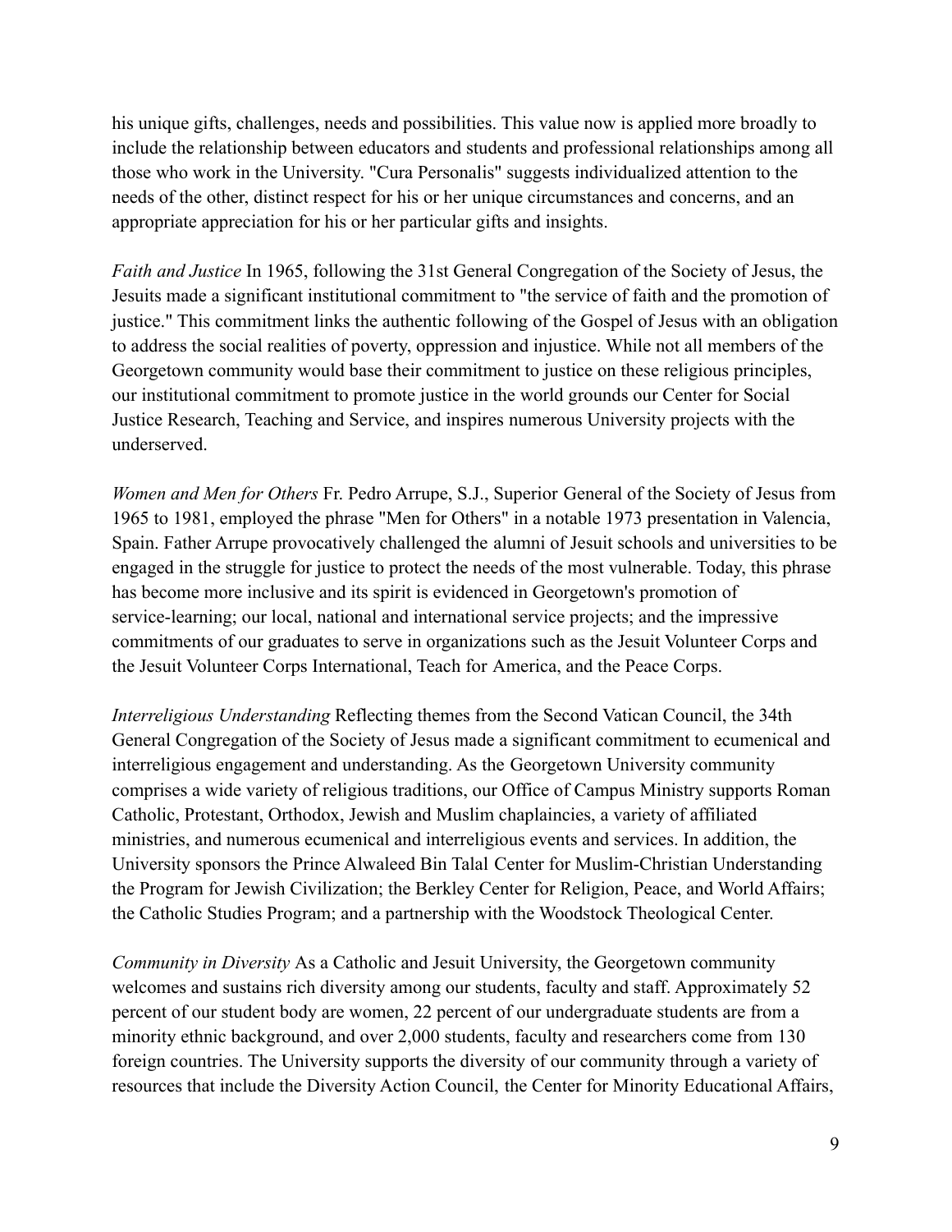his unique gifts, challenges, needs and possibilities. This value now is applied more broadly to include the relationship between educators and students and professional relationships among all those who work in the University. "Cura Personalis" suggests individualized attention to the needs of the other, distinct respect for his or her unique circumstances and concerns, and an appropriate appreciation for his or her particular gifts and insights.

*Faith and Justice* In 1965, following the 31st General Congregation of the Society of Jesus, the Jesuits made a significant institutional commitment to "the service of faith and the promotion of justice." This commitment links the authentic following of the Gospel of Jesus with an obligation to address the social realities of poverty, oppression and injustice. While not all members of the Georgetown community would base their commitment to justice on these religious principles, our institutional commitment to promote justice in the world grounds our Center for Social Justice Research, Teaching and Service, and inspires numerous University projects with the underserved.

*Women and Men for Others* Fr. Pedro Arrupe, S.J., Superior General of the Society of Jesus from 1965 to 1981, employed the phrase "Men for Others" in a notable 1973 presentation in Valencia, Spain. Father Arrupe provocatively challenged the alumni of Jesuit schools and universities to be engaged in the struggle for justice to protect the needs of the most vulnerable. Today, this phrase has become more inclusive and its spirit is evidenced in Georgetown's promotion of service-learning; our local, national and international service projects; and the impressive commitments of our graduates to serve in organizations such as the Jesuit Volunteer Corps and the Jesuit Volunteer Corps International, Teach for America, and the Peace Corps.

*Interreligious Understanding* Reflecting themes from the Second Vatican Council, the 34th General Congregation of the Society of Jesus made a significant commitment to ecumenical and interreligious engagement and understanding. As the Georgetown University community comprises a wide variety of religious traditions, our Office of Campus Ministry supports Roman Catholic, Protestant, Orthodox, Jewish and Muslim chaplaincies, a variety of affiliated ministries, and numerous ecumenical and interreligious events and services. In addition, the University sponsors the Prince Alwaleed Bin Talal Center for Muslim-Christian Understanding the Program for Jewish Civilization; the Berkley Center for Religion, Peace, and World Affairs; the Catholic Studies Program; and a partnership with the Woodstock Theological Center.

*Community in Diversity* As a Catholic and Jesuit University, the Georgetown community welcomes and sustains rich diversity among our students, faculty and staff. Approximately 52 percent of our student body are women, 22 percent of our undergraduate students are from a minority ethnic background, and over 2,000 students, faculty and researchers come from 130 foreign countries. The University supports the diversity of our community through a variety of resources that include the Diversity Action Council, the Center for Minority Educational Affairs,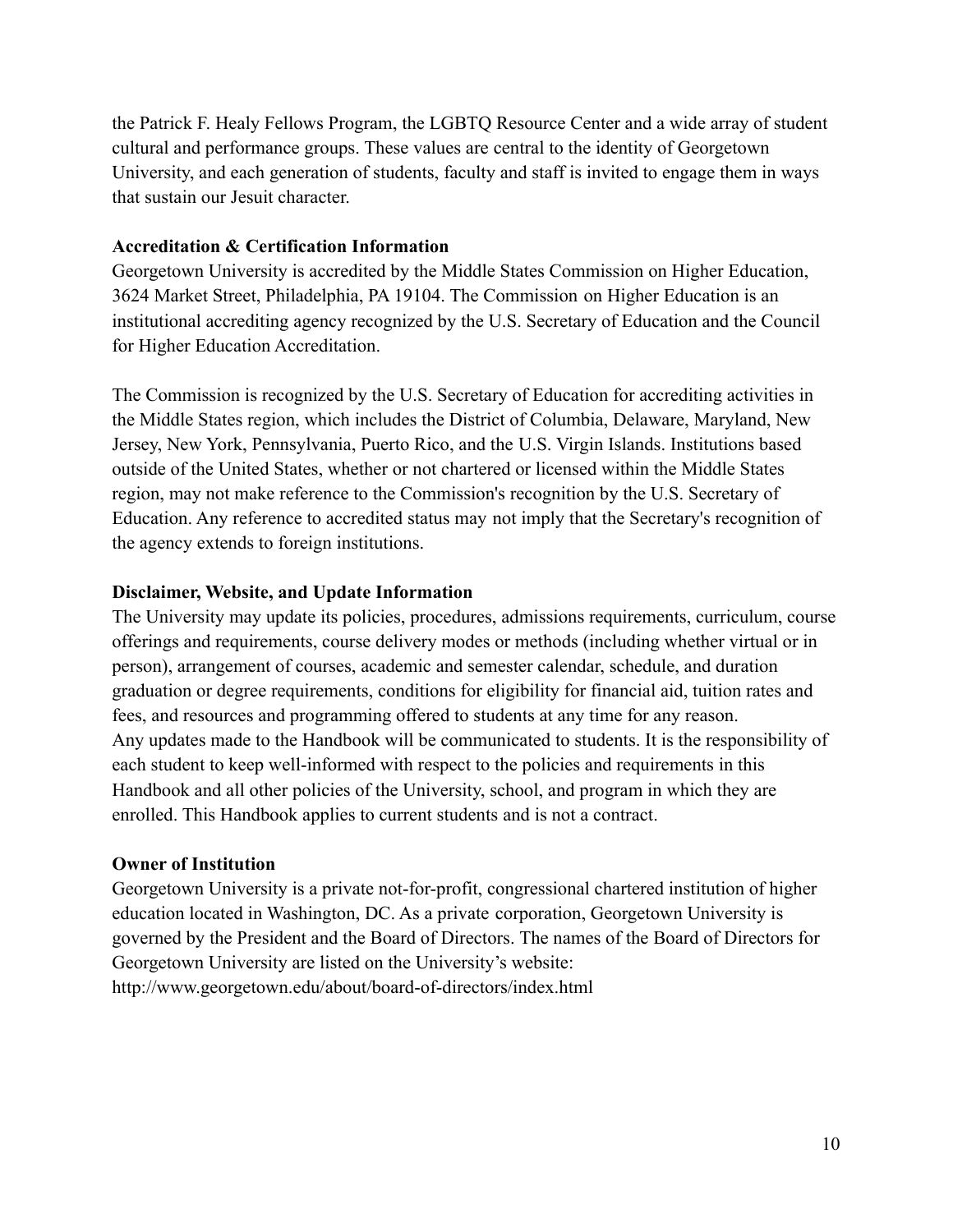the Patrick F. Healy Fellows Program, the LGBTQ Resource Center and a wide array of student cultural and performance groups. These values are central to the identity of Georgetown University, and each generation of students, faculty and staff is invited to engage them in ways that sustain our Jesuit character.

**Accreditation & Certification Information**

Georgetown University is accredited by the Middle States Commission on Higher Education, 3624 Market Street, Philadelphia, PA 19104. The Commission on Higher Education is an institutional accrediting agency recognized by the U.S. Secretary of Education and the Council for Higher Education Accreditation.

The Commission is recognized by the U.S. Secretary of Education for accrediting activities in the Middle States region, which includes the District of Columbia, Delaware, Maryland, New Jersey, New York, Pennsylvania, Puerto Rico, and the U.S. Virgin Islands. Institutions based outside of the United States, whether or not chartered or licensed within the Middle States region, may not make reference to the Commission's recognition by the U.S. Secretary of Education. Any reference to accredited status may not imply that the Secretary's recognition of the agency extends to foreign institutions.

**Disclaimer, Website, and Update Information**

The University may update its policies, procedures, admissions requirements, curriculum, course offerings and requirements, course delivery modes or methods (including whether virtual or in person), arrangement of courses, academic and semester calendar, schedule, and duration graduation or degree requirements, conditions for eligibility for financial aid, tuition rates and fees, and resources and programming offered to students at any time for any reason.
Any updates made to the Handbook will be communicated to students. It is the responsibility of each student to keep well-informed with respect to the policies and requirements in this Handbook and all other policies of the University, school, and program in which they are enrolled. This Handbook applies to current students and is not a contract.

**Owner of Institution**

Georgetown University is a private not-for-profit, congressional chartered institution of higher education located in Washington, DC. As a private corporation, Georgetown University is governed by the President and the Board of Directors. The names of the Board of Directors for Georgetown University are listed on the University's website:
http://www.georgetown.edu/about/board-of-directors/index.html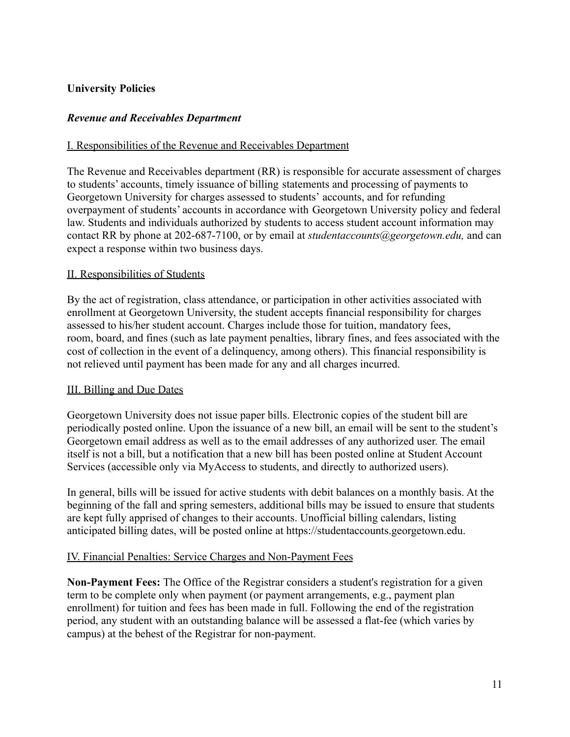**University Policies**

***Revenue and Receivables Department***

I. Responsibilities of the Revenue and Receivables Department

The Revenue and Receivables department (RR) is responsible for accurate assessment of charges to students' accounts, timely issuance of billing statements and processing of payments to Georgetown University for charges assessed to students' accounts, and for refunding overpayment of students' accounts in accordance with Georgetown University policy and federal law. Students and individuals authorized by students to access student account information may contact RR by phone at 202-687-7100, or by email at *studentaccounts@georgetown.edu,* and can expect a response within two business days.

II. Responsibilities of Students

By the act of registration, class attendance, or participation in other activities associated with enrollment at Georgetown University, the student accepts financial responsibility for charges assessed to his/her student account. Charges include those for tuition, mandatory fees, room, board, and fines (such as late payment penalties, library fines, and fees associated with the cost of collection in the event of a delinquency, among others). This financial responsibility is not relieved until payment has been made for any and all charges incurred.

III. Billing and Due Dates

Georgetown University does not issue paper bills. Electronic copies of the student bill are periodically posted online. Upon the issuance of a new bill, an email will be sent to the student's Georgetown email address as well as to the email addresses of any authorized user. The email itself is not a bill, but a notification that a new bill has been posted online at Student Account Services (accessible only via MyAccess to students, and directly to authorized users).

In general, bills will be issued for active students with debit balances on a monthly basis. At the beginning of the fall and spring semesters, additional bills may be issued to ensure that students are kept fully apprised of changes to their accounts. Unofficial billing calendars, listing anticipated billing dates, will be posted online at https://studentaccounts.georgetown.edu.

IV. Financial Penalties: Service Charges and Non-Payment Fees

**Non-Payment Fees:** The Office of the Registrar considers a student's registration for a given term to be complete only when payment (or payment arrangements, e.g., payment plan enrollment) for tuition and fees has been made in full. Following the end of the registration period, any student with an outstanding balance will be assessed a flat-fee (which varies by campus) at the behest of the Registrar for non-payment.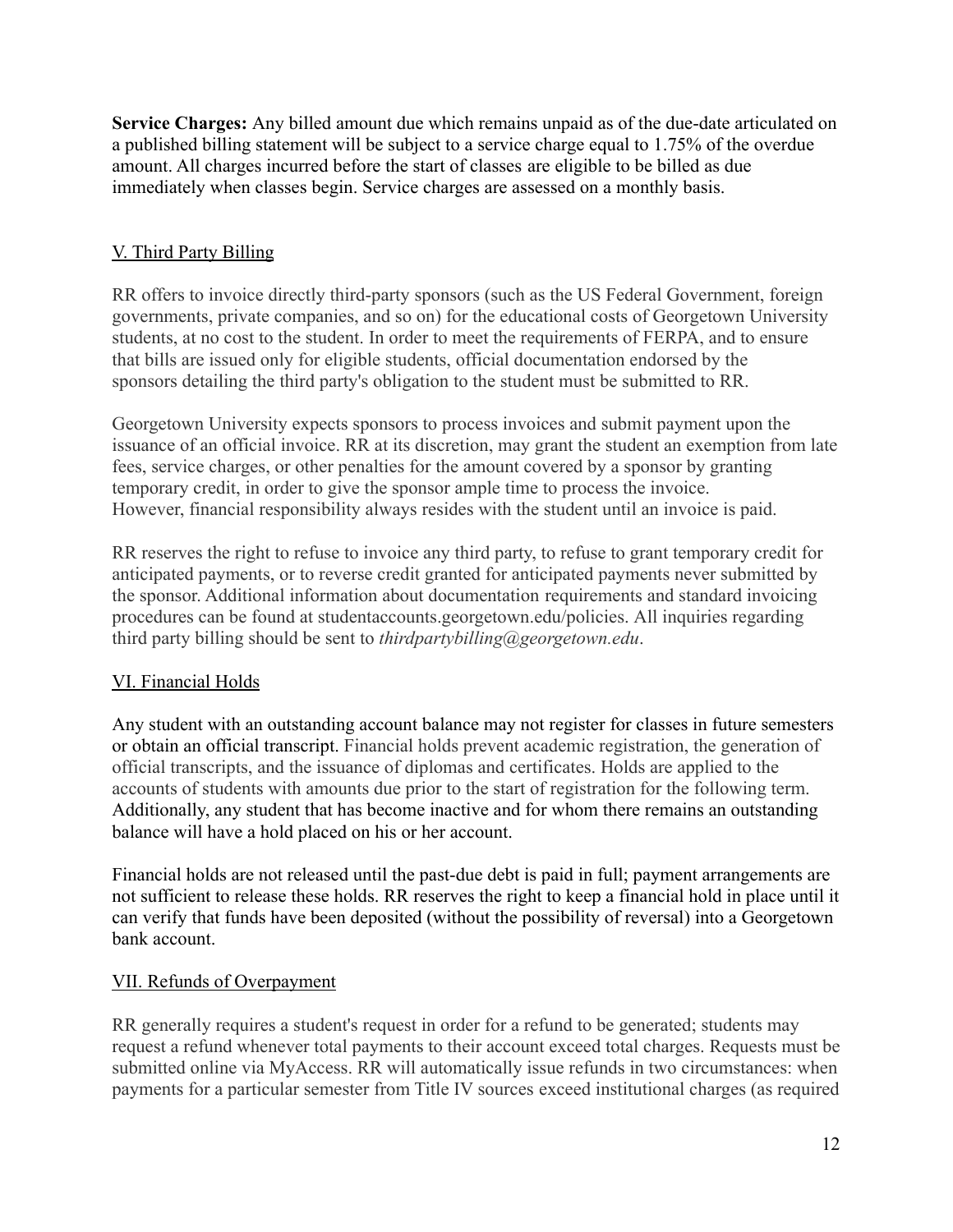**Service Charges:** Any billed amount due which remains unpaid as of the due-date articulated on a published billing statement will be subject to a service charge equal to 1.75% of the overdue amount. All charges incurred before the start of classes are eligible to be billed as due immediately when classes begin. Service charges are assessed on a monthly basis.

## V. Third Party Billing

RR offers to invoice directly third-party sponsors (such as the US Federal Government, foreign governments, private companies, and so on) for the educational costs of Georgetown University students, at no cost to the student. In order to meet the requirements of FERPA, and to ensure that bills are issued only for eligible students, official documentation endorsed by the sponsors detailing the third party's obligation to the student must be submitted to RR.

Georgetown University expects sponsors to process invoices and submit payment upon the issuance of an official invoice. RR at its discretion, may grant the student an exemption from late fees, service charges, or other penalties for the amount covered by a sponsor by granting temporary credit, in order to give the sponsor ample time to process the invoice. However, financial responsibility always resides with the student until an invoice is paid.

RR reserves the right to refuse to invoice any third party, to refuse to grant temporary credit for anticipated payments, or to reverse credit granted for anticipated payments never submitted by the sponsor. Additional information about documentation requirements and standard invoicing procedures can be found at studentaccounts.georgetown.edu/policies. All inquiries regarding third party billing should be sent to *thirdpartybilling@georgetown.edu*.

## VI. Financial Holds

Any student with an outstanding account balance may not register for classes in future semesters or obtain an official transcript. Financial holds prevent academic registration, the generation of official transcripts, and the issuance of diplomas and certificates. Holds are applied to the accounts of students with amounts due prior to the start of registration for the following term. Additionally, any student that has become inactive and for whom there remains an outstanding balance will have a hold placed on his or her account.

Financial holds are not released until the past-due debt is paid in full; payment arrangements are not sufficient to release these holds. RR reserves the right to keep a financial hold in place until it can verify that funds have been deposited (without the possibility of reversal) into a Georgetown bank account.

## VII. Refunds of Overpayment

RR generally requires a student's request in order for a refund to be generated; students may request a refund whenever total payments to their account exceed total charges. Requests must be submitted online via MyAccess. RR will automatically issue refunds in two circumstances: when payments for a particular semester from Title IV sources exceed institutional charges (as required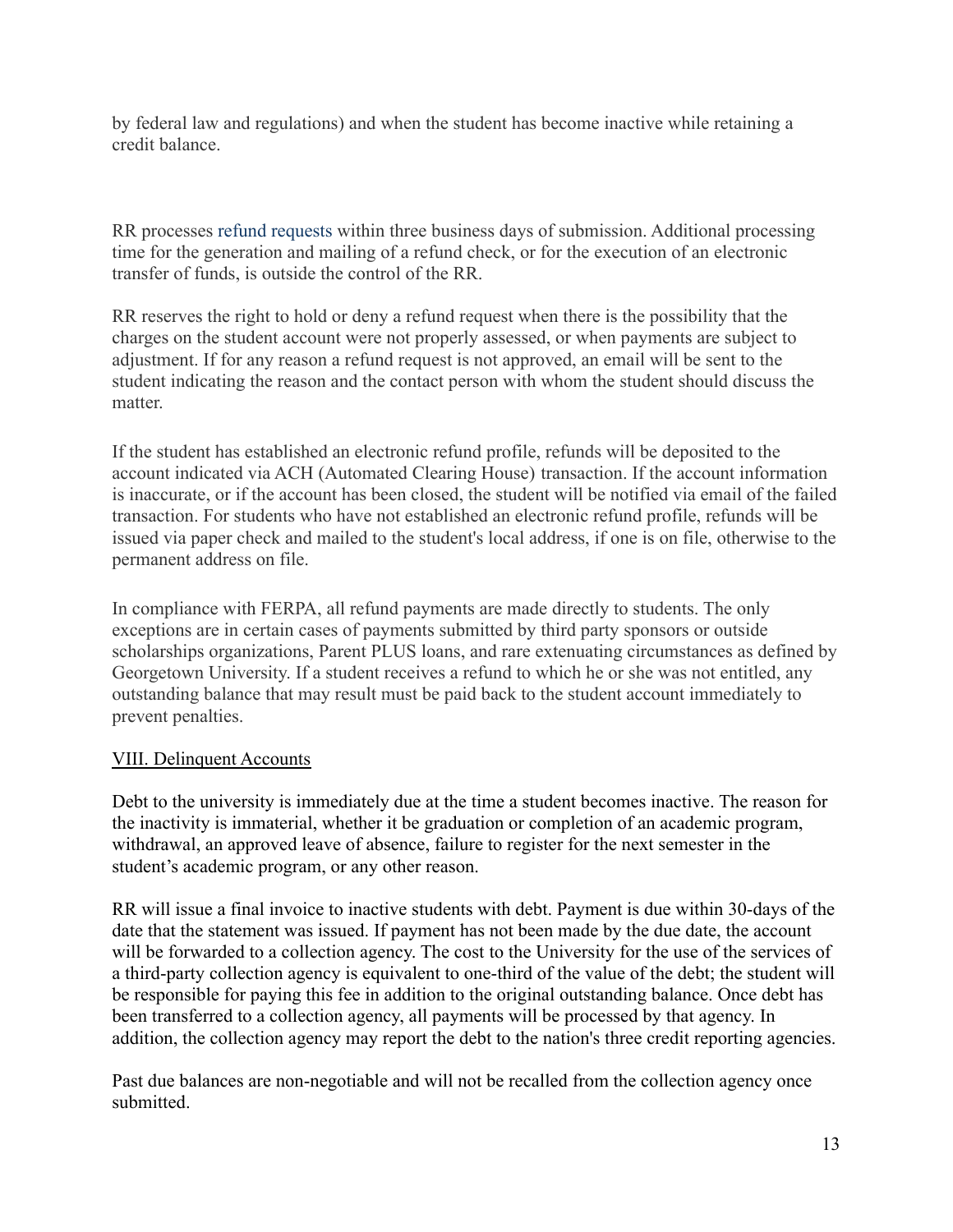by federal law and regulations) and when the student has become inactive while retaining a credit balance.

RR processes refund requests within three business days of submission. Additional processing time for the generation and mailing of a refund check, or for the execution of an electronic transfer of funds, is outside the control of the RR.

RR reserves the right to hold or deny a refund request when there is the possibility that the charges on the student account were not properly assessed, or when payments are subject to adjustment. If for any reason a refund request is not approved, an email will be sent to the student indicating the reason and the contact person with whom the student should discuss the matter.

If the student has established an electronic refund profile, refunds will be deposited to the account indicated via ACH (Automated Clearing House) transaction. If the account information is inaccurate, or if the account has been closed, the student will be notified via email of the failed transaction. For students who have not established an electronic refund profile, refunds will be issued via paper check and mailed to the student's local address, if one is on file, otherwise to the permanent address on file.

In compliance with FERPA, all refund payments are made directly to students. The only exceptions are in certain cases of payments submitted by third party sponsors or outside scholarships organizations, Parent PLUS loans, and rare extenuating circumstances as defined by Georgetown University. If a student receives a refund to which he or she was not entitled, any outstanding balance that may result must be paid back to the student account immediately to prevent penalties.

## VIII. Delinquent Accounts

Debt to the university is immediately due at the time a student becomes inactive. The reason for the inactivity is immaterial, whether it be graduation or completion of an academic program, withdrawal, an approved leave of absence, failure to register for the next semester in the student's academic program, or any other reason.

RR will issue a final invoice to inactive students with debt. Payment is due within 30-days of the date that the statement was issued. If payment has not been made by the due date, the account will be forwarded to a collection agency. The cost to the University for the use of the services of a third-party collection agency is equivalent to one-third of the value of the debt; the student will be responsible for paying this fee in addition to the original outstanding balance. Once debt has been transferred to a collection agency, all payments will be processed by that agency. In addition, the collection agency may report the debt to the nation's three credit reporting agencies.

Past due balances are non-negotiable and will not be recalled from the collection agency once submitted.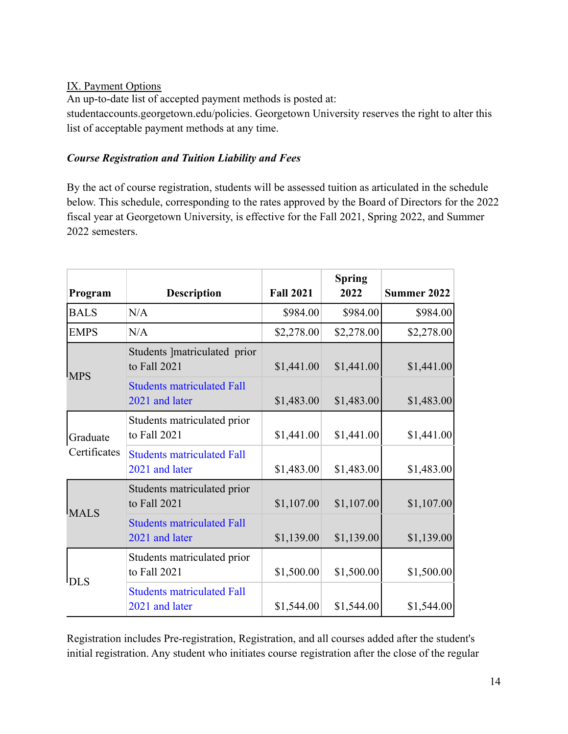IX. Payment Options

An up-to-date list of accepted payment methods is posted at: studentaccounts.georgetown.edu/policies. Georgetown University reserves the right to alter this list of acceptable payment methods at any time.

***Course Registration and Tuition Liability and Fees***

By the act of course registration, students will be assessed tuition as articulated in the schedule below. This schedule, corresponding to the rates approved by the Board of Directors for the 2022 fiscal year at Georgetown University, is effective for the Fall 2021, Spring 2022, and Summer 2022 semesters.

| Program | Description | Fall 2021 | Spring 2022 | Summer 2022 |
|---|---|---|---|---|
| BALS | N/A | $984.00 | $984.00 | $984.00 |
| EMPS | N/A | $2,278.00 | $2,278.00 | $2,278.00 |
| MPS | Students ]matriculated prior to Fall 2021 | $1,441.00 | $1,441.00 | $1,441.00 |
| | Students matriculated Fall 2021 and later | $1,483.00 | $1,483.00 | $1,483.00 |
| Graduate Certificates | Students matriculated prior to Fall 2021 | $1,441.00 | $1,441.00 | $1,441.00 |
| | Students matriculated Fall 2021 and later | $1,483.00 | $1,483.00 | $1,483.00 |
| MALS | Students matriculated prior to Fall 2021 | $1,107.00 | $1,107.00 | $1,107.00 |
| | Students matriculated Fall 2021 and later | $1,139.00 | $1,139.00 | $1,139.00 |
| DLS | Students matriculated prior to Fall 2021 | $1,500.00 | $1,500.00 | $1,500.00 |
| | Students matriculated Fall 2021 and later | $1,544.00 | $1,544.00 | $1,544.00 |

Registration includes Pre-registration, Registration, and all courses added after the student's initial registration. Any student who initiates course registration after the close of the regular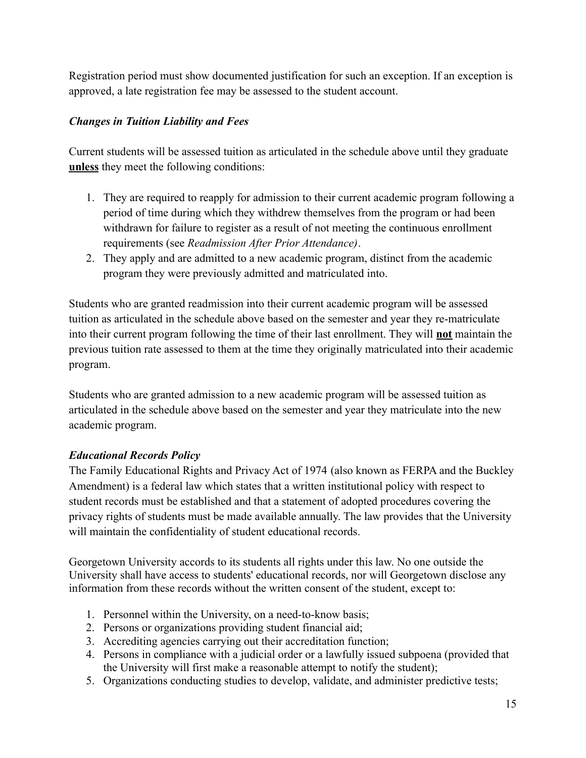Registration period must show documented justification for such an exception. If an exception is approved, a late registration fee may be assessed to the student account.

### *Changes in Tuition Liability and Fees*

Current students will be assessed tuition as articulated in the schedule above until they graduate **unless** they meet the following conditions:

1. They are required to reapply for admission to their current academic program following a period of time during which they withdrew themselves from the program or had been withdrawn for failure to register as a result of not meeting the continuous enrollment requirements (see *Readmission After Prior Attendance)*.
2. They apply and are admitted to a new academic program, distinct from the academic program they were previously admitted and matriculated into.

Students who are granted readmission into their current academic program will be assessed tuition as articulated in the schedule above based on the semester and year they re-matriculate into their current program following the time of their last enrollment. They will **not** maintain the previous tuition rate assessed to them at the time they originally matriculated into their academic program.

Students who are granted admission to a new academic program will be assessed tuition as articulated in the schedule above based on the semester and year they matriculate into the new academic program.

### *Educational Records Policy*

The Family Educational Rights and Privacy Act of 1974 (also known as FERPA and the Buckley Amendment) is a federal law which states that a written institutional policy with respect to student records must be established and that a statement of adopted procedures covering the privacy rights of students must be made available annually. The law provides that the University will maintain the confidentiality of student educational records.

Georgetown University accords to its students all rights under this law. No one outside the University shall have access to students' educational records, nor will Georgetown disclose any information from these records without the written consent of the student, except to:

1. Personnel within the University, on a need-to-know basis;
2. Persons or organizations providing student financial aid;
3. Accrediting agencies carrying out their accreditation function;
4. Persons in compliance with a judicial order or a lawfully issued subpoena (provided that the University will first make a reasonable attempt to notify the student);
5. Organizations conducting studies to develop, validate, and administer predictive tests;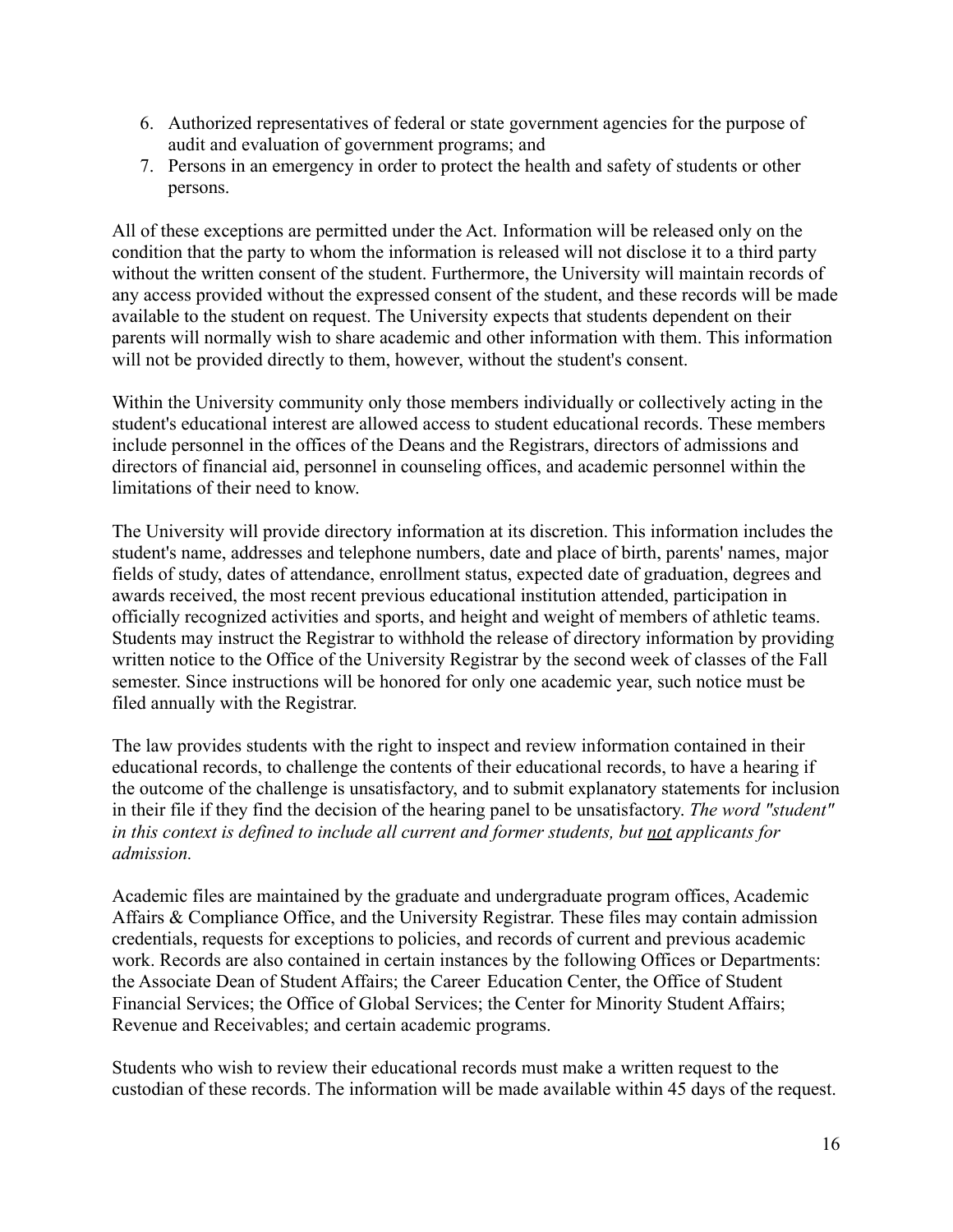6. Authorized representatives of federal or state government agencies for the purpose of audit and evaluation of government programs; and
7. Persons in an emergency in order to protect the health and safety of students or other persons.

All of these exceptions are permitted under the Act. Information will be released only on the condition that the party to whom the information is released will not disclose it to a third party without the written consent of the student. Furthermore, the University will maintain records of any access provided without the expressed consent of the student, and these records will be made available to the student on request. The University expects that students dependent on their parents will normally wish to share academic and other information with them. This information will not be provided directly to them, however, without the student's consent.

Within the University community only those members individually or collectively acting in the student's educational interest are allowed access to student educational records. These members include personnel in the offices of the Deans and the Registrars, directors of admissions and directors of financial aid, personnel in counseling offices, and academic personnel within the limitations of their need to know.

The University will provide directory information at its discretion. This information includes the student's name, addresses and telephone numbers, date and place of birth, parents' names, major fields of study, dates of attendance, enrollment status, expected date of graduation, degrees and awards received, the most recent previous educational institution attended, participation in officially recognized activities and sports, and height and weight of members of athletic teams. Students may instruct the Registrar to withhold the release of directory information by providing written notice to the Office of the University Registrar by the second week of classes of the Fall semester. Since instructions will be honored for only one academic year, such notice must be filed annually with the Registrar.

The law provides students with the right to inspect and review information contained in their educational records, to challenge the contents of their educational records, to have a hearing if the outcome of the challenge is unsatisfactory, and to submit explanatory statements for inclusion in their file if they find the decision of the hearing panel to be unsatisfactory. *The word "student" in this context is defined to include all current and former students, but <u>not</u> applicants for admission.*

Academic files are maintained by the graduate and undergraduate program offices, Academic Affairs & Compliance Office, and the University Registrar. These files may contain admission credentials, requests for exceptions to policies, and records of current and previous academic work. Records are also contained in certain instances by the following Offices or Departments: the Associate Dean of Student Affairs; the Career Education Center, the Office of Student Financial Services; the Office of Global Services; the Center for Minority Student Affairs; Revenue and Receivables; and certain academic programs.

Students who wish to review their educational records must make a written request to the custodian of these records. The information will be made available within 45 days of the request.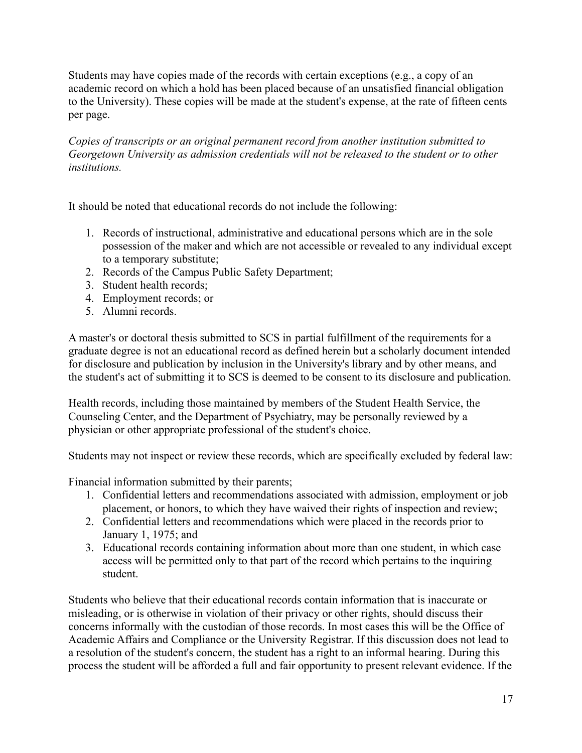Students may have copies made of the records with certain exceptions (e.g., a copy of an academic record on which a hold has been placed because of an unsatisfied financial obligation to the University). These copies will be made at the student's expense, at the rate of fifteen cents per page.

*Copies of transcripts or an original permanent record from another institution submitted to Georgetown University as admission credentials will not be released to the student or to other institutions.*

It should be noted that educational records do not include the following:

1. Records of instructional, administrative and educational persons which are in the sole possession of the maker and which are not accessible or revealed to any individual except to a temporary substitute;
2. Records of the Campus Public Safety Department;
3. Student health records;
4. Employment records; or
5. Alumni records.

A master's or doctoral thesis submitted to SCS in partial fulfillment of the requirements for a graduate degree is not an educational record as defined herein but a scholarly document intended for disclosure and publication by inclusion in the University's library and by other means, and the student's act of submitting it to SCS is deemed to be consent to its disclosure and publication.

Health records, including those maintained by members of the Student Health Service, the Counseling Center, and the Department of Psychiatry, may be personally reviewed by a physician or other appropriate professional of the student's choice.

Students may not inspect or review these records, which are specifically excluded by federal law:

Financial information submitted by their parents;

1. Confidential letters and recommendations associated with admission, employment or job placement, or honors, to which they have waived their rights of inspection and review;
2. Confidential letters and recommendations which were placed in the records prior to January 1, 1975; and
3. Educational records containing information about more than one student, in which case access will be permitted only to that part of the record which pertains to the inquiring student.

Students who believe that their educational records contain information that is inaccurate or misleading, or is otherwise in violation of their privacy or other rights, should discuss their concerns informally with the custodian of those records. In most cases this will be the Office of Academic Affairs and Compliance or the University Registrar. If this discussion does not lead to a resolution of the student's concern, the student has a right to an informal hearing. During this process the student will be afforded a full and fair opportunity to present relevant evidence. If the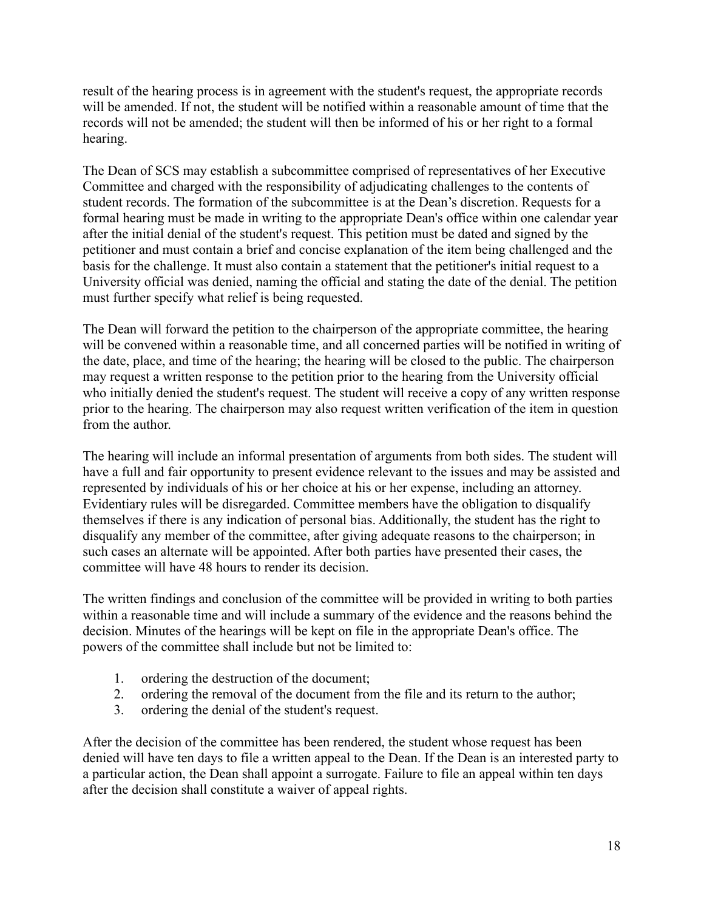result of the hearing process is in agreement with the student's request, the appropriate records will be amended. If not, the student will be notified within a reasonable amount of time that the records will not be amended; the student will then be informed of his or her right to a formal hearing.

The Dean of SCS may establish a subcommittee comprised of representatives of her Executive Committee and charged with the responsibility of adjudicating challenges to the contents of student records. The formation of the subcommittee is at the Dean's discretion. Requests for a formal hearing must be made in writing to the appropriate Dean's office within one calendar year after the initial denial of the student's request. This petition must be dated and signed by the petitioner and must contain a brief and concise explanation of the item being challenged and the basis for the challenge. It must also contain a statement that the petitioner's initial request to a University official was denied, naming the official and stating the date of the denial. The petition must further specify what relief is being requested.

The Dean will forward the petition to the chairperson of the appropriate committee, the hearing will be convened within a reasonable time, and all concerned parties will be notified in writing of the date, place, and time of the hearing; the hearing will be closed to the public. The chairperson may request a written response to the petition prior to the hearing from the University official who initially denied the student's request. The student will receive a copy of any written response prior to the hearing. The chairperson may also request written verification of the item in question from the author.

The hearing will include an informal presentation of arguments from both sides. The student will have a full and fair opportunity to present evidence relevant to the issues and may be assisted and represented by individuals of his or her choice at his or her expense, including an attorney. Evidentiary rules will be disregarded. Committee members have the obligation to disqualify themselves if there is any indication of personal bias. Additionally, the student has the right to disqualify any member of the committee, after giving adequate reasons to the chairperson; in such cases an alternate will be appointed. After both parties have presented their cases, the committee will have 48 hours to render its decision.

The written findings and conclusion of the committee will be provided in writing to both parties within a reasonable time and will include a summary of the evidence and the reasons behind the decision. Minutes of the hearings will be kept on file in the appropriate Dean's office. The powers of the committee shall include but not be limited to:

1. ordering the destruction of the document;
2. ordering the removal of the document from the file and its return to the author;
3. ordering the denial of the student's request.

After the decision of the committee has been rendered, the student whose request has been denied will have ten days to file a written appeal to the Dean. If the Dean is an interested party to a particular action, the Dean shall appoint a surrogate. Failure to file an appeal within ten days after the decision shall constitute a waiver of appeal rights.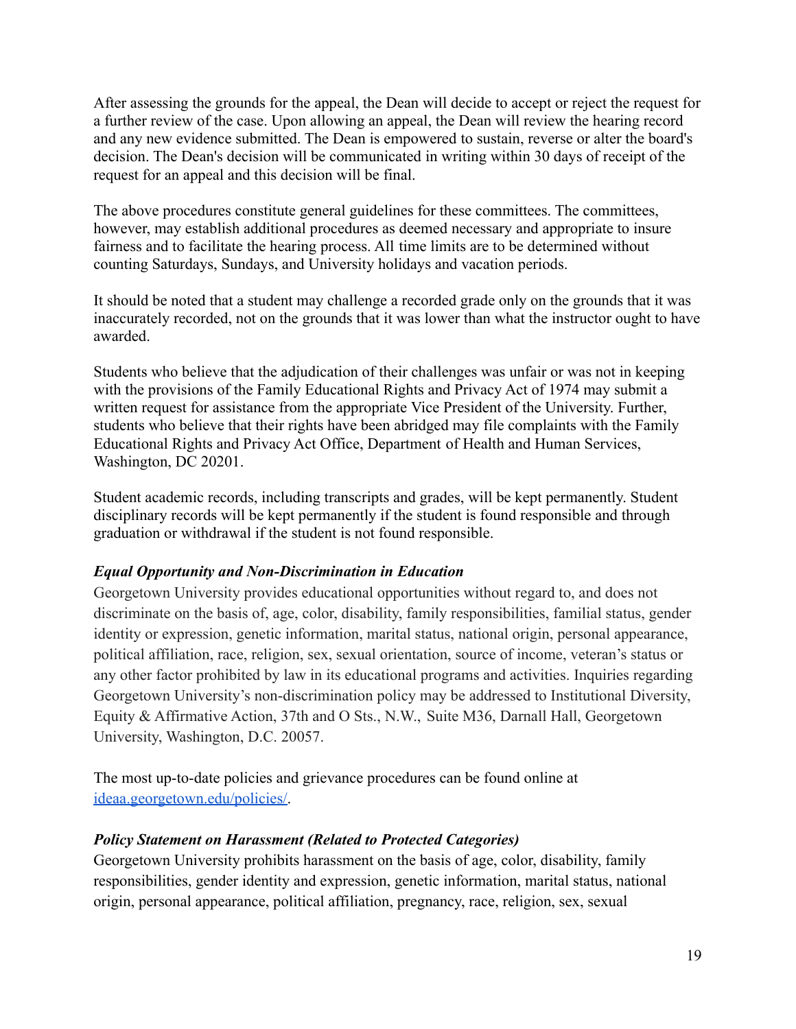After assessing the grounds for the appeal, the Dean will decide to accept or reject the request for a further review of the case. Upon allowing an appeal, the Dean will review the hearing record and any new evidence submitted. The Dean is empowered to sustain, reverse or alter the board's decision. The Dean's decision will be communicated in writing within 30 days of receipt of the request for an appeal and this decision will be final.

The above procedures constitute general guidelines for these committees. The committees, however, may establish additional procedures as deemed necessary and appropriate to insure fairness and to facilitate the hearing process. All time limits are to be determined without counting Saturdays, Sundays, and University holidays and vacation periods.

It should be noted that a student may challenge a recorded grade only on the grounds that it was inaccurately recorded, not on the grounds that it was lower than what the instructor ought to have awarded.

Students who believe that the adjudication of their challenges was unfair or was not in keeping with the provisions of the Family Educational Rights and Privacy Act of 1974 may submit a written request for assistance from the appropriate Vice President of the University. Further, students who believe that their rights have been abridged may file complaints with the Family Educational Rights and Privacy Act Office, Department of Health and Human Services, Washington, DC 20201.

Student academic records, including transcripts and grades, will be kept permanently. Student disciplinary records will be kept permanently if the student is found responsible and through graduation or withdrawal if the student is not found responsible.

### *Equal Opportunity and Non-Discrimination in Education*

Georgetown University provides educational opportunities without regard to, and does not discriminate on the basis of, age, color, disability, family responsibilities, familial status, gender identity or expression, genetic information, marital status, national origin, personal appearance, political affiliation, race, religion, sex, sexual orientation, source of income, veteran's status or any other factor prohibited by law in its educational programs and activities. Inquiries regarding Georgetown University's non-discrimination policy may be addressed to Institutional Diversity, Equity & Affirmative Action, 37th and O Sts., N.W., Suite M36, Darnall Hall, Georgetown University, Washington, D.C. 20057.

The most up-to-date policies and grievance procedures can be found online at [ideaa.georgetown.edu/policies/](ideaa.georgetown.edu/policies/).

### *Policy Statement on Harassment (Related to Protected Categories)*

Georgetown University prohibits harassment on the basis of age, color, disability, family responsibilities, gender identity and expression, genetic information, marital status, national origin, personal appearance, political affiliation, pregnancy, race, religion, sex, sexual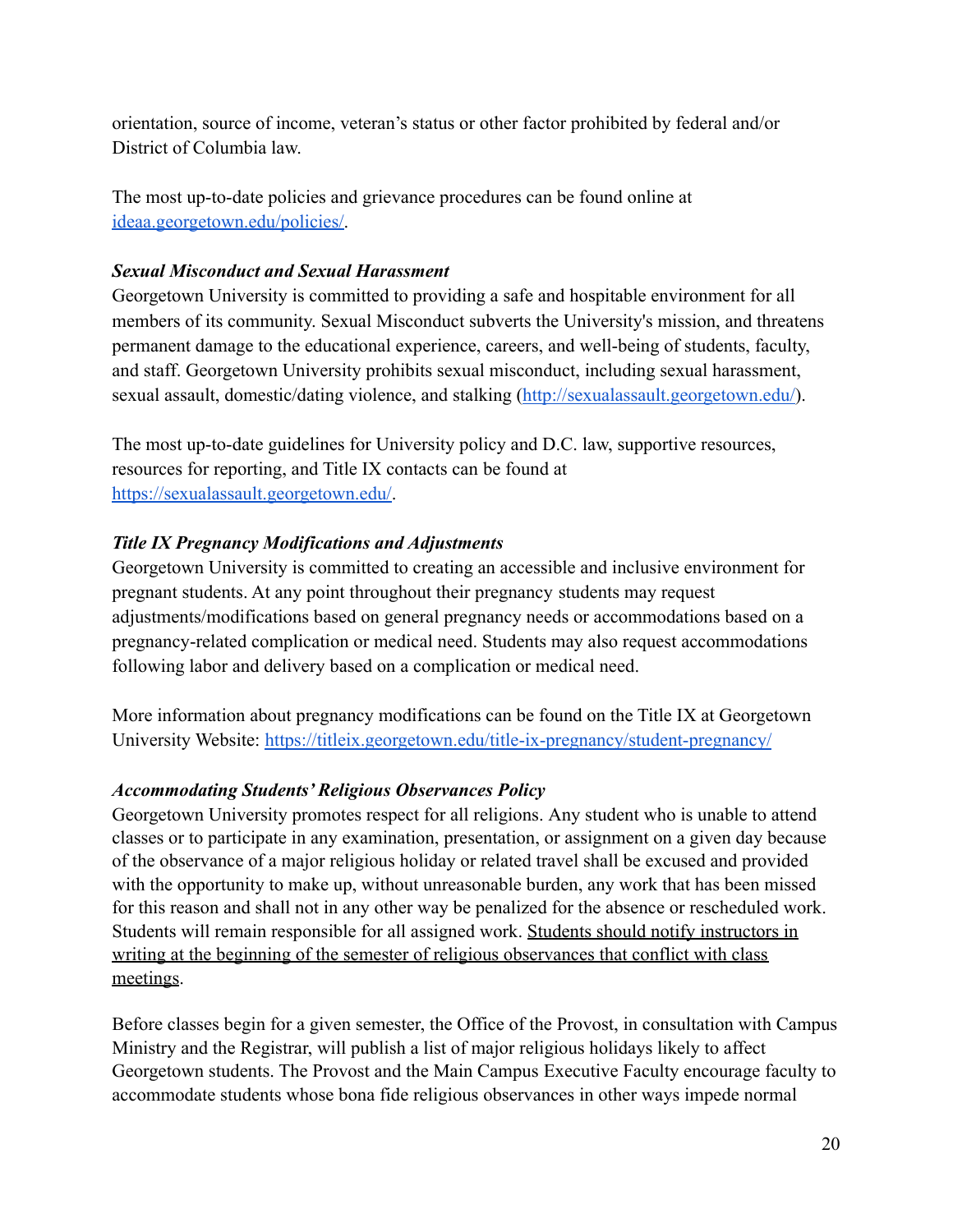orientation, source of income, veteran's status or other factor prohibited by federal and/or District of Columbia law.

The most up-to-date policies and grievance procedures can be found online at [ideaa.georgetown.edu/policies/](ideaa.georgetown.edu/policies/).

***Sexual Misconduct and Sexual Harassment***

Georgetown University is committed to providing a safe and hospitable environment for all members of its community. Sexual Misconduct subverts the University's mission, and threatens permanent damage to the educational experience, careers, and well-being of students, faculty, and staff. Georgetown University prohibits sexual misconduct, including sexual harassment, sexual assault, domestic/dating violence, and stalking ([http://sexualassault.georgetown.edu/](http://sexualassault.georgetown.edu/)).

The most up-to-date guidelines for University policy and D.C. law, supportive resources, resources for reporting, and Title IX contacts can be found at [https://sexualassault.georgetown.edu/](https://sexualassault.georgetown.edu/).

***Title IX Pregnancy Modifications and Adjustments***

Georgetown University is committed to creating an accessible and inclusive environment for pregnant students. At any point throughout their pregnancy students may request adjustments/modifications based on general pregnancy needs or accommodations based on a pregnancy-related complication or medical need. Students may also request accommodations following labor and delivery based on a complication or medical need.

More information about pregnancy modifications can be found on the Title IX at Georgetown University Website: [https://titleix.georgetown.edu/title-ix-pregnancy/student-pregnancy/](https://titleix.georgetown.edu/title-ix-pregnancy/student-pregnancy/)

***Accommodating Students' Religious Observances Policy***

Georgetown University promotes respect for all religions. Any student who is unable to attend classes or to participate in any examination, presentation, or assignment on a given day because of the observance of a major religious holiday or related travel shall be excused and provided with the opportunity to make up, without unreasonable burden, any work that has been missed for this reason and shall not in any other way be penalized for the absence or rescheduled work. Students will remain responsible for all assigned work. <u>Students should notify instructors in writing at the beginning of the semester of religious observances that conflict with class meetings</u>.

Before classes begin for a given semester, the Office of the Provost, in consultation with Campus Ministry and the Registrar, will publish a list of major religious holidays likely to affect Georgetown students. The Provost and the Main Campus Executive Faculty encourage faculty to accommodate students whose bona fide religious observances in other ways impede normal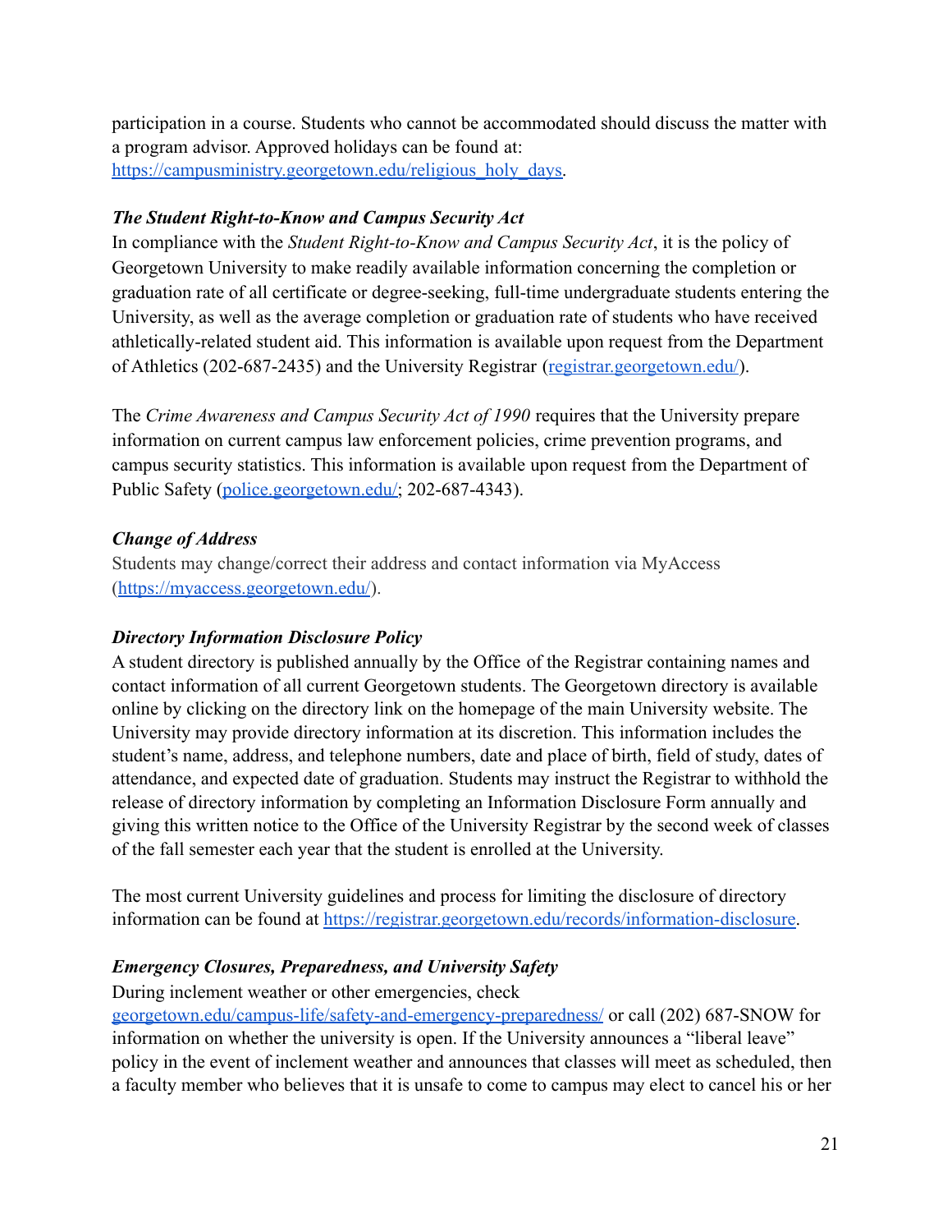participation in a course. Students who cannot be accommodated should discuss the matter with a program advisor. Approved holidays can be found at: [https://campusministry.georgetown.edu/religious_holy_days](https://campusministry.georgetown.edu/religious_holy_days).

### *The Student Right-to-Know and Campus Security Act*

In compliance with the *Student Right-to-Know and Campus Security Act*, it is the policy of Georgetown University to make readily available information concerning the completion or graduation rate of all certificate or degree-seeking, full-time undergraduate students entering the University, as well as the average completion or graduation rate of students who have received athletically-related student aid. This information is available upon request from the Department of Athletics (202-687-2435) and the University Registrar ([registrar.georgetown.edu/](registrar.georgetown.edu/)).

The *Crime Awareness and Campus Security Act of 1990* requires that the University prepare information on current campus law enforcement policies, crime prevention programs, and campus security statistics. This information is available upon request from the Department of Public Safety ([police.georgetown.edu/](police.georgetown.edu/); 202-687-4343).

### *Change of Address*

Students may change/correct their address and contact information via MyAccess ([https://myaccess.georgetown.edu/](https://myaccess.georgetown.edu/)).

### *Directory Information Disclosure Policy*

A student directory is published annually by the Office of the Registrar containing names and contact information of all current Georgetown students. The Georgetown directory is available online by clicking on the directory link on the homepage of the main University website. The University may provide directory information at its discretion. This information includes the student's name, address, and telephone numbers, date and place of birth, field of study, dates of attendance, and expected date of graduation. Students may instruct the Registrar to withhold the release of directory information by completing an Information Disclosure Form annually and giving this written notice to the Office of the University Registrar by the second week of classes of the fall semester each year that the student is enrolled at the University.

The most current University guidelines and process for limiting the disclosure of directory information can be found at [https://registrar.georgetown.edu/records/information-disclosure](https://registrar.georgetown.edu/records/information-disclosure).

### *Emergency Closures, Preparedness, and University Safety*

During inclement weather or other emergencies, check [georgetown.edu/campus-life/safety-and-emergency-preparedness/](georgetown.edu/campus-life/safety-and-emergency-preparedness/) or call (202) 687-SNOW for information on whether the university is open. If the University announces a "liberal leave" policy in the event of inclement weather and announces that classes will meet as scheduled, then a faculty member who believes that it is unsafe to come to campus may elect to cancel his or her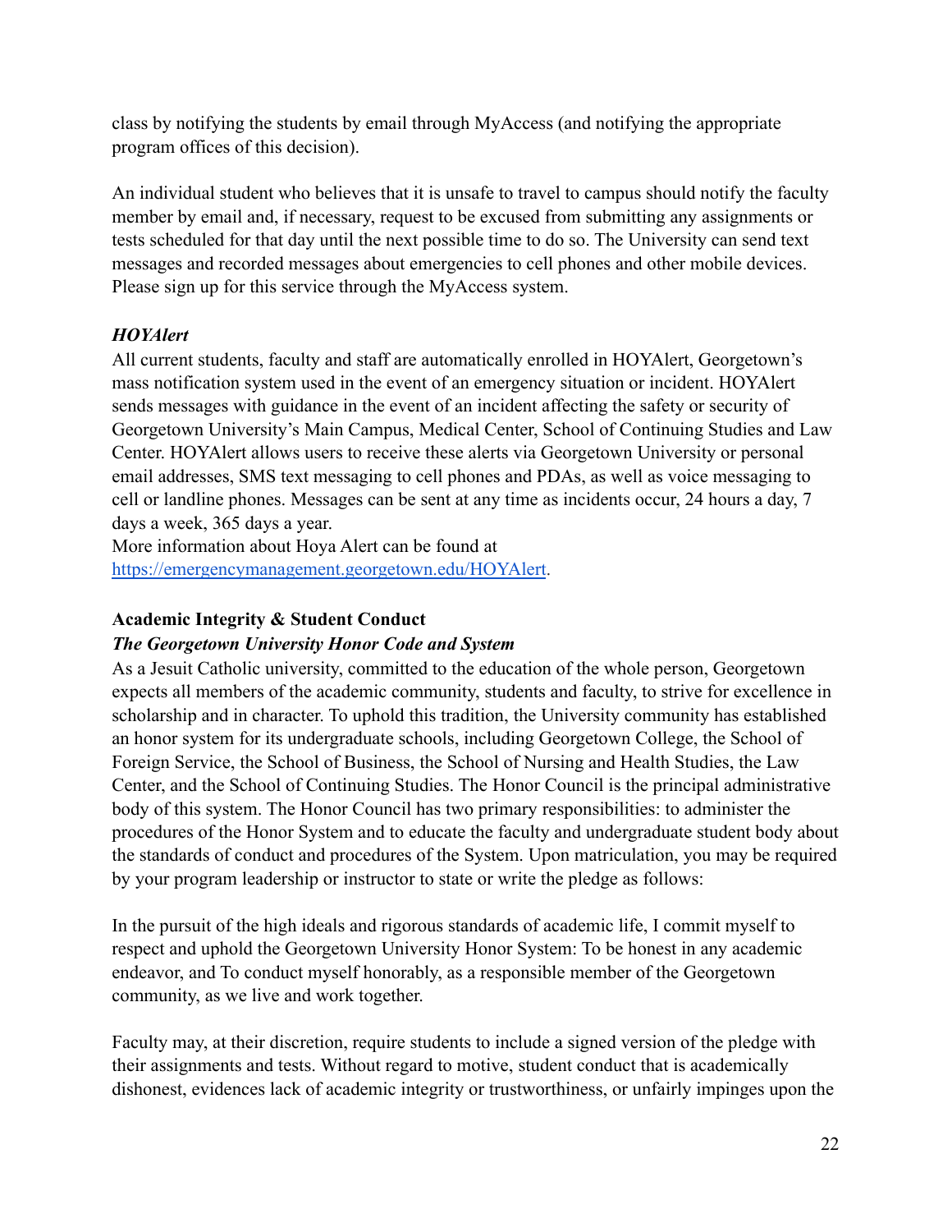class by notifying the students by email through MyAccess (and notifying the appropriate program offices of this decision).

An individual student who believes that it is unsafe to travel to campus should notify the faculty member by email and, if necessary, request to be excused from submitting any assignments or tests scheduled for that day until the next possible time to do so. The University can send text messages and recorded messages about emergencies to cell phones and other mobile devices. Please sign up for this service through the MyAccess system.

***HOYAlert***

All current students, faculty and staff are automatically enrolled in HOYAlert, Georgetown's mass notification system used in the event of an emergency situation or incident. HOYAlert sends messages with guidance in the event of an incident affecting the safety or security of Georgetown University's Main Campus, Medical Center, School of Continuing Studies and Law Center. HOYAlert allows users to receive these alerts via Georgetown University or personal email addresses, SMS text messaging to cell phones and PDAs, as well as voice messaging to cell or landline phones. Messages can be sent at any time as incidents occur, 24 hours a day, 7 days a week, 365 days a year.
More information about Hoya Alert can be found at [https://emergencymanagement.georgetown.edu/HOYAlert](https://emergencymanagement.georgetown.edu/HOYAlert).

**Academic Integrity & Student Conduct**

***The Georgetown University Honor Code and System***

As a Jesuit Catholic university, committed to the education of the whole person, Georgetown expects all members of the academic community, students and faculty, to strive for excellence in scholarship and in character. To uphold this tradition, the University community has established an honor system for its undergraduate schools, including Georgetown College, the School of Foreign Service, the School of Business, the School of Nursing and Health Studies, the Law Center, and the School of Continuing Studies. The Honor Council is the principal administrative body of this system. The Honor Council has two primary responsibilities: to administer the procedures of the Honor System and to educate the faculty and undergraduate student body about the standards of conduct and procedures of the System. Upon matriculation, you may be required by your program leadership or instructor to state or write the pledge as follows:

In the pursuit of the high ideals and rigorous standards of academic life, I commit myself to respect and uphold the Georgetown University Honor System: To be honest in any academic endeavor, and To conduct myself honorably, as a responsible member of the Georgetown community, as we live and work together.

Faculty may, at their discretion, require students to include a signed version of the pledge with their assignments and tests. Without regard to motive, student conduct that is academically dishonest, evidences lack of academic integrity or trustworthiness, or unfairly impinges upon the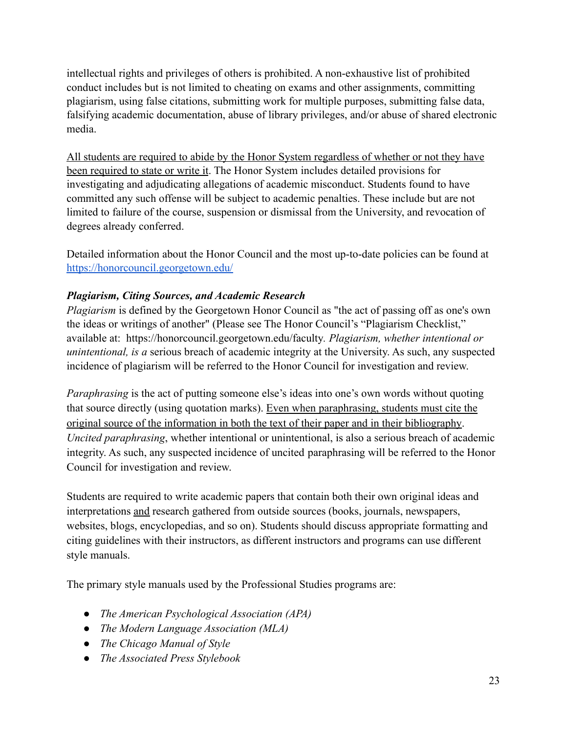intellectual rights and privileges of others is prohibited. A non-exhaustive list of prohibited conduct includes but is not limited to cheating on exams and other assignments, committing plagiarism, using false citations, submitting work for multiple purposes, submitting false data, falsifying academic documentation, abuse of library privileges, and/or abuse of shared electronic media.

<u>All students are required to abide by the Honor System regardless of whether or not they have been required to state or write it</u>. The Honor System includes detailed provisions for investigating and adjudicating allegations of academic misconduct. Students found to have committed any such offense will be subject to academic penalties. These include but are not limited to failure of the course, suspension or dismissal from the University, and revocation of degrees already conferred.

Detailed information about the Honor Council and the most up-to-date policies can be found at [https://honorcouncil.georgetown.edu/](https://honorcouncil.georgetown.edu/)

***Plagiarism, Citing Sources, and Academic Research***

*Plagiarism* is defined by the Georgetown Honor Council as "the act of passing off as one's own the ideas or writings of another" (Please see The Honor Council's "Plagiarism Checklist," available at: https://honorcouncil.georgetown.edu/faculty. *Plagiarism, whether intentional or unintentional, is a* serious breach of academic integrity at the University. As such, any suspected incidence of plagiarism will be referred to the Honor Council for investigation and review.

*Paraphrasing* is the act of putting someone else's ideas into one's own words without quoting that source directly (using quotation marks). <u>Even when paraphrasing, students must cite the original source of the information in both the text of their paper and in their bibliography</u>. *Uncited paraphrasing*, whether intentional or unintentional, is also a serious breach of academic integrity. As such, any suspected incidence of uncited paraphrasing will be referred to the Honor Council for investigation and review.

Students are required to write academic papers that contain both their own original ideas and interpretations <u>and</u> research gathered from outside sources (books, journals, newspapers, websites, blogs, encyclopedias, and so on). Students should discuss appropriate formatting and citing guidelines with their instructors, as different instructors and programs can use different style manuals.

The primary style manuals used by the Professional Studies programs are:

- *The American Psychological Association (APA)*
- *The Modern Language Association (MLA)*
- *The Chicago Manual of Style*
- *The Associated Press Stylebook*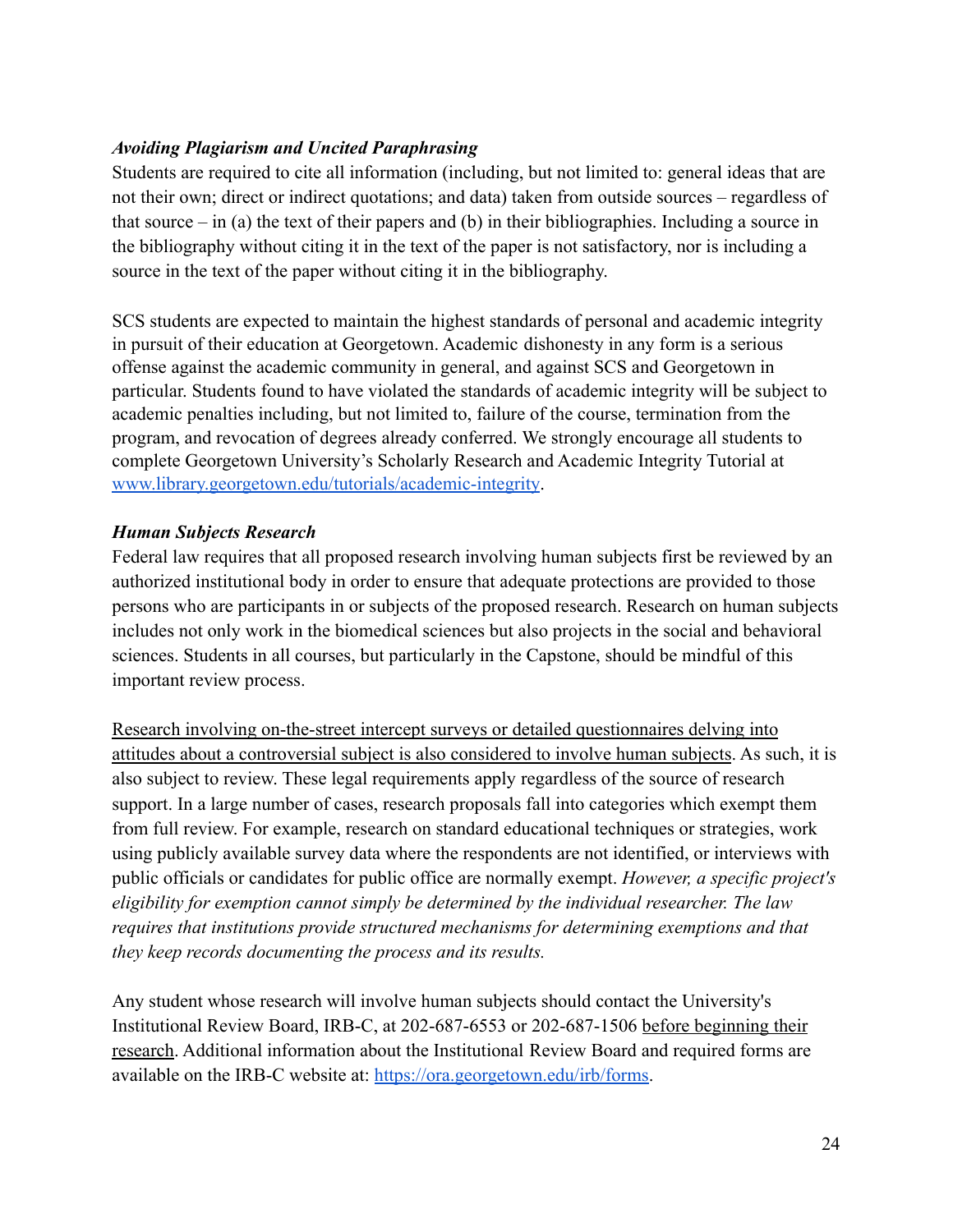***Avoiding Plagiarism and Uncited Paraphrasing***

Students are required to cite all information (including, but not limited to: general ideas that are not their own; direct or indirect quotations; and data) taken from outside sources – regardless of that source – in (a) the text of their papers and (b) in their bibliographies. Including a source in the bibliography without citing it in the text of the paper is not satisfactory, nor is including a source in the text of the paper without citing it in the bibliography.

SCS students are expected to maintain the highest standards of personal and academic integrity in pursuit of their education at Georgetown. Academic dishonesty in any form is a serious offense against the academic community in general, and against SCS and Georgetown in particular. Students found to have violated the standards of academic integrity will be subject to academic penalties including, but not limited to, failure of the course, termination from the program, and revocation of degrees already conferred. We strongly encourage all students to complete Georgetown University's Scholarly Research and Academic Integrity Tutorial at [www.library.georgetown.edu/tutorials/academic-integrity](www.library.georgetown.edu/tutorials/academic-integrity).

***Human Subjects Research***

Federal law requires that all proposed research involving human subjects first be reviewed by an authorized institutional body in order to ensure that adequate protections are provided to those persons who are participants in or subjects of the proposed research. Research on human subjects includes not only work in the biomedical sciences but also projects in the social and behavioral sciences. Students in all courses, but particularly in the Capstone, should be mindful of this important review process.

<u>Research involving on-the-street intercept surveys or detailed questionnaires delving into attitudes about a controversial subject is also considered to involve human subjects</u>. As such, it is also subject to review. These legal requirements apply regardless of the source of research support. In a large number of cases, research proposals fall into categories which exempt them from full review. For example, research on standard educational techniques or strategies, work using publicly available survey data where the respondents are not identified, or interviews with public officials or candidates for public office are normally exempt. *However, a specific project's eligibility for exemption cannot simply be determined by the individual researcher. The law requires that institutions provide structured mechanisms for determining exemptions and that they keep records documenting the process and its results.*

Any student whose research will involve human subjects should contact the University's Institutional Review Board, IRB-C, at 202-687-6553 or 202-687-1506 <u>before beginning their research</u>. Additional information about the Institutional Review Board and required forms are available on the IRB-C website at: [https://ora.georgetown.edu/irb/forms](https://ora.georgetown.edu/irb/forms).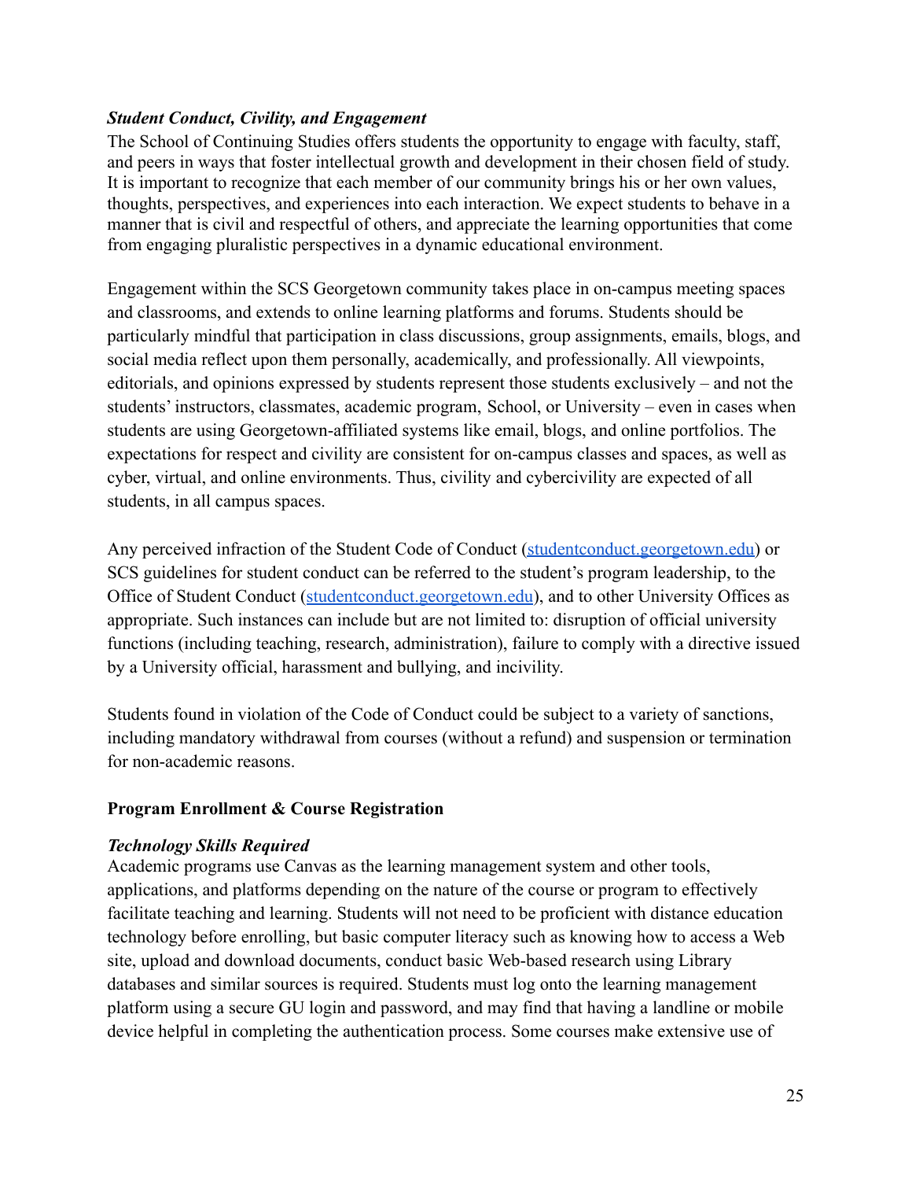***Student Conduct, Civility, and Engagement***

The School of Continuing Studies offers students the opportunity to engage with faculty, staff, and peers in ways that foster intellectual growth and development in their chosen field of study. It is important to recognize that each member of our community brings his or her own values, thoughts, perspectives, and experiences into each interaction. We expect students to behave in a manner that is civil and respectful of others, and appreciate the learning opportunities that come from engaging pluralistic perspectives in a dynamic educational environment.

Engagement within the SCS Georgetown community takes place in on-campus meeting spaces and classrooms, and extends to online learning platforms and forums. Students should be particularly mindful that participation in class discussions, group assignments, emails, blogs, and social media reflect upon them personally, academically, and professionally. All viewpoints, editorials, and opinions expressed by students represent those students exclusively – and not the students' instructors, classmates, academic program, School, or University – even in cases when students are using Georgetown-affiliated systems like email, blogs, and online portfolios. The expectations for respect and civility are consistent for on-campus classes and spaces, as well as cyber, virtual, and online environments. Thus, civility and cybercivility are expected of all students, in all campus spaces.

Any perceived infraction of the Student Code of Conduct ([studentconduct.georgetown.edu](studentconduct.georgetown.edu)) or SCS guidelines for student conduct can be referred to the student's program leadership, to the Office of Student Conduct ([studentconduct.georgetown.edu](studentconduct.georgetown.edu)), and to other University Offices as appropriate. Such instances can include but are not limited to: disruption of official university functions (including teaching, research, administration), failure to comply with a directive issued by a University official, harassment and bullying, and incivility.

Students found in violation of the Code of Conduct could be subject to a variety of sanctions, including mandatory withdrawal from courses (without a refund) and suspension or termination for non-academic reasons.

## Program Enrollment & Course Registration

***Technology Skills Required***

Academic programs use Canvas as the learning management system and other tools, applications, and platforms depending on the nature of the course or program to effectively facilitate teaching and learning. Students will not need to be proficient with distance education technology before enrolling, but basic computer literacy such as knowing how to access a Web site, upload and download documents, conduct basic Web-based research using Library databases and similar sources is required. Students must log onto the learning management platform using a secure GU login and password, and may find that having a landline or mobile device helpful in completing the authentication process. Some courses make extensive use of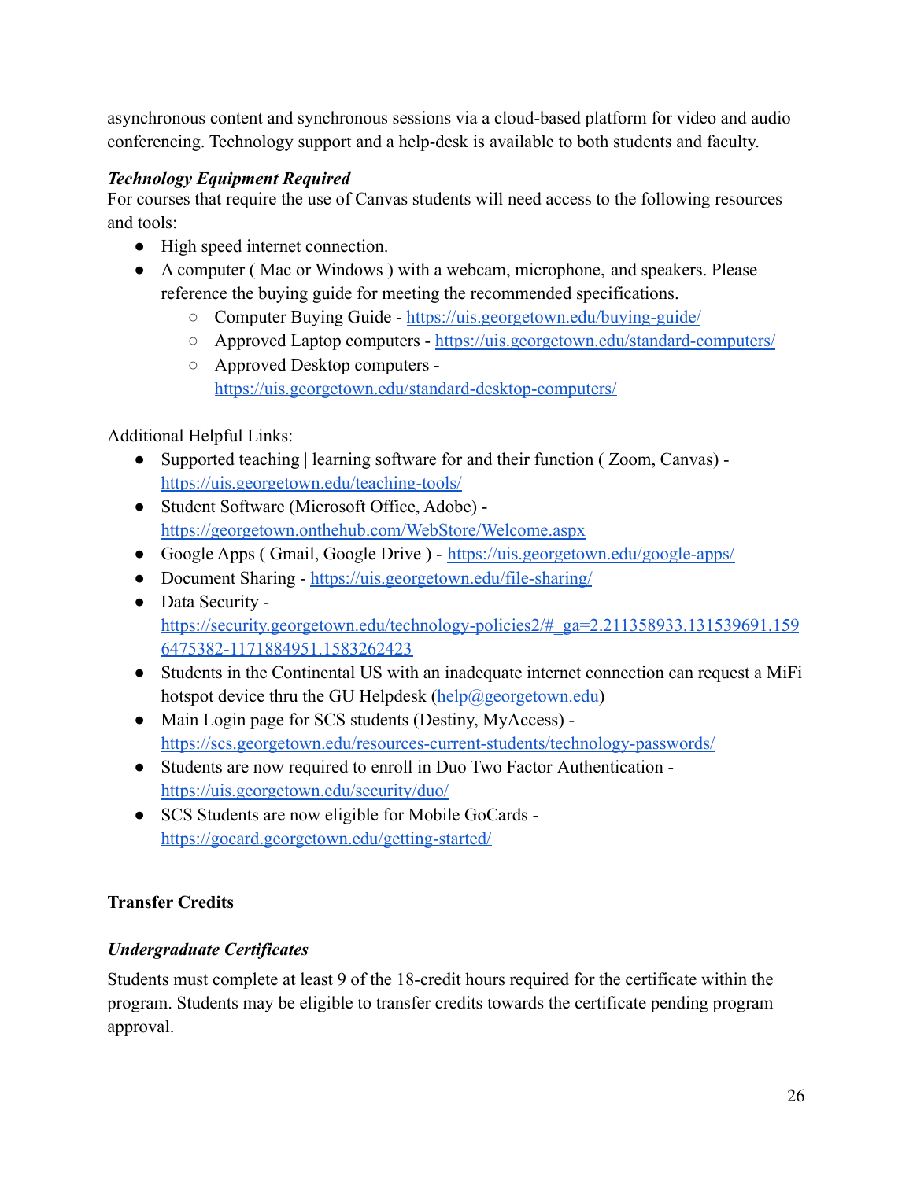asynchronous content and synchronous sessions via a cloud-based platform for video and audio conferencing. Technology support and a help-desk is available to both students and faculty.

***Technology Equipment Required***

For courses that require the use of Canvas students will need access to the following resources and tools:

- High speed internet connection.
- A computer ( Mac or Windows ) with a webcam, microphone, and speakers. Please reference the buying guide for meeting the recommended specifications.
    - Computer Buying Guide - https://uis.georgetown.edu/buying-guide/
    - Approved Laptop computers - https://uis.georgetown.edu/standard-computers/
    - Approved Desktop computers - https://uis.georgetown.edu/standard-desktop-computers/

Additional Helpful Links:

- Supported teaching | learning software for and their function ( Zoom, Canvas) - https://uis.georgetown.edu/teaching-tools/
- Student Software (Microsoft Office, Adobe) - https://georgetown.onthehub.com/WebStore/Welcome.aspx
- Google Apps ( Gmail, Google Drive ) - https://uis.georgetown.edu/google-apps/
- Document Sharing - https://uis.georgetown.edu/file-sharing/
- Data Security - https://security.georgetown.edu/technology-policies2/#_ga=2.211358933.131539691.1596475382-1171884951.1583262423
- Students in the Continental US with an inadequate internet connection can request a MiFi hotspot device thru the GU Helpdesk (help@georgetown.edu)
- Main Login page for SCS students (Destiny, MyAccess) - https://scs.georgetown.edu/resources-current-students/technology-passwords/
- Students are now required to enroll in Duo Two Factor Authentication - https://uis.georgetown.edu/security/duo/
- SCS Students are now eligible for Mobile GoCards - https://gocard.georgetown.edu/getting-started/

**Transfer Credits**

***Undergraduate Certificates***

Students must complete at least 9 of the 18-credit hours required for the certificate within the program. Students may be eligible to transfer credits towards the certificate pending program approval.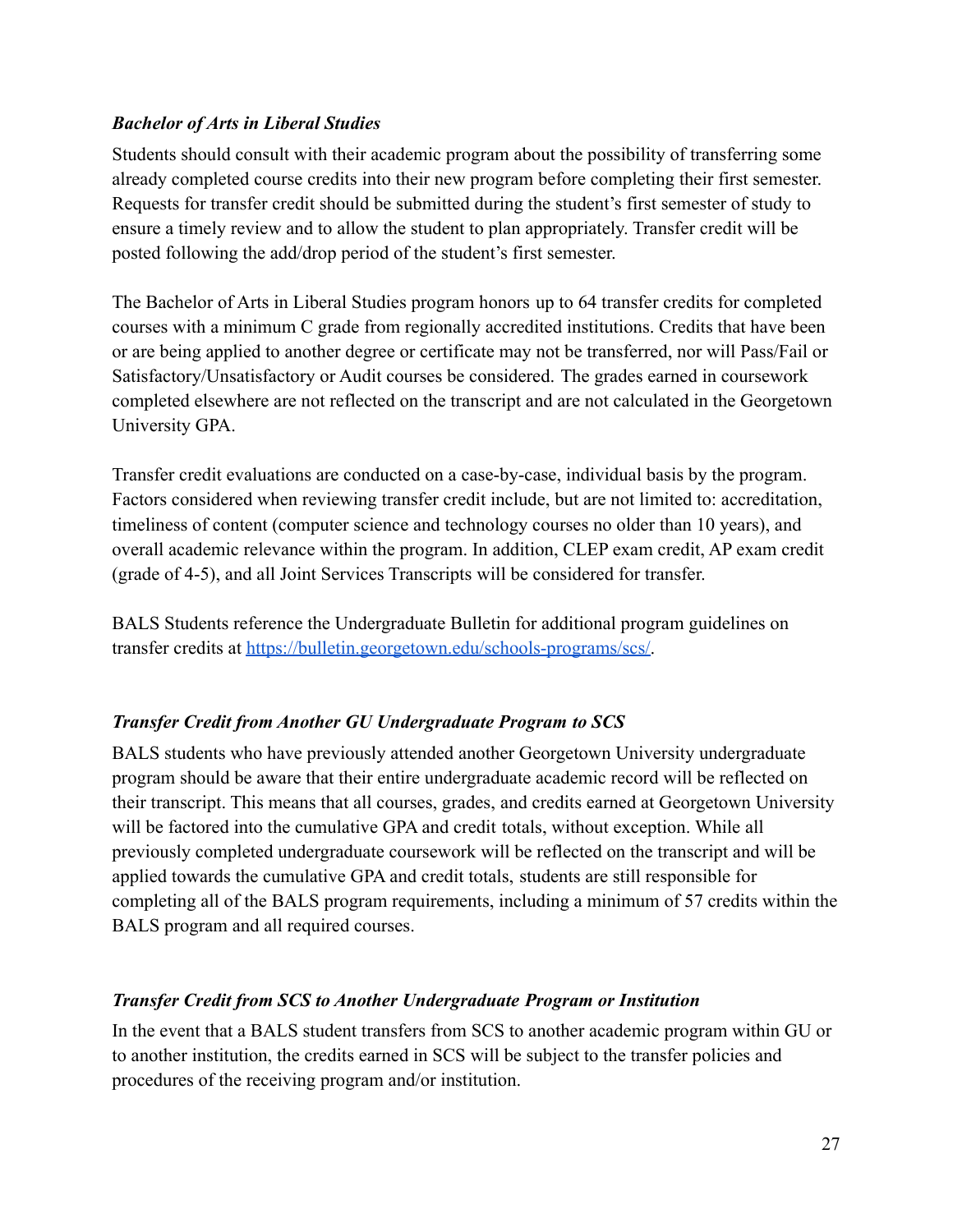***Bachelor of Arts in Liberal Studies***

Students should consult with their academic program about the possibility of transferring some already completed course credits into their new program before completing their first semester. Requests for transfer credit should be submitted during the student's first semester of study to ensure a timely review and to allow the student to plan appropriately. Transfer credit will be posted following the add/drop period of the student's first semester.

The Bachelor of Arts in Liberal Studies program honors up to 64 transfer credits for completed courses with a minimum C grade from regionally accredited institutions. Credits that have been or are being applied to another degree or certificate may not be transferred, nor will Pass/Fail or Satisfactory/Unsatisfactory or Audit courses be considered. The grades earned in coursework completed elsewhere are not reflected on the transcript and are not calculated in the Georgetown University GPA.

Transfer credit evaluations are conducted on a case-by-case, individual basis by the program. Factors considered when reviewing transfer credit include, but are not limited to: accreditation, timeliness of content (computer science and technology courses no older than 10 years), and overall academic relevance within the program. In addition, CLEP exam credit, AP exam credit (grade of 4-5), and all Joint Services Transcripts will be considered for transfer.

BALS Students reference the Undergraduate Bulletin for additional program guidelines on transfer credits at [https://bulletin.georgetown.edu/schools-programs/scs/](https://bulletin.georgetown.edu/schools-programs/scs/).

***Transfer Credit from Another GU Undergraduate Program to SCS***

BALS students who have previously attended another Georgetown University undergraduate program should be aware that their entire undergraduate academic record will be reflected on their transcript. This means that all courses, grades, and credits earned at Georgetown University will be factored into the cumulative GPA and credit totals, without exception. While all previously completed undergraduate coursework will be reflected on the transcript and will be applied towards the cumulative GPA and credit totals, students are still responsible for completing all of the BALS program requirements, including a minimum of 57 credits within the BALS program and all required courses.

***Transfer Credit from SCS to Another Undergraduate Program or Institution***

In the event that a BALS student transfers from SCS to another academic program within GU or to another institution, the credits earned in SCS will be subject to the transfer policies and procedures of the receiving program and/or institution.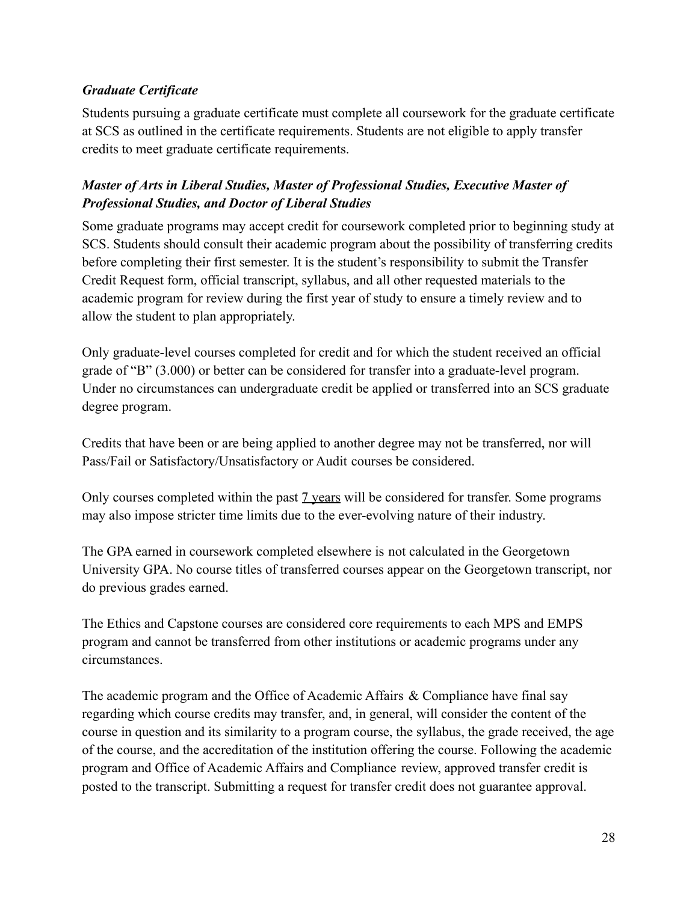### *Graduate Certificate*

Students pursuing a graduate certificate must complete all coursework for the graduate certificate at SCS as outlined in the certificate requirements. Students are not eligible to apply transfer credits to meet graduate certificate requirements.

### *Master of Arts in Liberal Studies, Master of Professional Studies, Executive Master of Professional Studies, and Doctor of Liberal Studies*

Some graduate programs may accept credit for coursework completed prior to beginning study at SCS. Students should consult their academic program about the possibility of transferring credits before completing their first semester. It is the student's responsibility to submit the Transfer Credit Request form, official transcript, syllabus, and all other requested materials to the academic program for review during the first year of study to ensure a timely review and to allow the student to plan appropriately.

Only graduate-level courses completed for credit and for which the student received an official grade of "B" (3.000) or better can be considered for transfer into a graduate-level program. Under no circumstances can undergraduate credit be applied or transferred into an SCS graduate degree program.

Credits that have been or are being applied to another degree may not be transferred, nor will Pass/Fail or Satisfactory/Unsatisfactory or Audit courses be considered.

Only courses completed within the past 7 years will be considered for transfer. Some programs may also impose stricter time limits due to the ever-evolving nature of their industry.

The GPA earned in coursework completed elsewhere is not calculated in the Georgetown University GPA. No course titles of transferred courses appear on the Georgetown transcript, nor do previous grades earned.

The Ethics and Capstone courses are considered core requirements to each MPS and EMPS program and cannot be transferred from other institutions or academic programs under any circumstances.

The academic program and the Office of Academic Affairs & Compliance have final say regarding which course credits may transfer, and, in general, will consider the content of the course in question and its similarity to a program course, the syllabus, the grade received, the age of the course, and the accreditation of the institution offering the course. Following the academic program and Office of Academic Affairs and Compliance review, approved transfer credit is posted to the transcript. Submitting a request for transfer credit does not guarantee approval.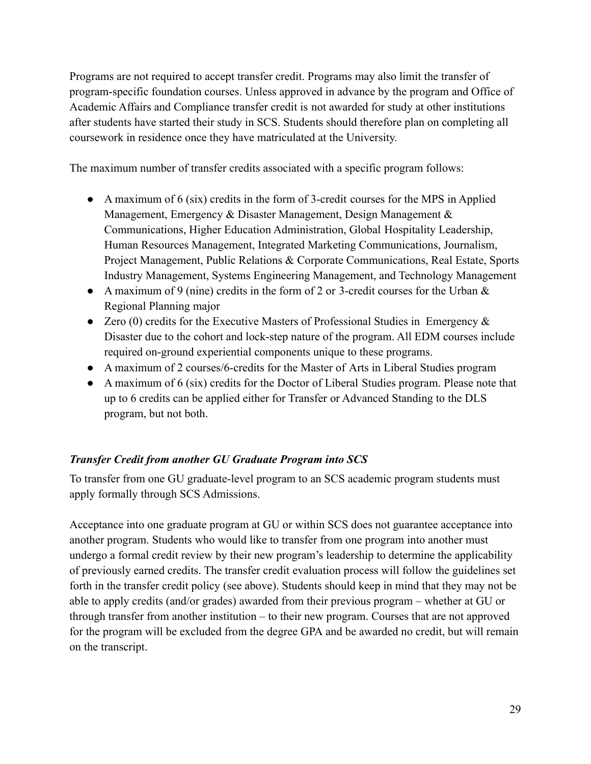Programs are not required to accept transfer credit. Programs may also limit the transfer of program-specific foundation courses. Unless approved in advance by the program and Office of Academic Affairs and Compliance transfer credit is not awarded for study at other institutions after students have started their study in SCS. Students should therefore plan on completing all coursework in residence once they have matriculated at the University.

The maximum number of transfer credits associated with a specific program follows:

- A maximum of 6 (six) credits in the form of 3-credit courses for the MPS in Applied Management, Emergency & Disaster Management, Design Management & Communications, Higher Education Administration, Global Hospitality Leadership, Human Resources Management, Integrated Marketing Communications, Journalism, Project Management, Public Relations & Corporate Communications, Real Estate, Sports Industry Management, Systems Engineering Management, and Technology Management
- A maximum of 9 (nine) credits in the form of 2 or 3-credit courses for the Urban & Regional Planning major
- Zero (0) credits for the Executive Masters of Professional Studies in Emergency & Disaster due to the cohort and lock-step nature of the program. All EDM courses include required on-ground experiential components unique to these programs.
- A maximum of 2 courses/6-credits for the Master of Arts in Liberal Studies program
- A maximum of 6 (six) credits for the Doctor of Liberal Studies program. Please note that up to 6 credits can be applied either for Transfer or Advanced Standing to the DLS program, but not both.

***Transfer Credit from another GU Graduate Program into SCS***

To transfer from one GU graduate-level program to an SCS academic program students must apply formally through SCS Admissions.

Acceptance into one graduate program at GU or within SCS does not guarantee acceptance into another program. Students who would like to transfer from one program into another must undergo a formal credit review by their new program's leadership to determine the applicability of previously earned credits. The transfer credit evaluation process will follow the guidelines set forth in the transfer credit policy (see above). Students should keep in mind that they may not be able to apply credits (and/or grades) awarded from their previous program – whether at GU or through transfer from another institution – to their new program. Courses that are not approved for the program will be excluded from the degree GPA and be awarded no credit, but will remain on the transcript.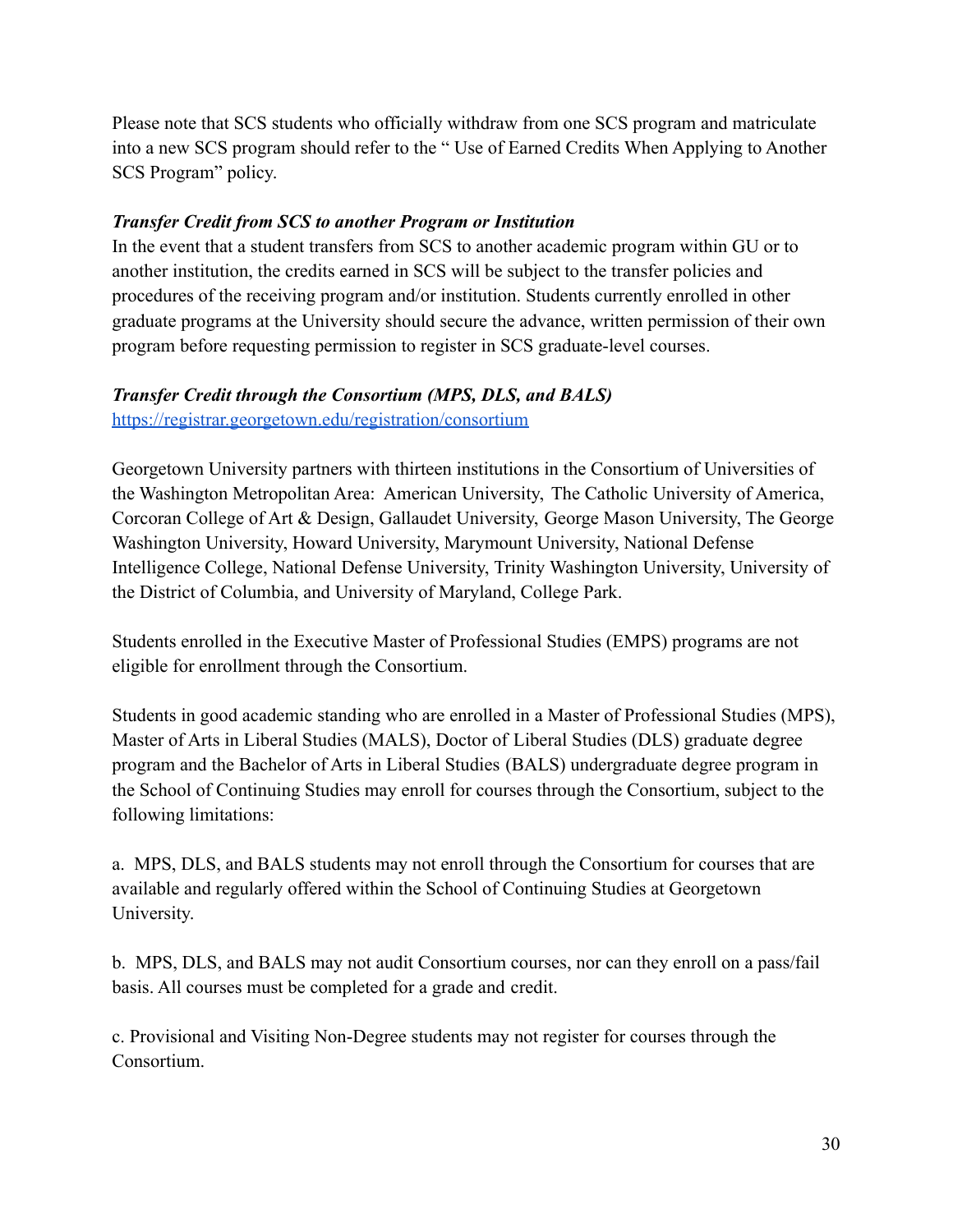Please note that SCS students who officially withdraw from one SCS program and matriculate into a new SCS program should refer to the " Use of Earned Credits When Applying to Another SCS Program" policy.

***Transfer Credit from SCS to another Program or Institution***

In the event that a student transfers from SCS to another academic program within GU or to another institution, the credits earned in SCS will be subject to the transfer policies and procedures of the receiving program and/or institution. Students currently enrolled in other graduate programs at the University should secure the advance, written permission of their own program before requesting permission to register in SCS graduate-level courses.

***Transfer Credit through the Consortium (MPS, DLS, and BALS)***

https://registrar.georgetown.edu/registration/consortium

Georgetown University partners with thirteen institutions in the Consortium of Universities of the Washington Metropolitan Area: American University, The Catholic University of America, Corcoran College of Art & Design, Gallaudet University, George Mason University, The George Washington University, Howard University, Marymount University, National Defense Intelligence College, National Defense University, Trinity Washington University, University of the District of Columbia, and University of Maryland, College Park.

Students enrolled in the Executive Master of Professional Studies (EMPS) programs are not eligible for enrollment through the Consortium.

Students in good academic standing who are enrolled in a Master of Professional Studies (MPS), Master of Arts in Liberal Studies (MALS), Doctor of Liberal Studies (DLS) graduate degree program and the Bachelor of Arts in Liberal Studies (BALS) undergraduate degree program in the School of Continuing Studies may enroll for courses through the Consortium, subject to the following limitations:

a. MPS, DLS, and BALS students may not enroll through the Consortium for courses that are available and regularly offered within the School of Continuing Studies at Georgetown University.

b. MPS, DLS, and BALS may not audit Consortium courses, nor can they enroll on a pass/fail basis. All courses must be completed for a grade and credit.

c. Provisional and Visiting Non-Degree students may not register for courses through the Consortium.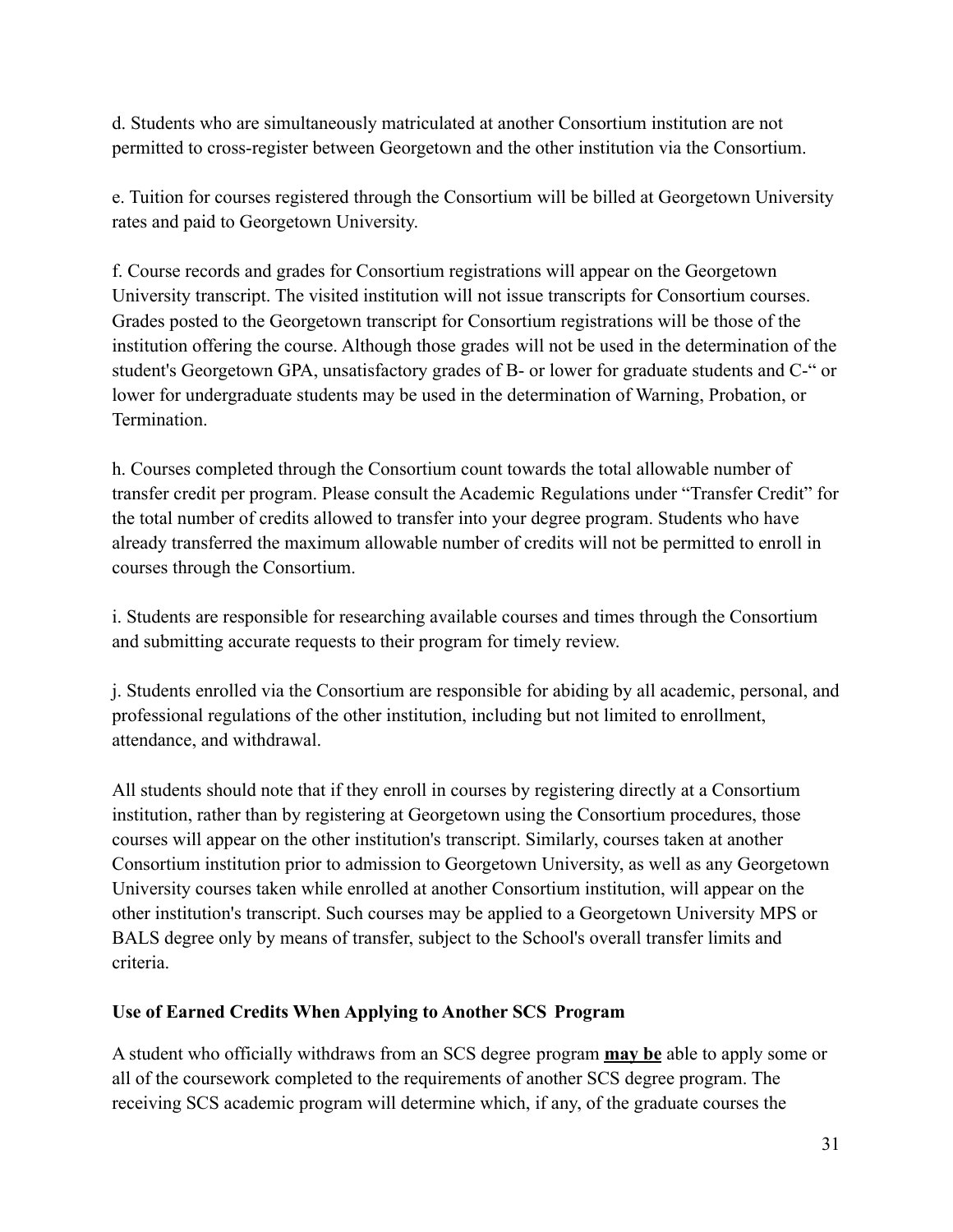d. Students who are simultaneously matriculated at another Consortium institution are not permitted to cross-register between Georgetown and the other institution via the Consortium.

e. Tuition for courses registered through the Consortium will be billed at Georgetown University rates and paid to Georgetown University.

f. Course records and grades for Consortium registrations will appear on the Georgetown University transcript. The visited institution will not issue transcripts for Consortium courses. Grades posted to the Georgetown transcript for Consortium registrations will be those of the institution offering the course. Although those grades will not be used in the determination of the student's Georgetown GPA, unsatisfactory grades of B- or lower for graduate students and C-" or lower for undergraduate students may be used in the determination of Warning, Probation, or Termination.

h. Courses completed through the Consortium count towards the total allowable number of transfer credit per program. Please consult the Academic Regulations under "Transfer Credit" for the total number of credits allowed to transfer into your degree program. Students who have already transferred the maximum allowable number of credits will not be permitted to enroll in courses through the Consortium.

i. Students are responsible for researching available courses and times through the Consortium and submitting accurate requests to their program for timely review.

j. Students enrolled via the Consortium are responsible for abiding by all academic, personal, and professional regulations of the other institution, including but not limited to enrollment, attendance, and withdrawal.

All students should note that if they enroll in courses by registering directly at a Consortium institution, rather than by registering at Georgetown using the Consortium procedures, those courses will appear on the other institution's transcript. Similarly, courses taken at another Consortium institution prior to admission to Georgetown University, as well as any Georgetown University courses taken while enrolled at another Consortium institution, will appear on the other institution's transcript. Such courses may be applied to a Georgetown University MPS or BALS degree only by means of transfer, subject to the School's overall transfer limits and criteria.

**Use of Earned Credits When Applying to Another SCS Program**

A student who officially withdraws from an SCS degree program **may be** able to apply some or all of the coursework completed to the requirements of another SCS degree program. The receiving SCS academic program will determine which, if any, of the graduate courses the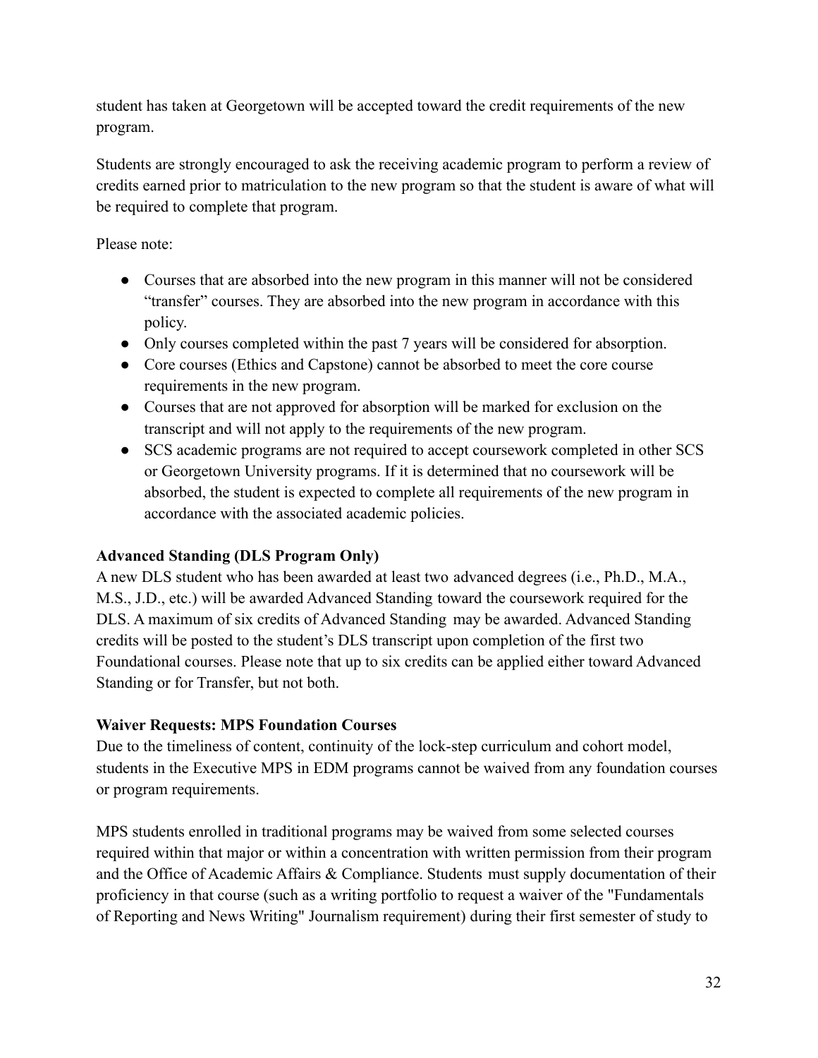student has taken at Georgetown will be accepted toward the credit requirements of the new program.

Students are strongly encouraged to ask the receiving academic program to perform a review of credits earned prior to matriculation to the new program so that the student is aware of what will be required to complete that program.

Please note:

- Courses that are absorbed into the new program in this manner will not be considered "transfer" courses. They are absorbed into the new program in accordance with this policy.
- Only courses completed within the past 7 years will be considered for absorption.
- Core courses (Ethics and Capstone) cannot be absorbed to meet the core course requirements in the new program.
- Courses that are not approved for absorption will be marked for exclusion on the transcript and will not apply to the requirements of the new program.
- SCS academic programs are not required to accept coursework completed in other SCS or Georgetown University programs. If it is determined that no coursework will be absorbed, the student is expected to complete all requirements of the new program in accordance with the associated academic policies.

**Advanced Standing (DLS Program Only)**
A new DLS student who has been awarded at least two advanced degrees (i.e., Ph.D., M.A., M.S., J.D., etc.) will be awarded Advanced Standing toward the coursework required for the DLS. A maximum of six credits of Advanced Standing may be awarded. Advanced Standing credits will be posted to the student's DLS transcript upon completion of the first two Foundational courses. Please note that up to six credits can be applied either toward Advanced Standing or for Transfer, but not both.

**Waiver Requests: MPS Foundation Courses**
Due to the timeliness of content, continuity of the lock-step curriculum and cohort model, students in the Executive MPS in EDM programs cannot be waived from any foundation courses or program requirements.

MPS students enrolled in traditional programs may be waived from some selected courses required within that major or within a concentration with written permission from their program and the Office of Academic Affairs & Compliance. Students must supply documentation of their proficiency in that course (such as a writing portfolio to request a waiver of the "Fundamentals of Reporting and News Writing" Journalism requirement) during their first semester of study to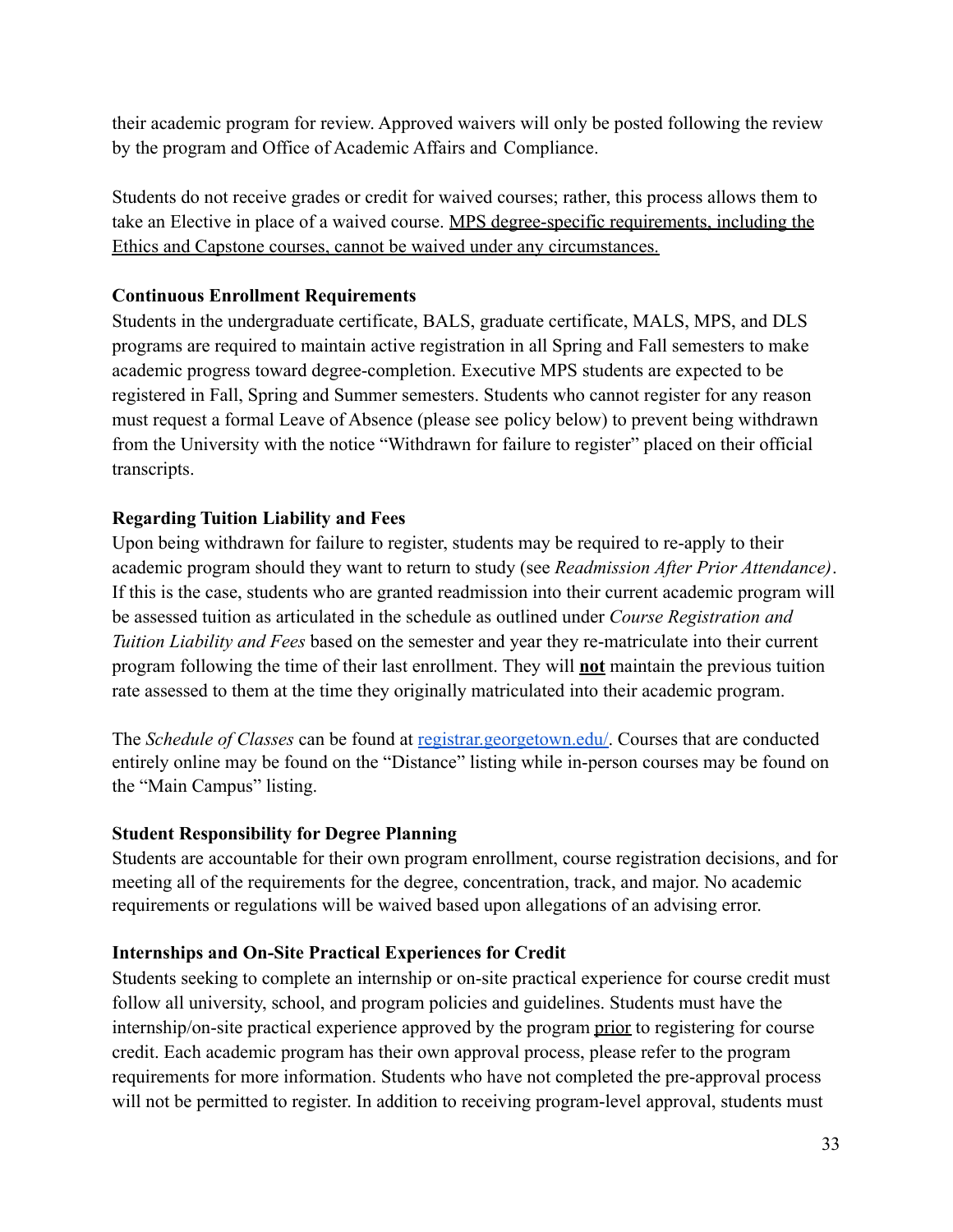their academic program for review. Approved waivers will only be posted following the review by the program and Office of Academic Affairs and Compliance.

Students do not receive grades or credit for waived courses; rather, this process allows them to take an Elective in place of a waived course. <u>MPS degree-specific requirements, including the Ethics and Capstone courses, cannot be waived under any circumstances.</u>

**Continuous Enrollment Requirements**

Students in the undergraduate certificate, BALS, graduate certificate, MALS, MPS, and DLS programs are required to maintain active registration in all Spring and Fall semesters to make academic progress toward degree-completion. Executive MPS students are expected to be registered in Fall, Spring and Summer semesters. Students who cannot register for any reason must request a formal Leave of Absence (please see policy below) to prevent being withdrawn from the University with the notice "Withdrawn for failure to register" placed on their official transcripts.

**Regarding Tuition Liability and Fees**

Upon being withdrawn for failure to register, students may be required to re-apply to their academic program should they want to return to study (see *Readmission After Prior Attendance)*. If this is the case, students who are granted readmission into their current academic program will be assessed tuition as articulated in the schedule as outlined under *Course Registration and Tuition Liability and Fees* based on the semester and year they re-matriculate into their current program following the time of their last enrollment. They will **<u>not</u>** maintain the previous tuition rate assessed to them at the time they originally matriculated into their academic program.

The *Schedule of Classes* can be found at [registrar.georgetown.edu/](registrar.georgetown.edu/). Courses that are conducted entirely online may be found on the "Distance" listing while in-person courses may be found on the "Main Campus" listing.

**Student Responsibility for Degree Planning**

Students are accountable for their own program enrollment, course registration decisions, and for meeting all of the requirements for the degree, concentration, track, and major. No academic requirements or regulations will be waived based upon allegations of an advising error.

**Internships and On-Site Practical Experiences for Credit**

Students seeking to complete an internship or on-site practical experience for course credit must follow all university, school, and program policies and guidelines. Students must have the internship/on-site practical experience approved by the program <u>prior</u> to registering for course credit. Each academic program has their own approval process, please refer to the program requirements for more information. Students who have not completed the pre-approval process will not be permitted to register. In addition to receiving program-level approval, students must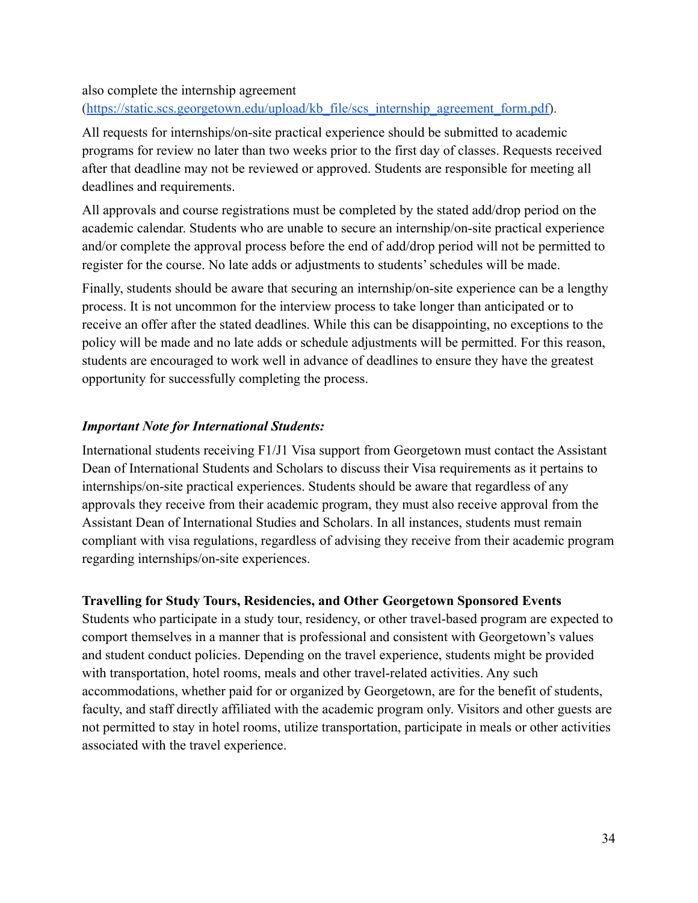also complete the internship agreement (https://static.scs.georgetown.edu/upload/kb_file/scs_internship_agreement_form.pdf).

All requests for internships/on-site practical experience should be submitted to academic programs for review no later than two weeks prior to the first day of classes. Requests received after that deadline may not be reviewed or approved. Students are responsible for meeting all deadlines and requirements.

All approvals and course registrations must be completed by the stated add/drop period on the academic calendar. Students who are unable to secure an internship/on-site practical experience and/or complete the approval process before the end of add/drop period will not be permitted to register for the course. No late adds or adjustments to students' schedules will be made.

Finally, students should be aware that securing an internship/on-site experience can be a lengthy process. It is not uncommon for the interview process to take longer than anticipated or to receive an offer after the stated deadlines. While this can be disappointing, no exceptions to the policy will be made and no late adds or schedule adjustments will be permitted. For this reason, students are encouraged to work well in advance of deadlines to ensure they have the greatest opportunity for successfully completing the process.

***Important Note for International Students:***

International students receiving F1/J1 Visa support from Georgetown must contact the Assistant Dean of International Students and Scholars to discuss their Visa requirements as it pertains to internships/on-site practical experiences. Students should be aware that regardless of any approvals they receive from their academic program, they must also receive approval from the Assistant Dean of International Studies and Scholars. In all instances, students must remain compliant with visa regulations, regardless of advising they receive from their academic program regarding internships/on-site experiences.

**Travelling for Study Tours, Residencies, and Other Georgetown Sponsored Events**

Students who participate in a study tour, residency, or other travel-based program are expected to comport themselves in a manner that is professional and consistent with Georgetown's values and student conduct policies. Depending on the travel experience, students might be provided with transportation, hotel rooms, meals and other travel-related activities. Any such accommodations, whether paid for or organized by Georgetown, are for the benefit of students, faculty, and staff directly affiliated with the academic program only. Visitors and other guests are not permitted to stay in hotel rooms, utilize transportation, participate in meals or other activities associated with the travel experience.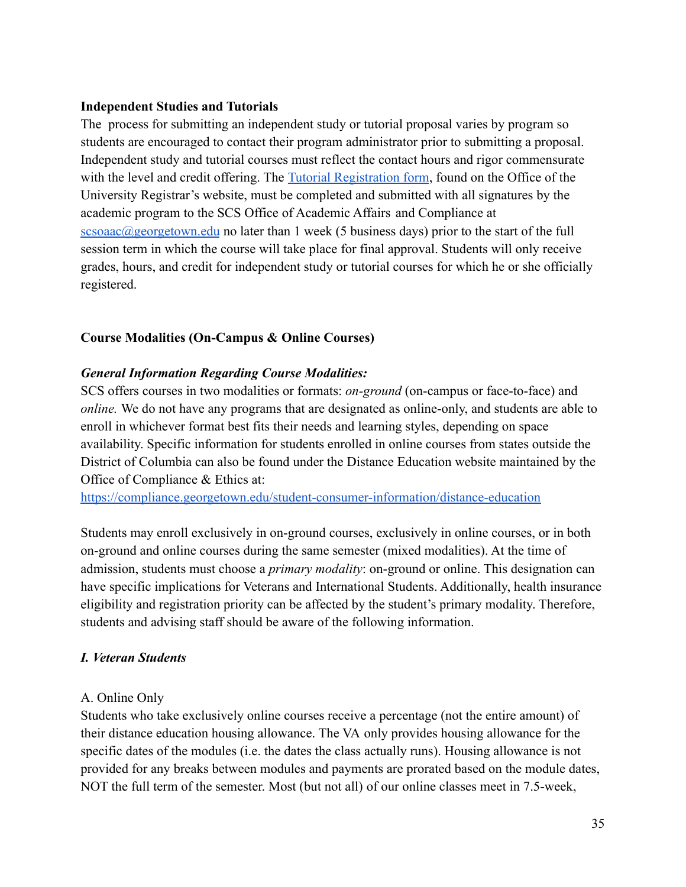**Independent Studies and Tutorials**

The process for submitting an independent study or tutorial proposal varies by program so students are encouraged to contact their program administrator prior to submitting a proposal. Independent study and tutorial courses must reflect the contact hours and rigor commensurate with the level and credit offering. The [Tutorial Registration form](), found on the Office of the University Registrar's website, must be completed and submitted with all signatures by the academic program to the SCS Office of Academic Affairs and Compliance at [scsoaac@georgetown.edu](mailto:scsoaac@georgetown.edu) no later than 1 week (5 business days) prior to the start of the full session term in which the course will take place for final approval. Students will only receive grades, hours, and credit for independent study or tutorial courses for which he or she officially registered.

**Course Modalities (On-Campus & Online Courses)**

***General Information Regarding Course Modalities:***

SCS offers courses in two modalities or formats: *on-ground* (on-campus or face-to-face) and *online.* We do not have any programs that are designated as online-only, and students are able to enroll in whichever format best fits their needs and learning styles, depending on space availability. Specific information for students enrolled in online courses from states outside the District of Columbia can also be found under the Distance Education website maintained by the Office of Compliance & Ethics at: [https://compliance.georgetown.edu/student-consumer-information/distance-education](https://compliance.georgetown.edu/student-consumer-information/distance-education)

Students may enroll exclusively in on-ground courses, exclusively in online courses, or in both on-ground and online courses during the same semester (mixed modalities). At the time of admission, students must choose a *primary modality*: on-ground or online. This designation can have specific implications for Veterans and International Students. Additionally, health insurance eligibility and registration priority can be affected by the student's primary modality. Therefore, students and advising staff should be aware of the following information.

***I. Veteran Students***

A. Online Only

Students who take exclusively online courses receive a percentage (not the entire amount) of their distance education housing allowance. The VA only provides housing allowance for the specific dates of the modules (i.e. the dates the class actually runs). Housing allowance is not provided for any breaks between modules and payments are prorated based on the module dates, NOT the full term of the semester. Most (but not all) of our online classes meet in 7.5-week,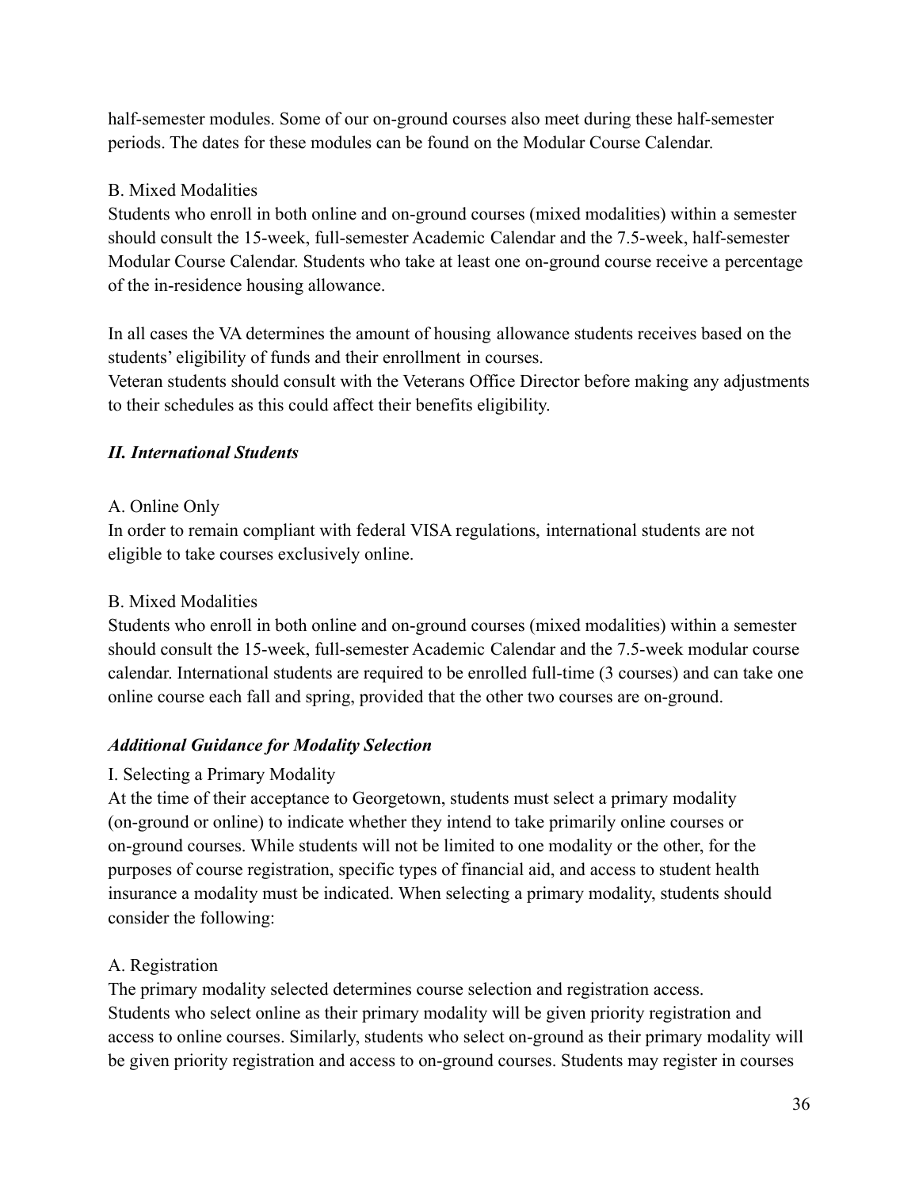half-semester modules. Some of our on-ground courses also meet during these half-semester periods. The dates for these modules can be found on the Modular Course Calendar.

B. Mixed Modalities

Students who enroll in both online and on-ground courses (mixed modalities) within a semester should consult the 15-week, full-semester Academic Calendar and the 7.5-week, half-semester Modular Course Calendar. Students who take at least one on-ground course receive a percentage of the in-residence housing allowance.

In all cases the VA determines the amount of housing allowance students receives based on the students' eligibility of funds and their enrollment in courses.

Veteran students should consult with the Veterans Office Director before making any adjustments to their schedules as this could affect their benefits eligibility.

### *II. International Students*

A. Online Only

In order to remain compliant with federal VISA regulations, international students are not eligible to take courses exclusively online.

B. Mixed Modalities

Students who enroll in both online and on-ground courses (mixed modalities) within a semester should consult the 15-week, full-semester Academic Calendar and the 7.5-week modular course calendar. International students are required to be enrolled full-time (3 courses) and can take one online course each fall and spring, provided that the other two courses are on-ground.

### *Additional Guidance for Modality Selection*

I. Selecting a Primary Modality

At the time of their acceptance to Georgetown, students must select a primary modality (on-ground or online) to indicate whether they intend to take primarily online courses or on-ground courses. While students will not be limited to one modality or the other, for the purposes of course registration, specific types of financial aid, and access to student health insurance a modality must be indicated. When selecting a primary modality, students should consider the following:

A. Registration

The primary modality selected determines course selection and registration access. Students who select online as their primary modality will be given priority registration and access to online courses. Similarly, students who select on-ground as their primary modality will be given priority registration and access to on-ground courses. Students may register in courses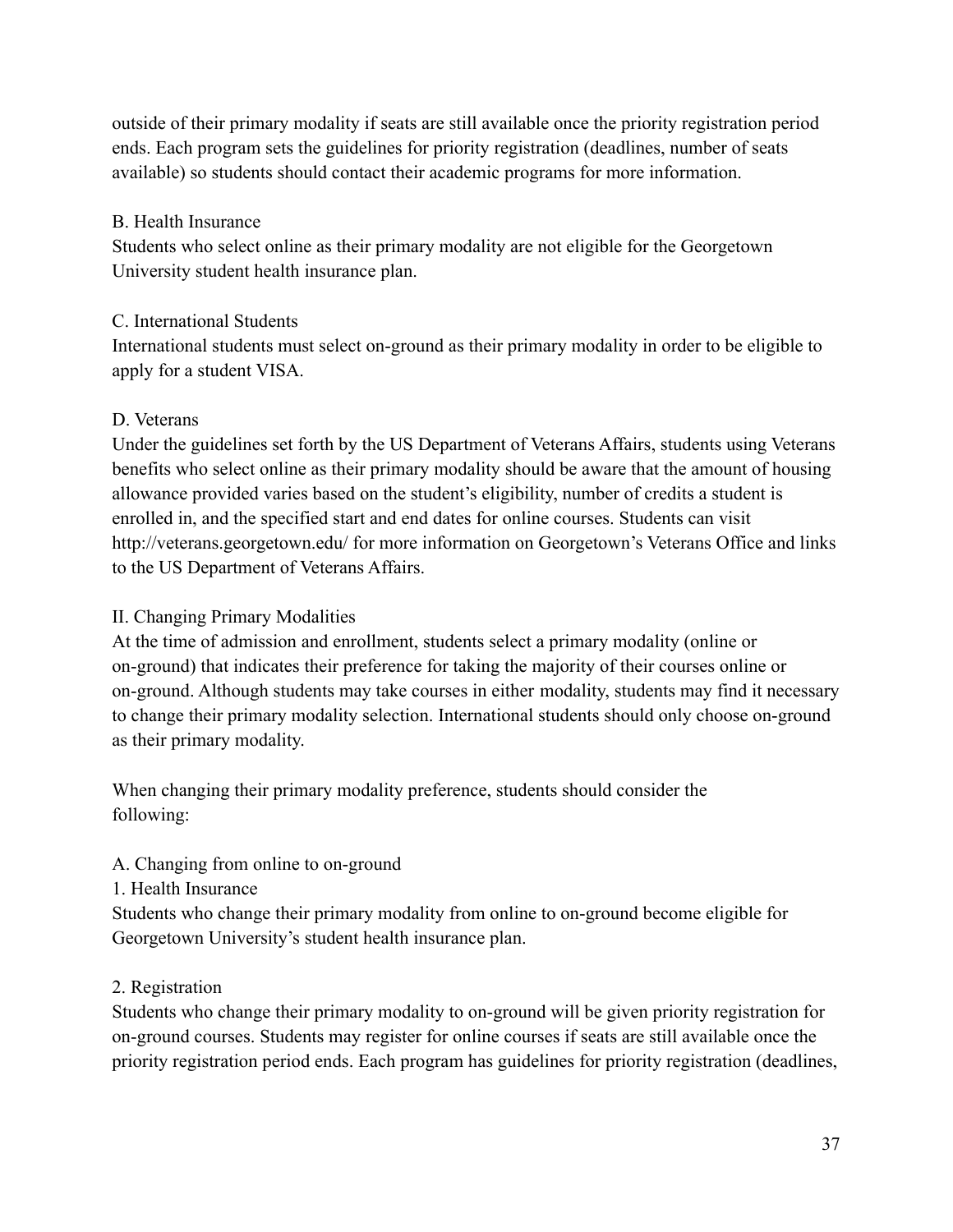outside of their primary modality if seats are still available once the priority registration period ends. Each program sets the guidelines for priority registration (deadlines, number of seats available) so students should contact their academic programs for more information.

### B. Health Insurance

Students who select online as their primary modality are not eligible for the Georgetown University student health insurance plan.

### C. International Students

International students must select on-ground as their primary modality in order to be eligible to apply for a student VISA.

### D. Veterans

Under the guidelines set forth by the US Department of Veterans Affairs, students using Veterans benefits who select online as their primary modality should be aware that the amount of housing allowance provided varies based on the student's eligibility, number of credits a student is enrolled in, and the specified start and end dates for online courses. Students can visit http://veterans.georgetown.edu/ for more information on Georgetown's Veterans Office and links to the US Department of Veterans Affairs.

## II. Changing Primary Modalities

At the time of admission and enrollment, students select a primary modality (online or on-ground) that indicates their preference for taking the majority of their courses online or on-ground. Although students may take courses in either modality, students may find it necessary to change their primary modality selection. International students should only choose on-ground as their primary modality.

When changing their primary modality preference, students should consider the following:

### A. Changing from online to on-ground

#### 1. Health Insurance

Students who change their primary modality from online to on-ground become eligible for Georgetown University's student health insurance plan.

#### 2. Registration

Students who change their primary modality to on-ground will be given priority registration for on-ground courses. Students may register for online courses if seats are still available once the priority registration period ends. Each program has guidelines for priority registration (deadlines,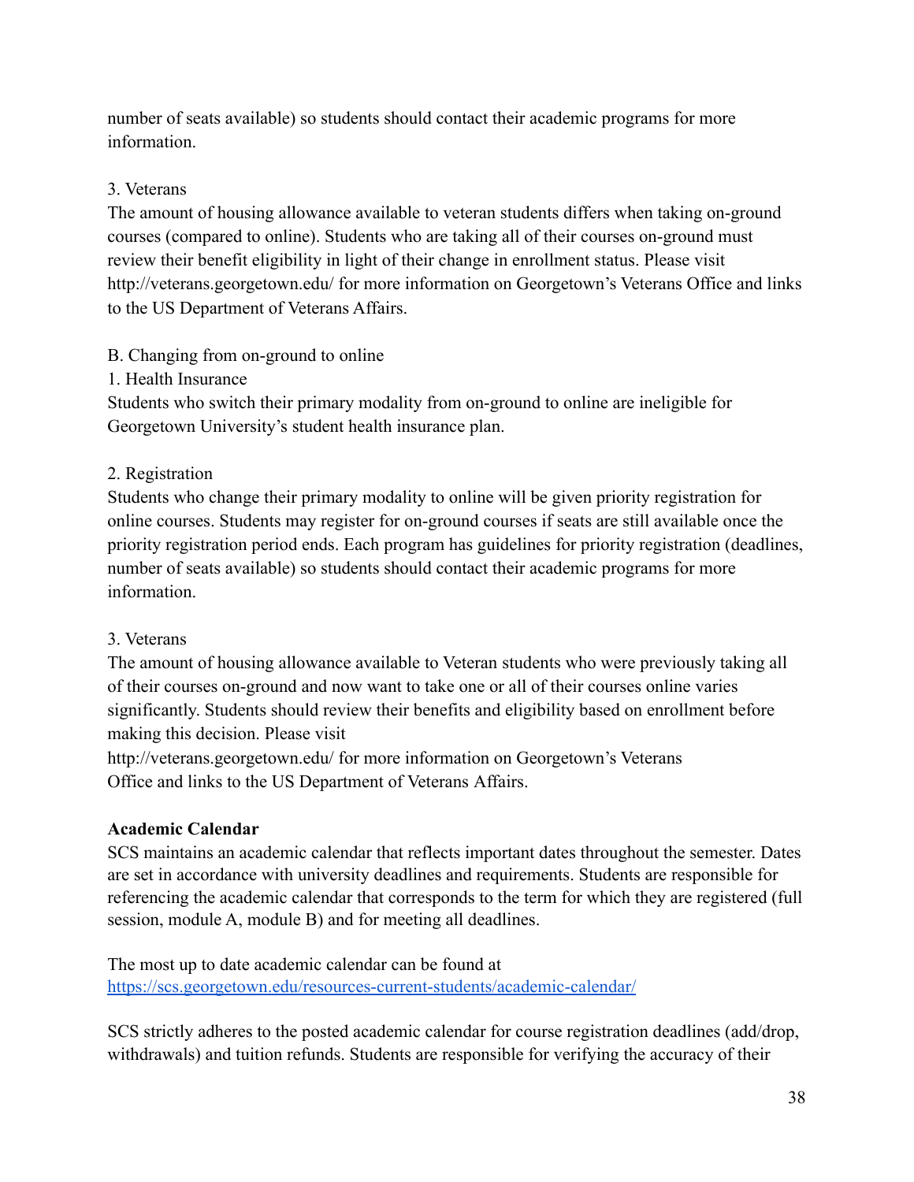number of seats available) so students should contact their academic programs for more information.

3. Veterans

The amount of housing allowance available to veteran students differs when taking on-ground courses (compared to online). Students who are taking all of their courses on-ground must review their benefit eligibility in light of their change in enrollment status. Please visit http://veterans.georgetown.edu/ for more information on Georgetown's Veterans Office and links to the US Department of Veterans Affairs.

B. Changing from on-ground to online

1. Health Insurance

Students who switch their primary modality from on-ground to online are ineligible for Georgetown University's student health insurance plan.

2. Registration

Students who change their primary modality to online will be given priority registration for online courses. Students may register for on-ground courses if seats are still available once the priority registration period ends. Each program has guidelines for priority registration (deadlines, number of seats available) so students should contact their academic programs for more information.

3. Veterans

The amount of housing allowance available to Veteran students who were previously taking all of their courses on-ground and now want to take one or all of their courses online varies significantly. Students should review their benefits and eligibility based on enrollment before making this decision. Please visit http://veterans.georgetown.edu/ for more information on Georgetown's Veterans Office and links to the US Department of Veterans Affairs.

**Academic Calendar**

SCS maintains an academic calendar that reflects important dates throughout the semester. Dates are set in accordance with university deadlines and requirements. Students are responsible for referencing the academic calendar that corresponds to the term for which they are registered (full session, module A, module B) and for meeting all deadlines.

The most up to date academic calendar can be found at [https://scs.georgetown.edu/resources-current-students/academic-calendar/](https://scs.georgetown.edu/resources-current-students/academic-calendar/)

SCS strictly adheres to the posted academic calendar for course registration deadlines (add/drop, withdrawals) and tuition refunds. Students are responsible for verifying the accuracy of their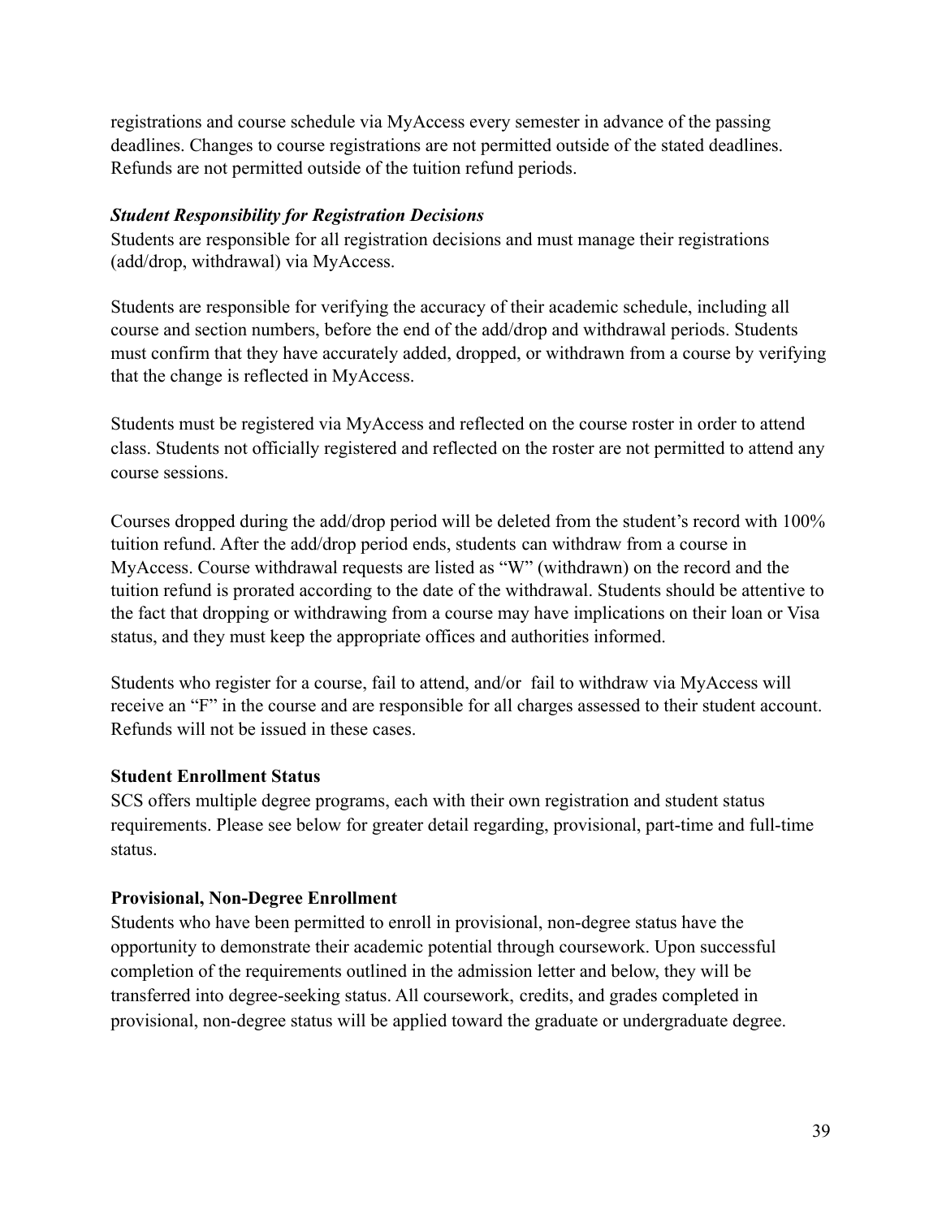registrations and course schedule via MyAccess every semester in advance of the passing deadlines. Changes to course registrations are not permitted outside of the stated deadlines. Refunds are not permitted outside of the tuition refund periods.

***Student Responsibility for Registration Decisions***

Students are responsible for all registration decisions and must manage their registrations (add/drop, withdrawal) via MyAccess.

Students are responsible for verifying the accuracy of their academic schedule, including all course and section numbers, before the end of the add/drop and withdrawal periods. Students must confirm that they have accurately added, dropped, or withdrawn from a course by verifying that the change is reflected in MyAccess.

Students must be registered via MyAccess and reflected on the course roster in order to attend class. Students not officially registered and reflected on the roster are not permitted to attend any course sessions.

Courses dropped during the add/drop period will be deleted from the student's record with 100% tuition refund. After the add/drop period ends, students can withdraw from a course in MyAccess. Course withdrawal requests are listed as "W" (withdrawn) on the record and the tuition refund is prorated according to the date of the withdrawal. Students should be attentive to the fact that dropping or withdrawing from a course may have implications on their loan or Visa status, and they must keep the appropriate offices and authorities informed.

Students who register for a course, fail to attend, and/or fail to withdraw via MyAccess will receive an "F" in the course and are responsible for all charges assessed to their student account. Refunds will not be issued in these cases.

**Student Enrollment Status**

SCS offers multiple degree programs, each with their own registration and student status requirements. Please see below for greater detail regarding, provisional, part-time and full-time status.

**Provisional, Non-Degree Enrollment**

Students who have been permitted to enroll in provisional, non-degree status have the opportunity to demonstrate their academic potential through coursework. Upon successful completion of the requirements outlined in the admission letter and below, they will be transferred into degree-seeking status. All coursework, credits, and grades completed in provisional, non-degree status will be applied toward the graduate or undergraduate degree.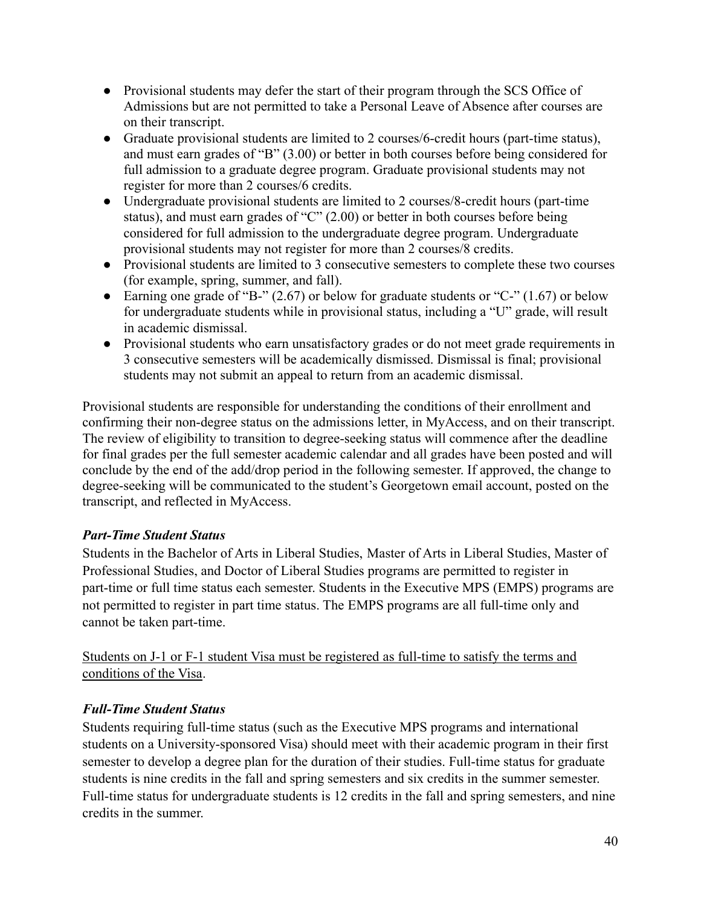- Provisional students may defer the start of their program through the SCS Office of Admissions but are not permitted to take a Personal Leave of Absence after courses are on their transcript.
- Graduate provisional students are limited to 2 courses/6-credit hours (part-time status), and must earn grades of "B" (3.00) or better in both courses before being considered for full admission to a graduate degree program. Graduate provisional students may not register for more than 2 courses/6 credits.
- Undergraduate provisional students are limited to 2 courses/8-credit hours (part-time status), and must earn grades of "C" (2.00) or better in both courses before being considered for full admission to the undergraduate degree program. Undergraduate provisional students may not register for more than 2 courses/8 credits.
- Provisional students are limited to 3 consecutive semesters to complete these two courses (for example, spring, summer, and fall).
- Earning one grade of "B-" (2.67) or below for graduate students or "C-" (1.67) or below for undergraduate students while in provisional status, including a "U" grade, will result in academic dismissal.
- Provisional students who earn unsatisfactory grades or do not meet grade requirements in 3 consecutive semesters will be academically dismissed. Dismissal is final; provisional students may not submit an appeal to return from an academic dismissal.

Provisional students are responsible for understanding the conditions of their enrollment and confirming their non-degree status on the admissions letter, in MyAccess, and on their transcript. The review of eligibility to transition to degree-seeking status will commence after the deadline for final grades per the full semester academic calendar and all grades have been posted and will conclude by the end of the add/drop period in the following semester. If approved, the change to degree-seeking will be communicated to the student's Georgetown email account, posted on the transcript, and reflected in MyAccess.

***Part-Time Student Status***

Students in the Bachelor of Arts in Liberal Studies, Master of Arts in Liberal Studies, Master of Professional Studies, and Doctor of Liberal Studies programs are permitted to register in part-time or full time status each semester. Students in the Executive MPS (EMPS) programs are not permitted to register in part time status. The EMPS programs are all full-time only and cannot be taken part-time.

<u>Students on J-1 or F-1 student Visa must be registered as full-time to satisfy the terms and conditions of the Visa</u>.

***Full-Time Student Status***

Students requiring full-time status (such as the Executive MPS programs and international students on a University-sponsored Visa) should meet with their academic program in their first semester to develop a degree plan for the duration of their studies. Full-time status for graduate students is nine credits in the fall and spring semesters and six credits in the summer semester. Full-time status for undergraduate students is 12 credits in the fall and spring semesters, and nine credits in the summer.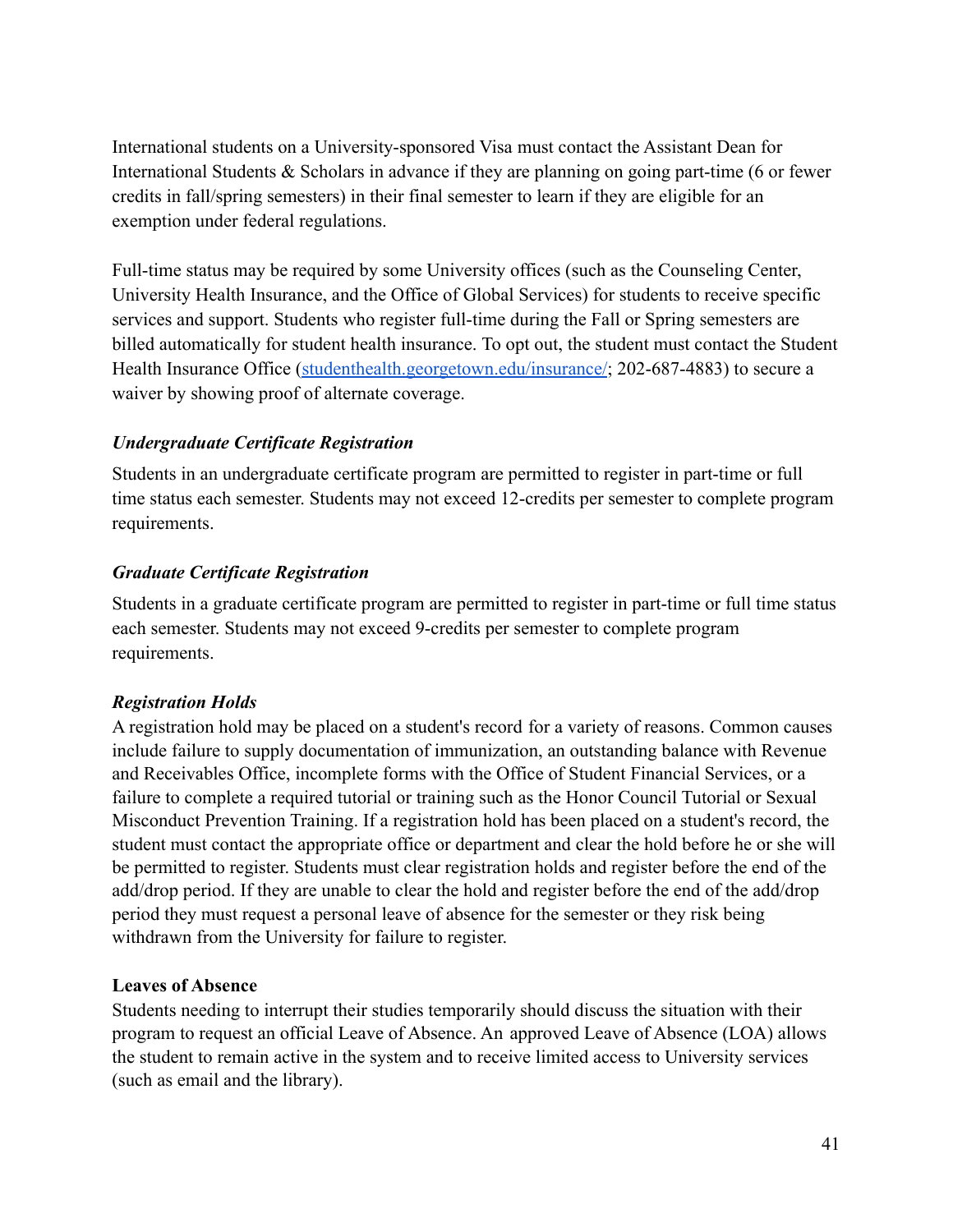International students on a University-sponsored Visa must contact the Assistant Dean for International Students & Scholars in advance if they are planning on going part-time (6 or fewer credits in fall/spring semesters) in their final semester to learn if they are eligible for an exemption under federal regulations.

Full-time status may be required by some University offices (such as the Counseling Center, University Health Insurance, and the Office of Global Services) for students to receive specific services and support. Students who register full-time during the Fall or Spring semesters are billed automatically for student health insurance. To opt out, the student must contact the Student Health Insurance Office ([studenthealth.georgetown.edu/insurance/](studenthealth.georgetown.edu/insurance/); 202-687-4883) to secure a waiver by showing proof of alternate coverage.

***Undergraduate Certificate Registration***

Students in an undergraduate certificate program are permitted to register in part-time or full time status each semester. Students may not exceed 12-credits per semester to complete program requirements.

***Graduate Certificate Registration***

Students in a graduate certificate program are permitted to register in part-time or full time status each semester. Students may not exceed 9-credits per semester to complete program requirements.

***Registration Holds***

A registration hold may be placed on a student's record for a variety of reasons. Common causes include failure to supply documentation of immunization, an outstanding balance with Revenue and Receivables Office, incomplete forms with the Office of Student Financial Services, or a failure to complete a required tutorial or training such as the Honor Council Tutorial or Sexual Misconduct Prevention Training. If a registration hold has been placed on a student's record, the student must contact the appropriate office or department and clear the hold before he or she will be permitted to register. Students must clear registration holds and register before the end of the add/drop period. If they are unable to clear the hold and register before the end of the add/drop period they must request a personal leave of absence for the semester or they risk being withdrawn from the University for failure to register.

**Leaves of Absence**

Students needing to interrupt their studies temporarily should discuss the situation with their program to request an official Leave of Absence. An approved Leave of Absence (LOA) allows the student to remain active in the system and to receive limited access to University services (such as email and the library).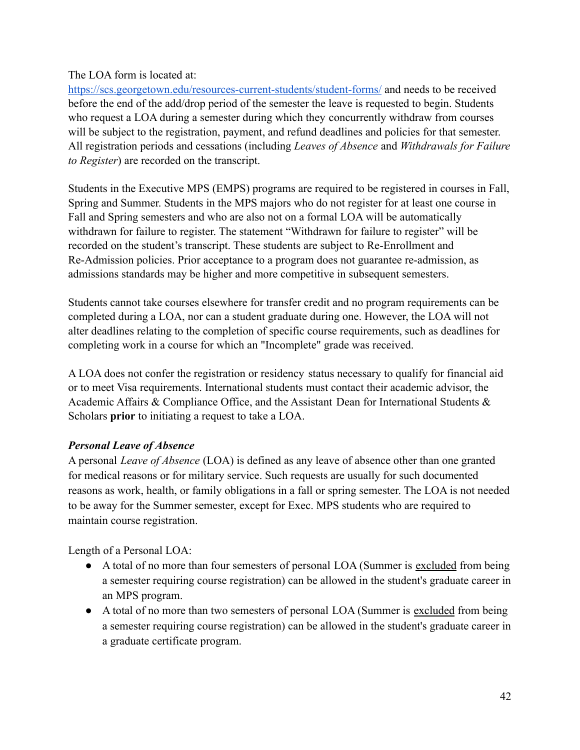The LOA form is located at: [https://scs.georgetown.edu/resources-current-students/student-forms/](https://scs.georgetown.edu/resources-current-students/student-forms/) and needs to be received before the end of the add/drop period of the semester the leave is requested to begin. Students who request a LOA during a semester during which they concurrently withdraw from courses will be subject to the registration, payment, and refund deadlines and policies for that semester. All registration periods and cessations (including *Leaves of Absence* and *Withdrawals for Failure to Register*) are recorded on the transcript.

Students in the Executive MPS (EMPS) programs are required to be registered in courses in Fall, Spring and Summer. Students in the MPS majors who do not register for at least one course in Fall and Spring semesters and who are also not on a formal LOA will be automatically withdrawn for failure to register. The statement "Withdrawn for failure to register" will be recorded on the student's transcript. These students are subject to Re-Enrollment and Re-Admission policies. Prior acceptance to a program does not guarantee re-admission, as admissions standards may be higher and more competitive in subsequent semesters.

Students cannot take courses elsewhere for transfer credit and no program requirements can be completed during a LOA, nor can a student graduate during one. However, the LOA will not alter deadlines relating to the completion of specific course requirements, such as deadlines for completing work in a course for which an "Incomplete" grade was received.

A LOA does not confer the registration or residency status necessary to qualify for financial aid or to meet Visa requirements. International students must contact their academic advisor, the Academic Affairs & Compliance Office, and the Assistant Dean for International Students & Scholars **prior** to initiating a request to take a LOA.

***Personal Leave of Absence***

A personal *Leave of Absence* (LOA) is defined as any leave of absence other than one granted for medical reasons or for military service. Such requests are usually for such documented reasons as work, health, or family obligations in a fall or spring semester. The LOA is not needed to be away for the Summer semester, except for Exec. MPS students who are required to maintain course registration.

Length of a Personal LOA:

- A total of no more than four semesters of personal LOA (Summer is <u>excluded</u> from being a semester requiring course registration) can be allowed in the student's graduate career in an MPS program.
- A total of no more than two semesters of personal LOA (Summer is <u>excluded</u> from being a semester requiring course registration) can be allowed in the student's graduate career in a graduate certificate program.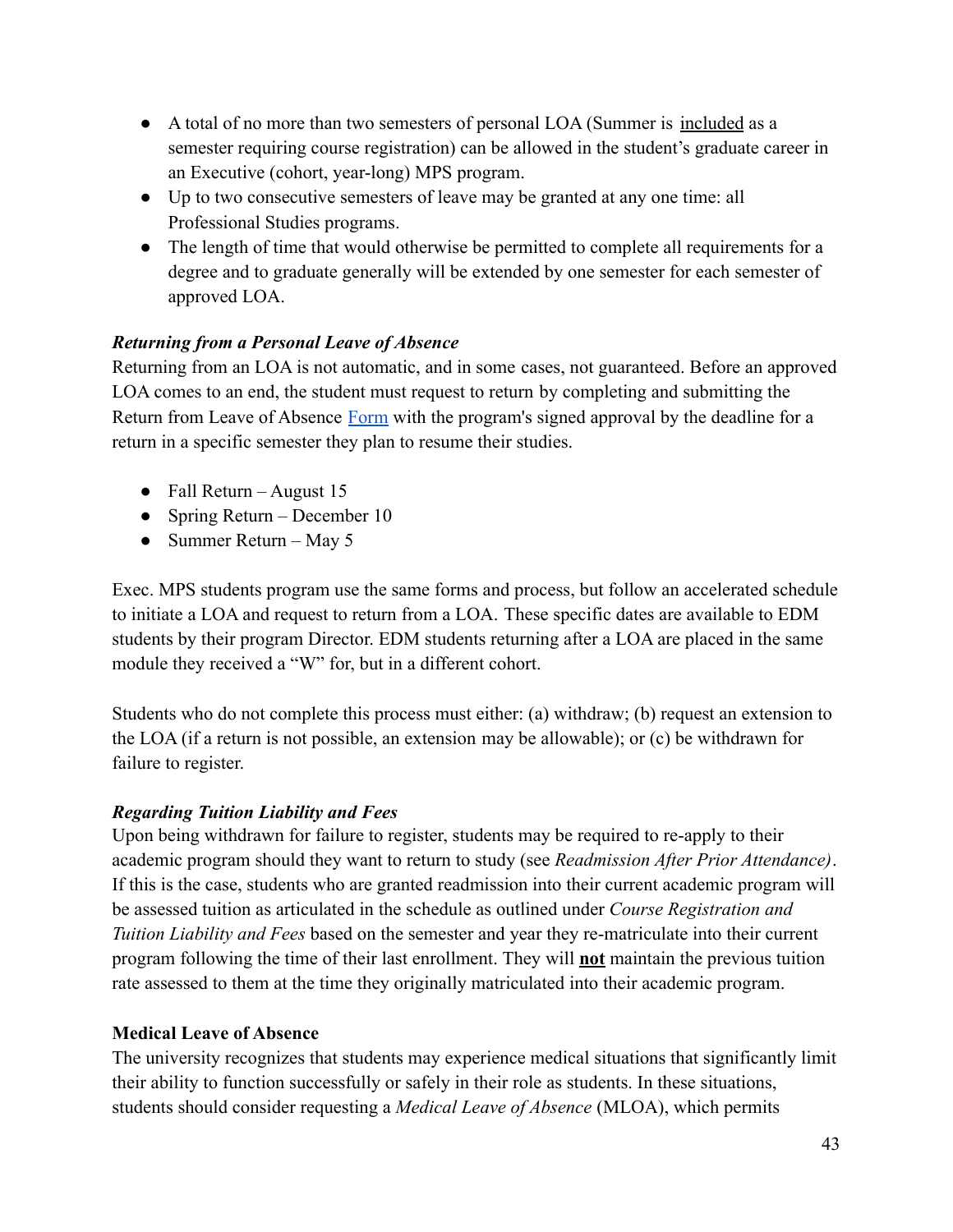- A total of no more than two semesters of personal LOA (Summer is included as a semester requiring course registration) can be allowed in the student's graduate career in an Executive (cohort, year-long) MPS program.
- Up to two consecutive semesters of leave may be granted at any one time: all Professional Studies programs.
- The length of time that would otherwise be permitted to complete all requirements for a degree and to graduate generally will be extended by one semester for each semester of approved LOA.

***Returning from a Personal Leave of Absence***

Returning from an LOA is not automatic, and in some cases, not guaranteed. Before an approved LOA comes to an end, the student must request to return by completing and submitting the Return from Leave of Absence Form with the program's signed approval by the deadline for a return in a specific semester they plan to resume their studies.

- Fall Return – August 15
- Spring Return – December 10
- Summer Return – May 5

Exec. MPS students program use the same forms and process, but follow an accelerated schedule to initiate a LOA and request to return from a LOA. These specific dates are available to EDM students by their program Director. EDM students returning after a LOA are placed in the same module they received a "W" for, but in a different cohort.

Students who do not complete this process must either: (a) withdraw; (b) request an extension to the LOA (if a return is not possible, an extension may be allowable); or (c) be withdrawn for failure to register.

***Regarding Tuition Liability and Fees***

Upon being withdrawn for failure to register, students may be required to re-apply to their academic program should they want to return to study (see *Readmission After Prior Attendance)*. If this is the case, students who are granted readmission into their current academic program will be assessed tuition as articulated in the schedule as outlined under *Course Registration and Tuition Liability and Fees* based on the semester and year they re-matriculate into their current program following the time of their last enrollment. They will **not** maintain the previous tuition rate assessed to them at the time they originally matriculated into their academic program.

**Medical Leave of Absence**

The university recognizes that students may experience medical situations that significantly limit their ability to function successfully or safely in their role as students. In these situations, students should consider requesting a *Medical Leave of Absence* (MLOA), which permits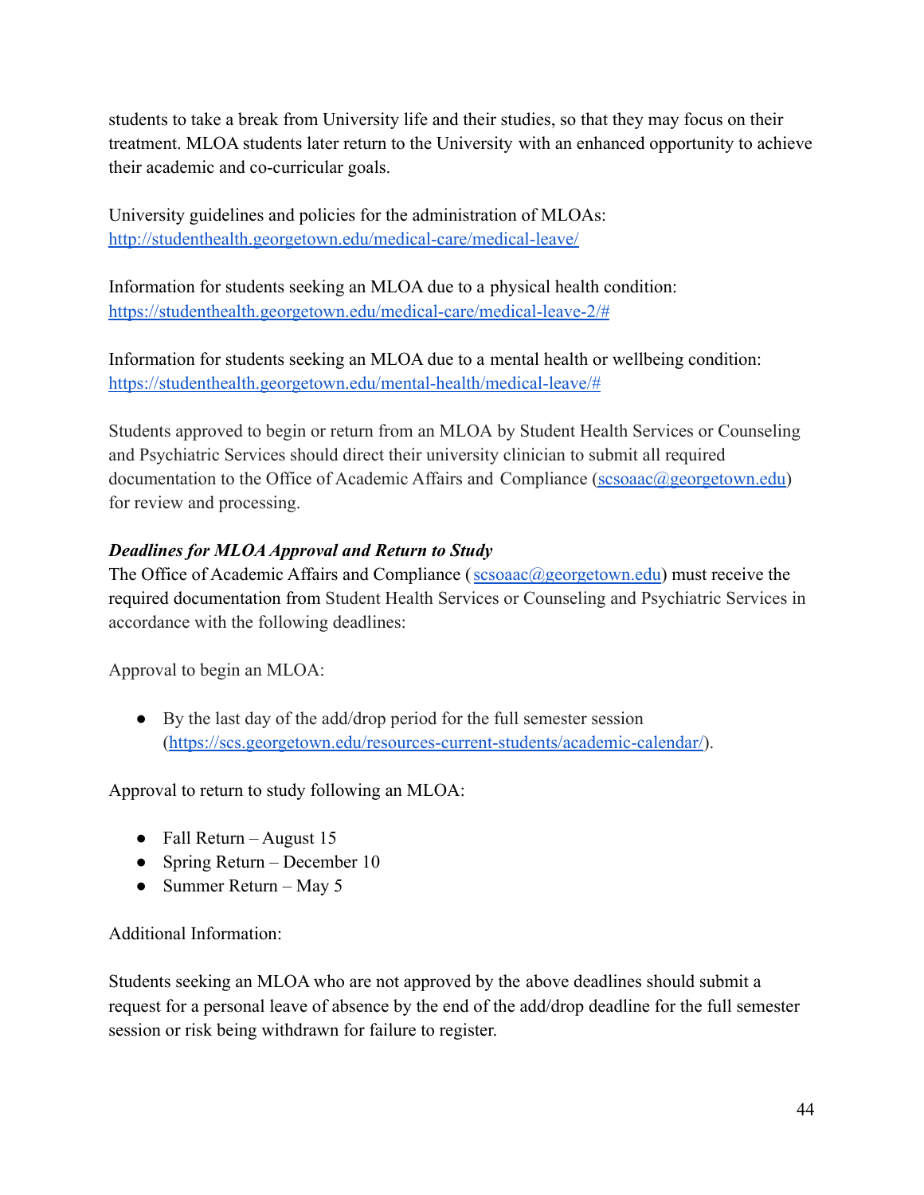students to take a break from University life and their studies, so that they may focus on their treatment. MLOA students later return to the University with an enhanced opportunity to achieve their academic and co-curricular goals.

University guidelines and policies for the administration of MLOAs: [http://studenthealth.georgetown.edu/medical-care/medical-leave/](http://studenthealth.georgetown.edu/medical-care/medical-leave/)

Information for students seeking an MLOA due to a physical health condition: [https://studenthealth.georgetown.edu/medical-care/medical-leave-2/#](https://studenthealth.georgetown.edu/medical-care/medical-leave-2/#)

Information for students seeking an MLOA due to a mental health or wellbeing condition: [https://studenthealth.georgetown.edu/mental-health/medical-leave/#](https://studenthealth.georgetown.edu/mental-health/medical-leave/#)

Students approved to begin or return from an MLOA by Student Health Services or Counseling and Psychiatric Services should direct their university clinician to submit all required documentation to the Office of Academic Affairs and Compliance ([scsoaac@georgetown.edu](mailto:scsoaac@georgetown.edu)) for review and processing.

***Deadlines for MLOA Approval and Return to Study***

The Office of Academic Affairs and Compliance ( [scsoaac@georgetown.edu](mailto:scsoaac@georgetown.edu)) must receive the required documentation from Student Health Services or Counseling and Psychiatric Services in accordance with the following deadlines:

Approval to begin an MLOA:

- By the last day of the add/drop period for the full semester session ([https://scs.georgetown.edu/resources-current-students/academic-calendar/](https://scs.georgetown.edu/resources-current-students/academic-calendar/)).

Approval to return to study following an MLOA:

- Fall Return – August 15
- Spring Return – December 10
- Summer Return – May 5

Additional Information:

Students seeking an MLOA who are not approved by the above deadlines should submit a request for a personal leave of absence by the end of the add/drop deadline for the full semester session or risk being withdrawn for failure to register.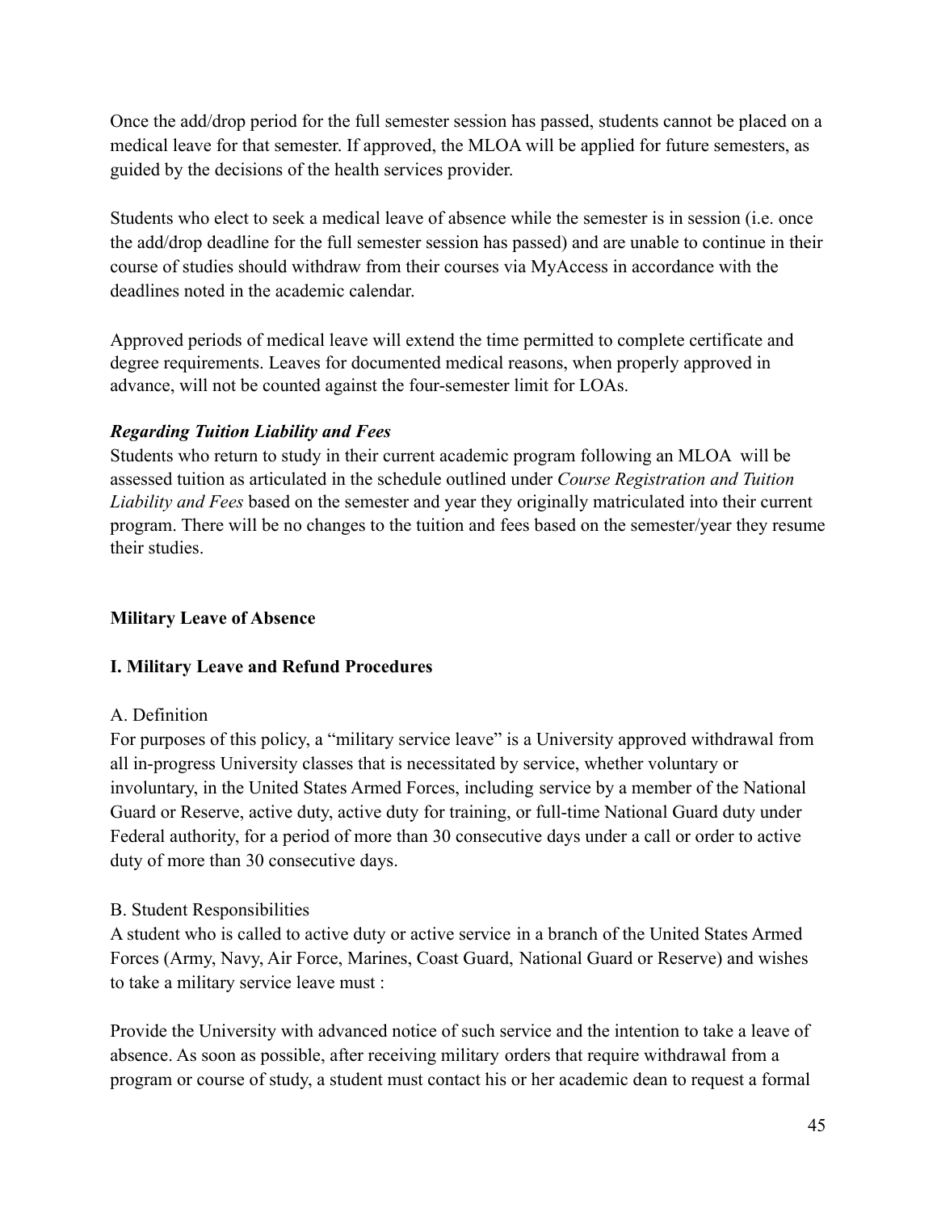Once the add/drop period for the full semester session has passed, students cannot be placed on a medical leave for that semester. If approved, the MLOA will be applied for future semesters, as guided by the decisions of the health services provider.

Students who elect to seek a medical leave of absence while the semester is in session (i.e. once the add/drop deadline for the full semester session has passed) and are unable to continue in their course of studies should withdraw from their courses via MyAccess in accordance with the deadlines noted in the academic calendar.

Approved periods of medical leave will extend the time permitted to complete certificate and degree requirements. Leaves for documented medical reasons, when properly approved in advance, will not be counted against the four-semester limit for LOAs.

***Regarding Tuition Liability and Fees***

Students who return to study in their current academic program following an MLOA will be assessed tuition as articulated in the schedule outlined under *Course Registration and Tuition Liability and Fees* based on the semester and year they originally matriculated into their current program. There will be no changes to the tuition and fees based on the semester/year they resume their studies.

**Military Leave of Absence**

**I. Military Leave and Refund Procedures**

A. Definition

For purposes of this policy, a "military service leave" is a University approved withdrawal from all in-progress University classes that is necessitated by service, whether voluntary or involuntary, in the United States Armed Forces, including service by a member of the National Guard or Reserve, active duty, active duty for training, or full-time National Guard duty under Federal authority, for a period of more than 30 consecutive days under a call or order to active duty of more than 30 consecutive days.

B. Student Responsibilities

A student who is called to active duty or active service in a branch of the United States Armed Forces (Army, Navy, Air Force, Marines, Coast Guard, National Guard or Reserve) and wishes to take a military service leave must :

Provide the University with advanced notice of such service and the intention to take a leave of absence. As soon as possible, after receiving military orders that require withdrawal from a program or course of study, a student must contact his or her academic dean to request a formal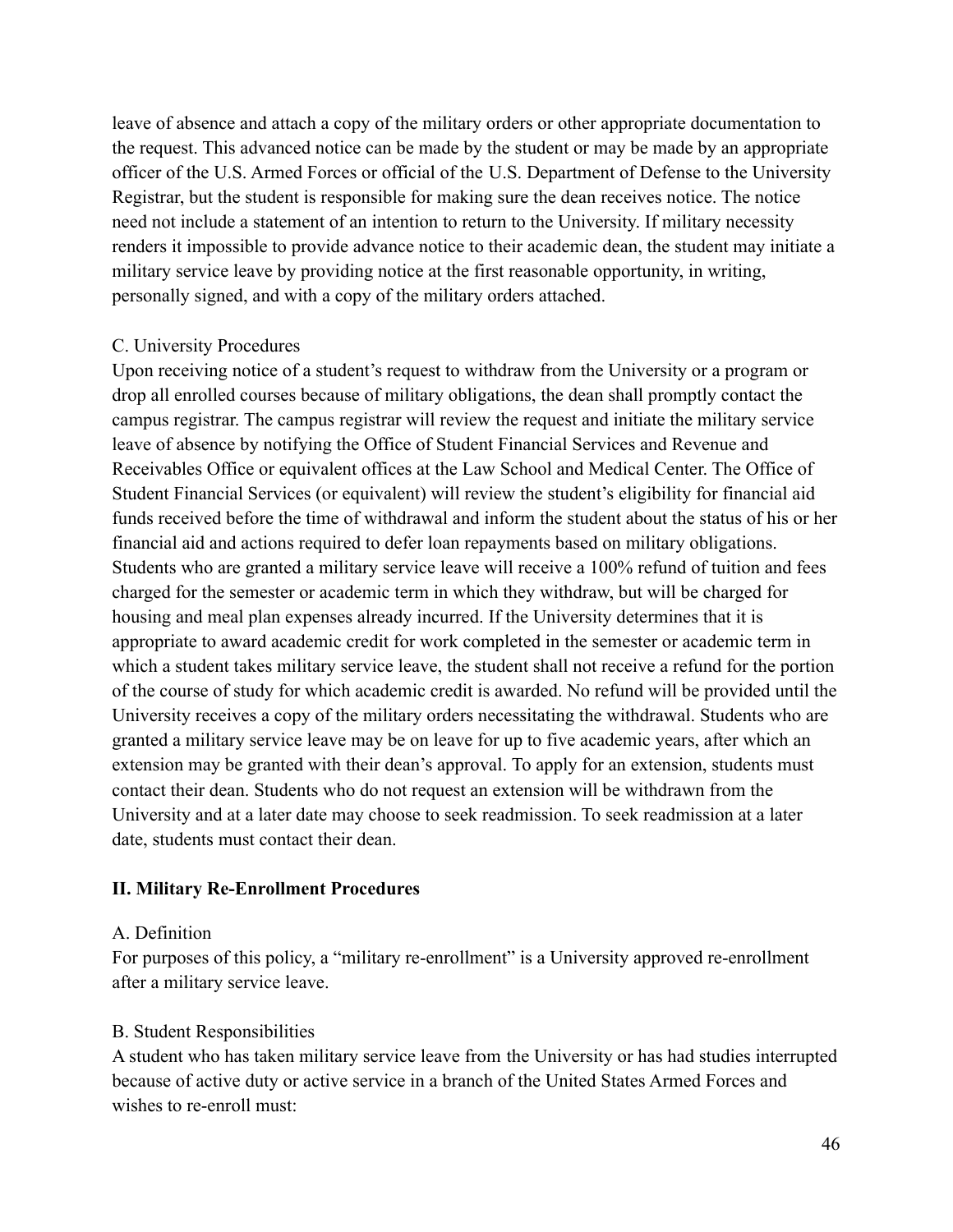leave of absence and attach a copy of the military orders or other appropriate documentation to the request. This advanced notice can be made by the student or may be made by an appropriate officer of the U.S. Armed Forces or official of the U.S. Department of Defense to the University Registrar, but the student is responsible for making sure the dean receives notice. The notice need not include a statement of an intention to return to the University. If military necessity renders it impossible to provide advance notice to their academic dean, the student may initiate a military service leave by providing notice at the first reasonable opportunity, in writing, personally signed, and with a copy of the military orders attached.

C. University Procedures

Upon receiving notice of a student's request to withdraw from the University or a program or drop all enrolled courses because of military obligations, the dean shall promptly contact the campus registrar. The campus registrar will review the request and initiate the military service leave of absence by notifying the Office of Student Financial Services and Revenue and Receivables Office or equivalent offices at the Law School and Medical Center. The Office of Student Financial Services (or equivalent) will review the student's eligibility for financial aid funds received before the time of withdrawal and inform the student about the status of his or her financial aid and actions required to defer loan repayments based on military obligations. Students who are granted a military service leave will receive a 100% refund of tuition and fees charged for the semester or academic term in which they withdraw, but will be charged for housing and meal plan expenses already incurred. If the University determines that it is appropriate to award academic credit for work completed in the semester or academic term in which a student takes military service leave, the student shall not receive a refund for the portion of the course of study for which academic credit is awarded. No refund will be provided until the University receives a copy of the military orders necessitating the withdrawal. Students who are granted a military service leave may be on leave for up to five academic years, after which an extension may be granted with their dean's approval. To apply for an extension, students must contact their dean. Students who do not request an extension will be withdrawn from the University and at a later date may choose to seek readmission. To seek readmission at a later date, students must contact their dean.

## II. Military Re-Enrollment Procedures

A. Definition

For purposes of this policy, a "military re-enrollment" is a University approved re-enrollment after a military service leave.

B. Student Responsibilities

A student who has taken military service leave from the University or has had studies interrupted because of active duty or active service in a branch of the United States Armed Forces and wishes to re-enroll must: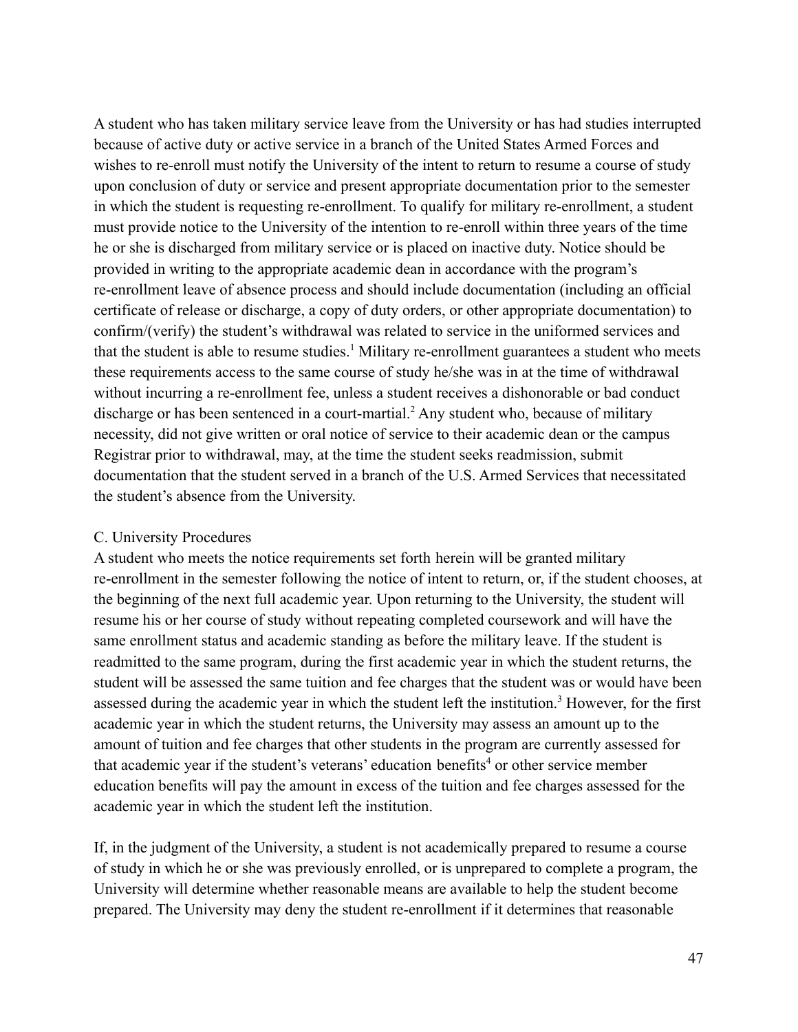A student who has taken military service leave from the University or has had studies interrupted because of active duty or active service in a branch of the United States Armed Forces and wishes to re-enroll must notify the University of the intent to return to resume a course of study upon conclusion of duty or service and present appropriate documentation prior to the semester in which the student is requesting re-enrollment. To qualify for military re-enrollment, a student must provide notice to the University of the intention to re-enroll within three years of the time he or she is discharged from military service or is placed on inactive duty. Notice should be provided in writing to the appropriate academic dean in accordance with the program's re-enrollment leave of absence process and should include documentation (including an official certificate of release or discharge, a copy of duty orders, or other appropriate documentation) to confirm/(verify) the student's withdrawal was related to service in the uniformed services and that the student is able to resume studies.[1] Military re-enrollment guarantees a student who meets these requirements access to the same course of study he/she was in at the time of withdrawal without incurring a re-enrollment fee, unless a student receives a dishonorable or bad conduct discharge or has been sentenced in a court-martial.[2] Any student who, because of military necessity, did not give written or oral notice of service to their academic dean or the campus Registrar prior to withdrawal, may, at the time the student seeks readmission, submit documentation that the student served in a branch of the U.S. Armed Services that necessitated the student's absence from the University.

C. University Procedures

A student who meets the notice requirements set forth herein will be granted military re-enrollment in the semester following the notice of intent to return, or, if the student chooses, at the beginning of the next full academic year. Upon returning to the University, the student will resume his or her course of study without repeating completed coursework and will have the same enrollment status and academic standing as before the military leave. If the student is readmitted to the same program, during the first academic year in which the student returns, the student will be assessed the same tuition and fee charges that the student was or would have been assessed during the academic year in which the student left the institution.[3] However, for the first academic year in which the student returns, the University may assess an amount up to the amount of tuition and fee charges that other students in the program are currently assessed for that academic year if the student's veterans' education benefits[4] or other service member education benefits will pay the amount in excess of the tuition and fee charges assessed for the academic year in which the student left the institution.

If, in the judgment of the University, a student is not academically prepared to resume a course of study in which he or she was previously enrolled, or is unprepared to complete a program, the University will determine whether reasonable means are available to help the student become prepared. The University may deny the student re-enrollment if it determines that reasonable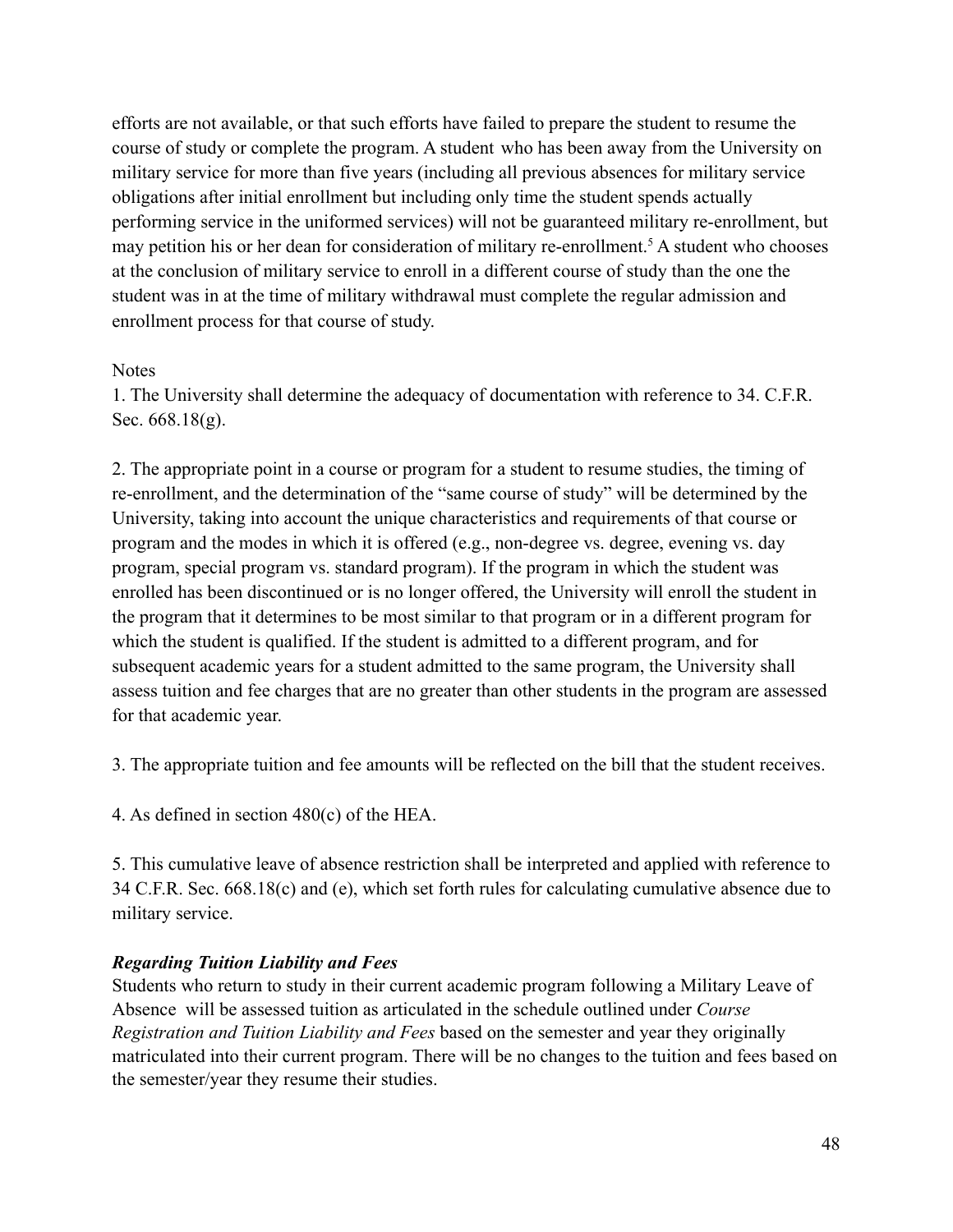efforts are not available, or that such efforts have failed to prepare the student to resume the course of study or complete the program. A student who has been away from the University on military service for more than five years (including all previous absences for military service obligations after initial enrollment but including only time the student spends actually performing service in the uniformed services) will not be guaranteed military re-enrollment, but may petition his or her dean for consideration of military re-enrollment.[5] A student who chooses at the conclusion of military service to enroll in a different course of study than the one the student was in at the time of military withdrawal must complete the regular admission and enrollment process for that course of study.

Notes

1. The University shall determine the adequacy of documentation with reference to 34. C.F.R. Sec. 668.18(g).

2. The appropriate point in a course or program for a student to resume studies, the timing of re-enrollment, and the determination of the "same course of study" will be determined by the University, taking into account the unique characteristics and requirements of that course or program and the modes in which it is offered (e.g., non-degree vs. degree, evening vs. day program, special program vs. standard program). If the program in which the student was enrolled has been discontinued or is no longer offered, the University will enroll the student in the program that it determines to be most similar to that program or in a different program for which the student is qualified. If the student is admitted to a different program, and for subsequent academic years for a student admitted to the same program, the University shall assess tuition and fee charges that are no greater than other students in the program are assessed for that academic year.

3. The appropriate tuition and fee amounts will be reflected on the bill that the student receives.

4. As defined in section 480(c) of the HEA.

5. This cumulative leave of absence restriction shall be interpreted and applied with reference to 34 C.F.R. Sec. 668.18(c) and (e), which set forth rules for calculating cumulative absence due to military service.

***Regarding Tuition Liability and Fees***

Students who return to study in their current academic program following a Military Leave of Absence will be assessed tuition as articulated in the schedule outlined under *Course Registration and Tuition Liability and Fees* based on the semester and year they originally matriculated into their current program. There will be no changes to the tuition and fees based on the semester/year they resume their studies.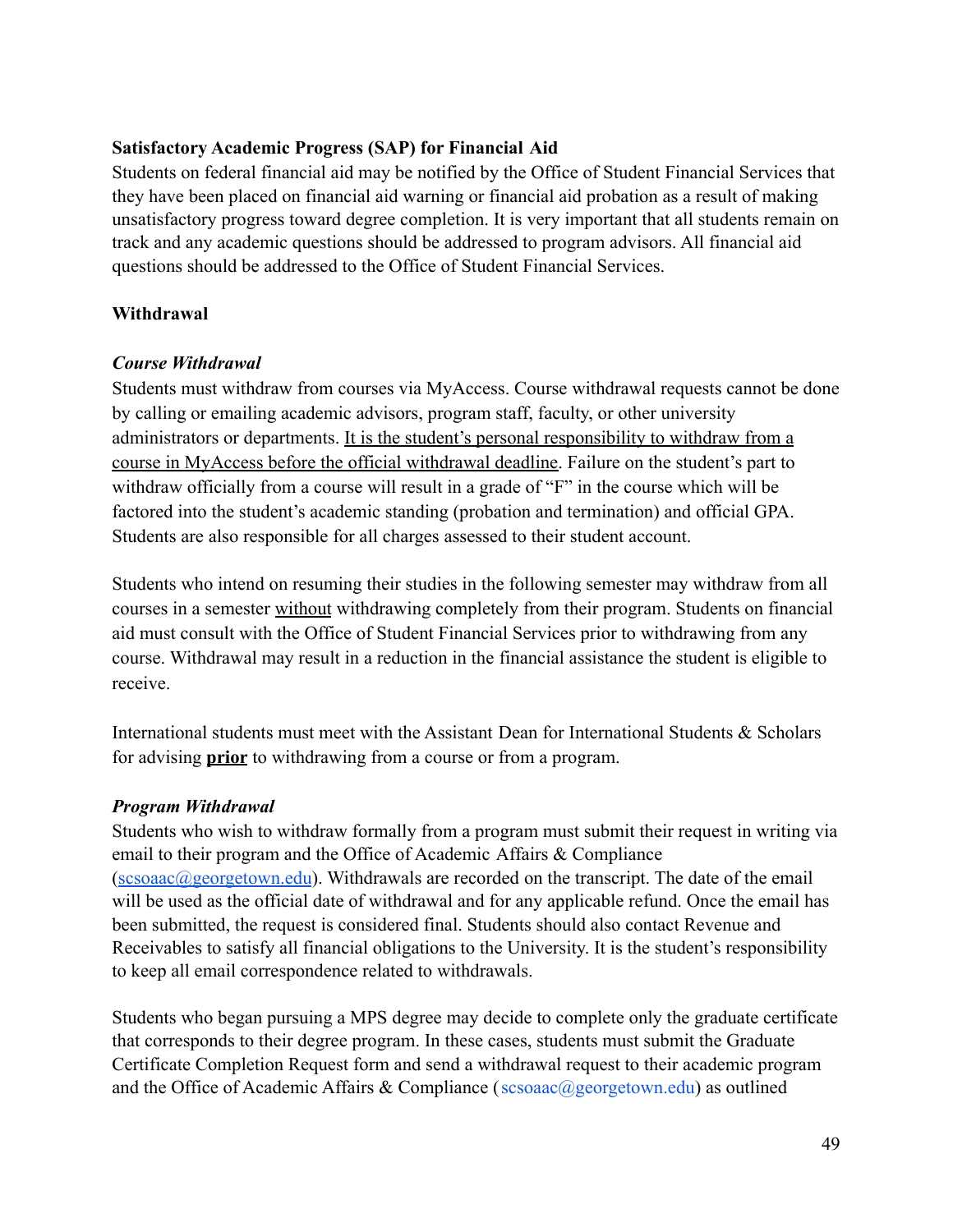**Satisfactory Academic Progress (SAP) for Financial Aid**

Students on federal financial aid may be notified by the Office of Student Financial Services that they have been placed on financial aid warning or financial aid probation as a result of making unsatisfactory progress toward degree completion. It is very important that all students remain on track and any academic questions should be addressed to program advisors. All financial aid questions should be addressed to the Office of Student Financial Services.

**Withdrawal**

***Course Withdrawal***

Students must withdraw from courses via MyAccess. Course withdrawal requests cannot be done by calling or emailing academic advisors, program staff, faculty, or other university administrators or departments. <u>It is the student's personal responsibility to withdraw from a course in MyAccess before the official withdrawal deadline</u>. Failure on the student's part to withdraw officially from a course will result in a grade of "F" in the course which will be factored into the student's academic standing (probation and termination) and official GPA. Students are also responsible for all charges assessed to their student account.

Students who intend on resuming their studies in the following semester may withdraw from all courses in a semester <u>without</u> withdrawing completely from their program. Students on financial aid must consult with the Office of Student Financial Services prior to withdrawing from any course. Withdrawal may result in a reduction in the financial assistance the student is eligible to receive.

International students must meet with the Assistant Dean for International Students & Scholars for advising **<u>prior</u>** to withdrawing from a course or from a program.

***Program Withdrawal***

Students who wish to withdraw formally from a program must submit their request in writing via email to their program and the Office of Academic Affairs & Compliance (scsoaac@georgetown.edu). Withdrawals are recorded on the transcript. The date of the email will be used as the official date of withdrawal and for any applicable refund. Once the email has been submitted, the request is considered final. Students should also contact Revenue and Receivables to satisfy all financial obligations to the University. It is the student's responsibility to keep all email correspondence related to withdrawals.

Students who began pursuing a MPS degree may decide to complete only the graduate certificate that corresponds to their degree program. In these cases, students must submit the Graduate Certificate Completion Request form and send a withdrawal request to their academic program and the Office of Academic Affairs & Compliance (scsoaac@georgetown.edu) as outlined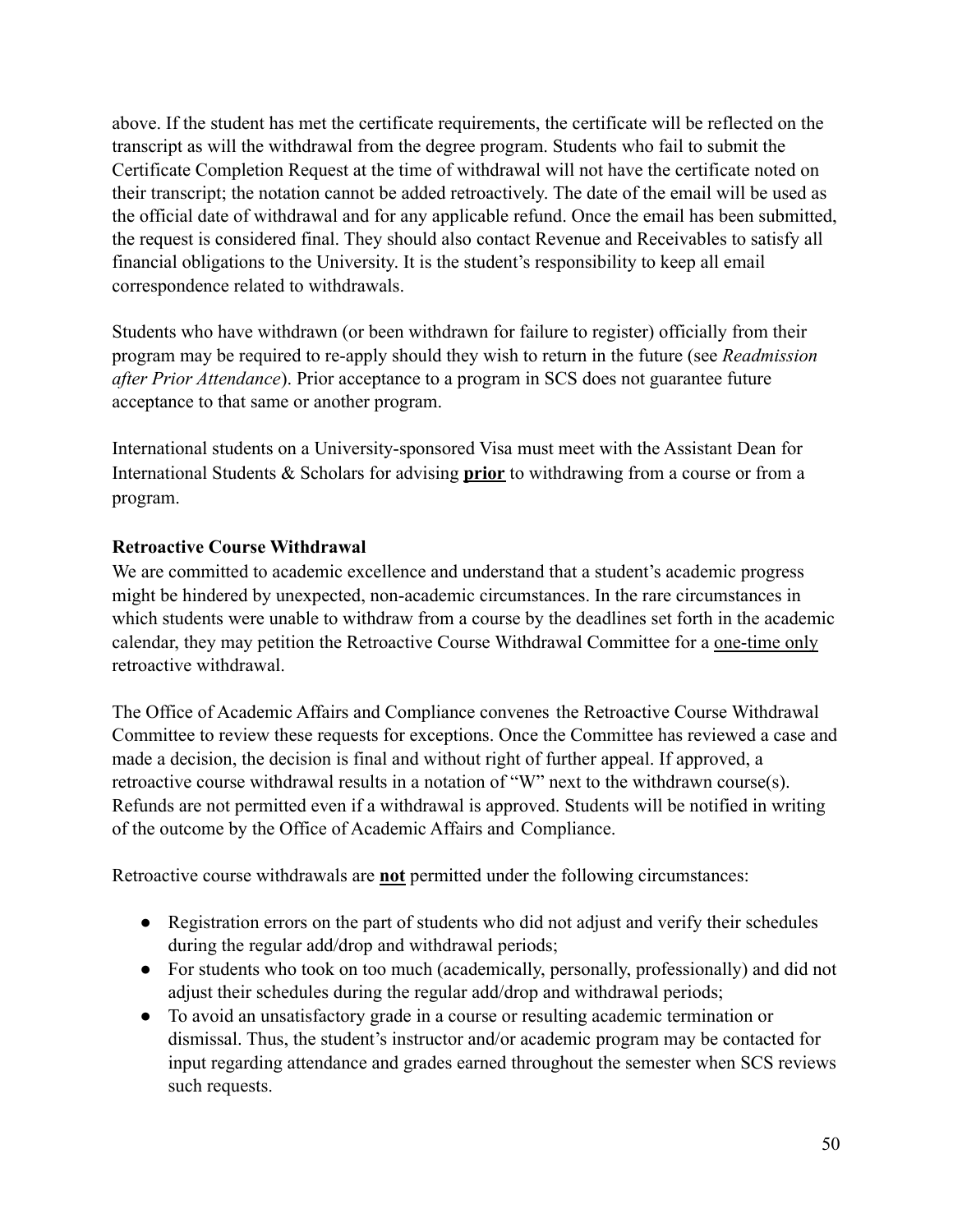above. If the student has met the certificate requirements, the certificate will be reflected on the transcript as will the withdrawal from the degree program. Students who fail to submit the Certificate Completion Request at the time of withdrawal will not have the certificate noted on their transcript; the notation cannot be added retroactively. The date of the email will be used as the official date of withdrawal and for any applicable refund. Once the email has been submitted, the request is considered final. They should also contact Revenue and Receivables to satisfy all financial obligations to the University. It is the student's responsibility to keep all email correspondence related to withdrawals.

Students who have withdrawn (or been withdrawn for failure to register) officially from their program may be required to re-apply should they wish to return in the future (see *Readmission after Prior Attendance*). Prior acceptance to a program in SCS does not guarantee future acceptance to that same or another program.

International students on a University-sponsored Visa must meet with the Assistant Dean for International Students & Scholars for advising <u>**prior**</u> to withdrawing from a course or from a program.

**Retroactive Course Withdrawal**

We are committed to academic excellence and understand that a student's academic progress might be hindered by unexpected, non-academic circumstances. In the rare circumstances in which students were unable to withdraw from a course by the deadlines set forth in the academic calendar, they may petition the Retroactive Course Withdrawal Committee for a <u>one-time only</u> retroactive withdrawal.

The Office of Academic Affairs and Compliance convenes the Retroactive Course Withdrawal Committee to review these requests for exceptions. Once the Committee has reviewed a case and made a decision, the decision is final and without right of further appeal. If approved, a retroactive course withdrawal results in a notation of "W" next to the withdrawn course(s). Refunds are not permitted even if a withdrawal is approved. Students will be notified in writing of the outcome by the Office of Academic Affairs and Compliance.

Retroactive course withdrawals are <u>**not**</u> permitted under the following circumstances:

- Registration errors on the part of students who did not adjust and verify their schedules during the regular add/drop and withdrawal periods;
- For students who took on too much (academically, personally, professionally) and did not adjust their schedules during the regular add/drop and withdrawal periods;
- To avoid an unsatisfactory grade in a course or resulting academic termination or dismissal. Thus, the student's instructor and/or academic program may be contacted for input regarding attendance and grades earned throughout the semester when SCS reviews such requests.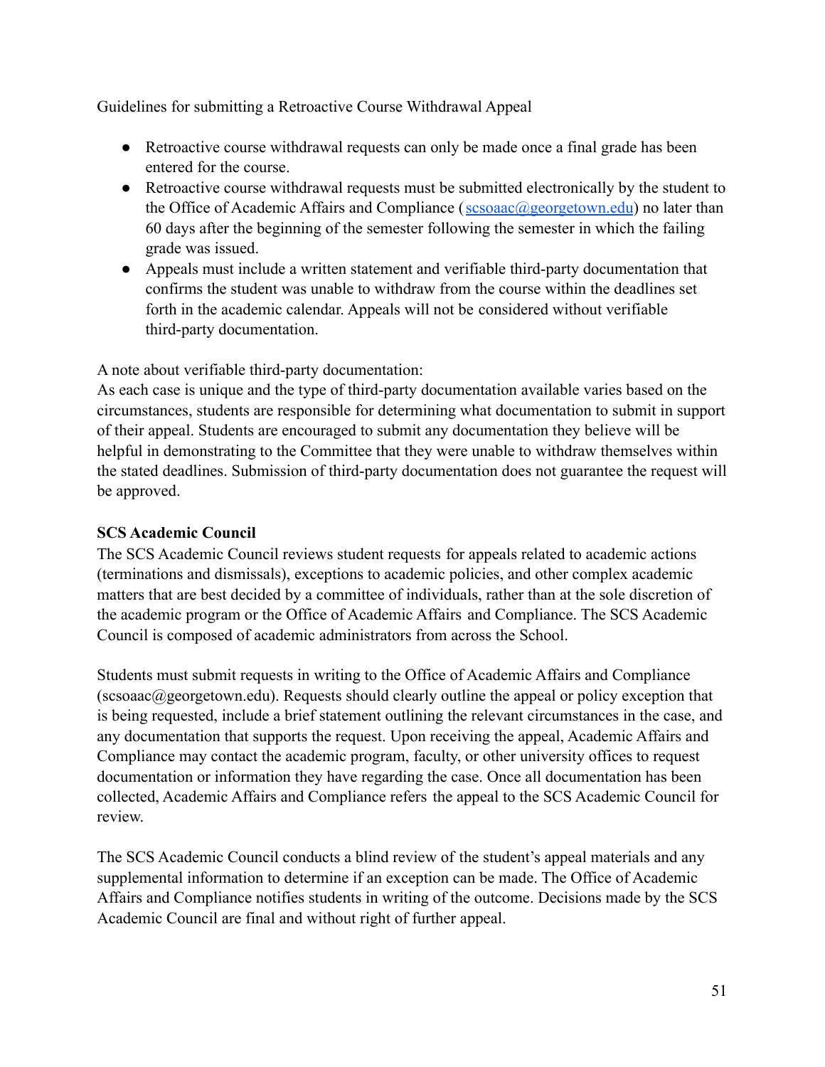Guidelines for submitting a Retroactive Course Withdrawal Appeal

- Retroactive course withdrawal requests can only be made once a final grade has been entered for the course.
- Retroactive course withdrawal requests must be submitted electronically by the student to the Office of Academic Affairs and Compliance ([scsoaac@georgetown.edu](mailto:scsoaac@georgetown.edu)) no later than 60 days after the beginning of the semester following the semester in which the failing grade was issued.
- Appeals must include a written statement and verifiable third-party documentation that confirms the student was unable to withdraw from the course within the deadlines set forth in the academic calendar. Appeals will not be considered without verifiable third-party documentation.

A note about verifiable third-party documentation:
As each case is unique and the type of third-party documentation available varies based on the circumstances, students are responsible for determining what documentation to submit in support of their appeal. Students are encouraged to submit any documentation they believe will be helpful in demonstrating to the Committee that they were unable to withdraw themselves within the stated deadlines. Submission of third-party documentation does not guarantee the request will be approved.

**SCS Academic Council**

The SCS Academic Council reviews student requests for appeals related to academic actions (terminations and dismissals), exceptions to academic policies, and other complex academic matters that are best decided by a committee of individuals, rather than at the sole discretion of the academic program or the Office of Academic Affairs and Compliance. The SCS Academic Council is composed of academic administrators from across the School.

Students must submit requests in writing to the Office of Academic Affairs and Compliance (scsoaac@georgetown.edu). Requests should clearly outline the appeal or policy exception that is being requested, include a brief statement outlining the relevant circumstances in the case, and any documentation that supports the request. Upon receiving the appeal, Academic Affairs and Compliance may contact the academic program, faculty, or other university offices to request documentation or information they have regarding the case. Once all documentation has been collected, Academic Affairs and Compliance refers the appeal to the SCS Academic Council for review.

The SCS Academic Council conducts a blind review of the student's appeal materials and any supplemental information to determine if an exception can be made. The Office of Academic Affairs and Compliance notifies students in writing of the outcome. Decisions made by the SCS Academic Council are final and without right of further appeal.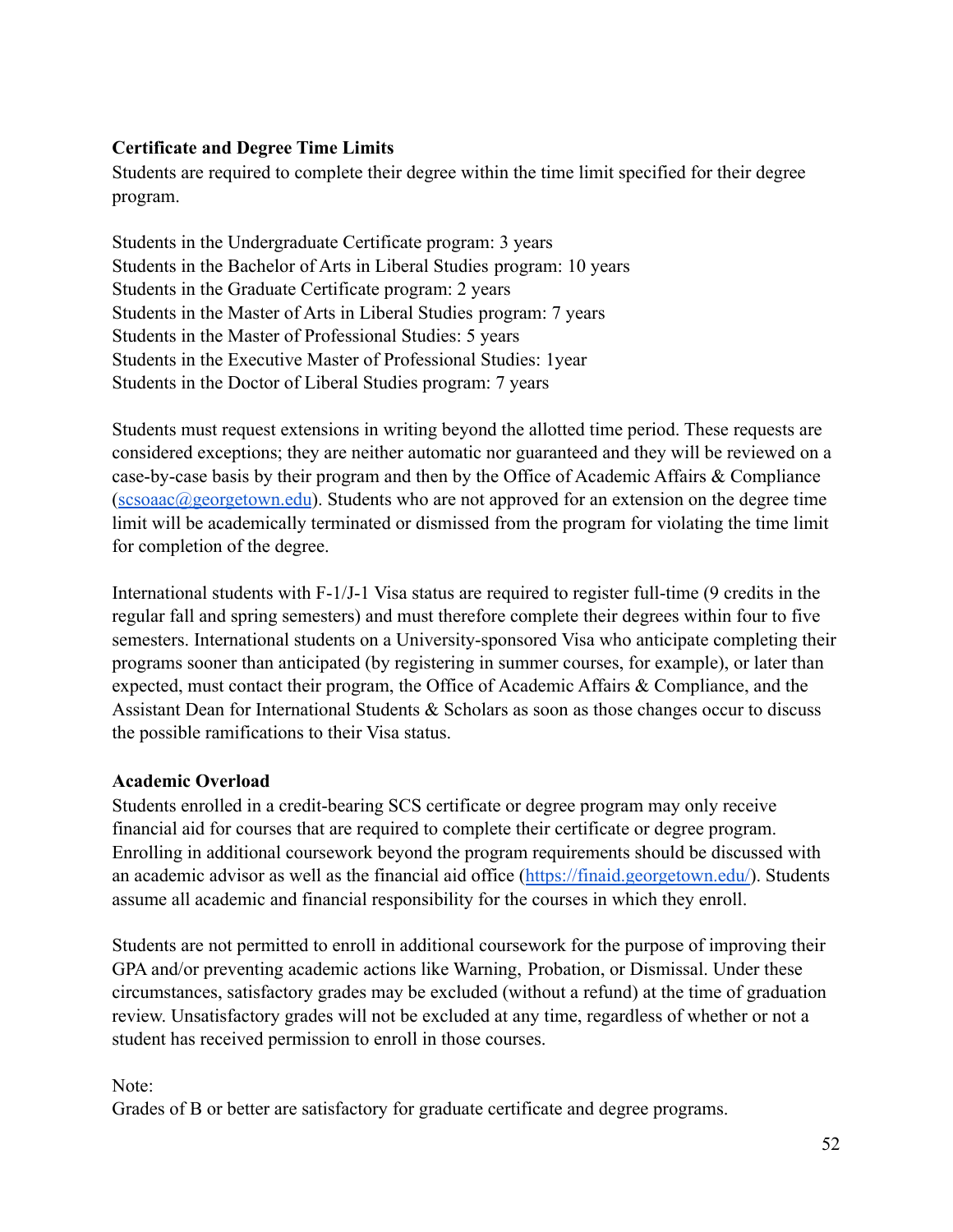**Certificate and Degree Time Limits**

Students are required to complete their degree within the time limit specified for their degree program.

Students in the Undergraduate Certificate program: 3 years
Students in the Bachelor of Arts in Liberal Studies program: 10 years
Students in the Graduate Certificate program: 2 years
Students in the Master of Arts in Liberal Studies program: 7 years
Students in the Master of Professional Studies: 5 years
Students in the Executive Master of Professional Studies: 1year
Students in the Doctor of Liberal Studies program: 7 years

Students must request extensions in writing beyond the allotted time period. These requests are considered exceptions; they are neither automatic nor guaranteed and they will be reviewed on a case-by-case basis by their program and then by the Office of Academic Affairs & Compliance (scsoaac@georgetown.edu). Students who are not approved for an extension on the degree time limit will be academically terminated or dismissed from the program for violating the time limit for completion of the degree.

International students with F-1/J-1 Visa status are required to register full-time (9 credits in the regular fall and spring semesters) and must therefore complete their degrees within four to five semesters. International students on a University-sponsored Visa who anticipate completing their programs sooner than anticipated (by registering in summer courses, for example), or later than expected, must contact their program, the Office of Academic Affairs & Compliance, and the Assistant Dean for International Students & Scholars as soon as those changes occur to discuss the possible ramifications to their Visa status.

**Academic Overload**

Students enrolled in a credit-bearing SCS certificate or degree program may only receive financial aid for courses that are required to complete their certificate or degree program. Enrolling in additional coursework beyond the program requirements should be discussed with an academic advisor as well as the financial aid office (https://finaid.georgetown.edu/). Students assume all academic and financial responsibility for the courses in which they enroll.

Students are not permitted to enroll in additional coursework for the purpose of improving their GPA and/or preventing academic actions like Warning, Probation, or Dismissal. Under these circumstances, satisfactory grades may be excluded (without a refund) at the time of graduation review. Unsatisfactory grades will not be excluded at any time, regardless of whether or not a student has received permission to enroll in those courses.

Note:
Grades of B or better are satisfactory for graduate certificate and degree programs.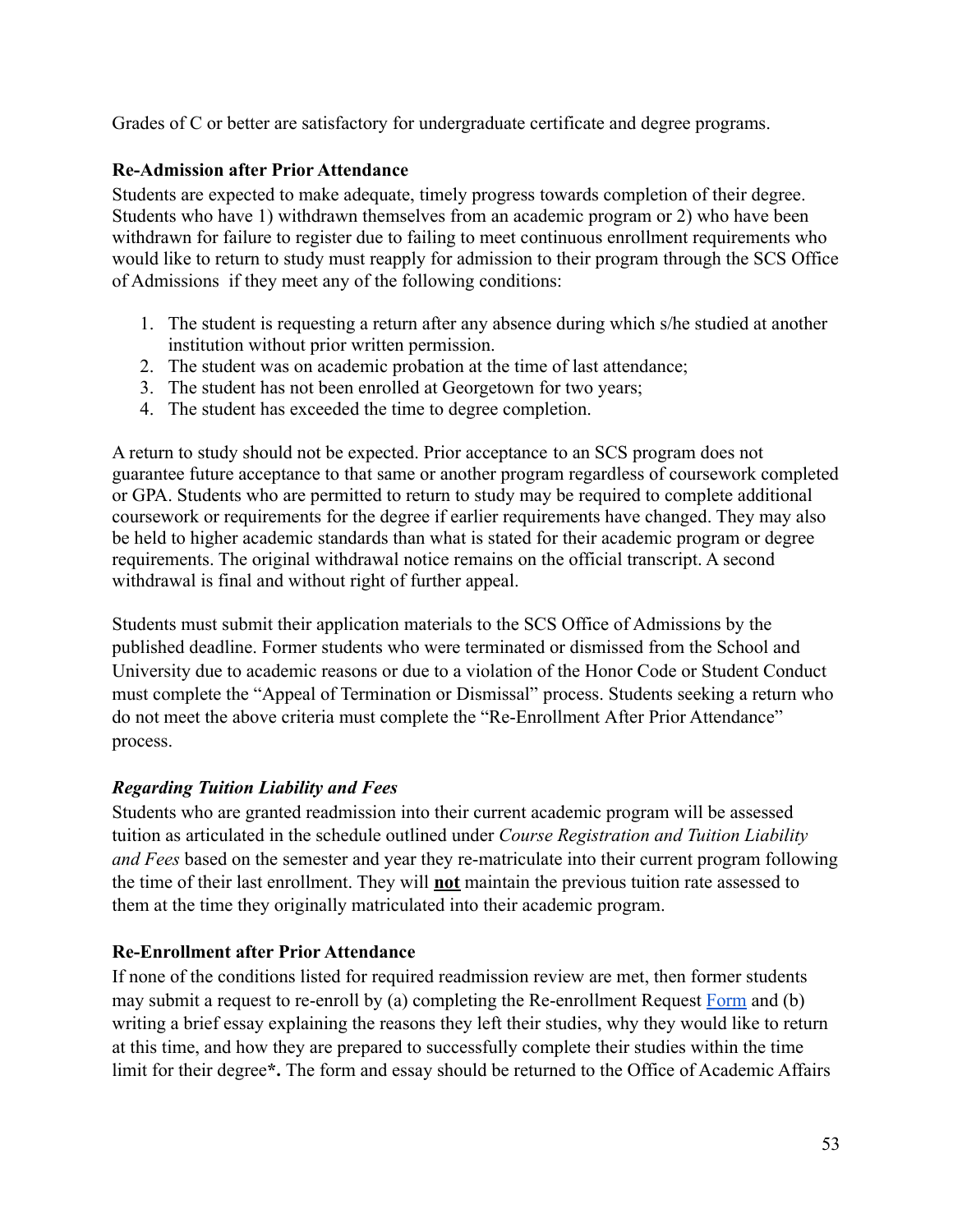Grades of C or better are satisfactory for undergraduate certificate and degree programs.

### Re-Admission after Prior Attendance

Students are expected to make adequate, timely progress towards completion of their degree. Students who have 1) withdrawn themselves from an academic program or 2) who have been withdrawn for failure to register due to failing to meet continuous enrollment requirements who would like to return to study must reapply for admission to their program through the SCS Office of Admissions if they meet any of the following conditions:

1. The student is requesting a return after any absence during which s/he studied at another institution without prior written permission.
2. The student was on academic probation at the time of last attendance;
3. The student has not been enrolled at Georgetown for two years;
4. The student has exceeded the time to degree completion.

A return to study should not be expected. Prior acceptance to an SCS program does not guarantee future acceptance to that same or another program regardless of coursework completed or GPA. Students who are permitted to return to study may be required to complete additional coursework or requirements for the degree if earlier requirements have changed. They may also be held to higher academic standards than what is stated for their academic program or degree requirements. The original withdrawal notice remains on the official transcript. A second withdrawal is final and without right of further appeal.

Students must submit their application materials to the SCS Office of Admissions by the published deadline. Former students who were terminated or dismissed from the School and University due to academic reasons or due to a violation of the Honor Code or Student Conduct must complete the "Appeal of Termination or Dismissal" process. Students seeking a return who do not meet the above criteria must complete the "Re-Enrollment After Prior Attendance" process.

#### *Regarding Tuition Liability and Fees*

Students who are granted readmission into their current academic program will be assessed tuition as articulated in the schedule outlined under *Course Registration and Tuition Liability and Fees* based on the semester and year they re-matriculate into their current program following the time of their last enrollment. They will **not** maintain the previous tuition rate assessed to them at the time they originally matriculated into their academic program.

### Re-Enrollment after Prior Attendance

If none of the conditions listed for required readmission review are met, then former students may submit a request to re-enroll by (a) completing the Re-enrollment Request Form and (b) writing a brief essay explaining the reasons they left their studies, why they would like to return at this time, and how they are prepared to successfully complete their studies within the time limit for their degree**\*.** The form and essay should be returned to the Office of Academic Affairs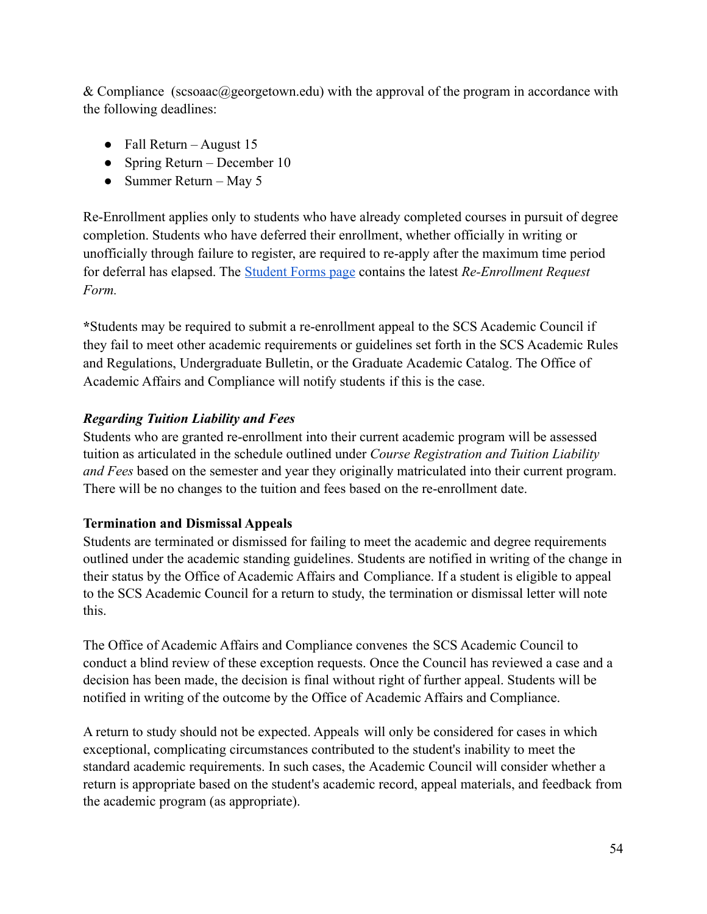& Compliance (scsoaac@georgetown.edu) with the approval of the program in accordance with the following deadlines:

- Fall Return – August 15
- Spring Return – December 10
- Summer Return – May 5

Re-Enrollment applies only to students who have already completed courses in pursuit of degree completion. Students who have deferred their enrollment, whether officially in writing or unofficially through failure to register, are required to re-apply after the maximum time period for deferral has elapsed. The [Student Forms page](#) contains the latest *Re-Enrollment Request Form.*

**\***Students may be required to submit a re-enrollment appeal to the SCS Academic Council if they fail to meet other academic requirements or guidelines set forth in the SCS Academic Rules and Regulations, Undergraduate Bulletin, or the Graduate Academic Catalog. The Office of Academic Affairs and Compliance will notify students if this is the case.

***Regarding Tuition Liability and Fees***

Students who are granted re-enrollment into their current academic program will be assessed tuition as articulated in the schedule outlined under *Course Registration and Tuition Liability and Fees* based on the semester and year they originally matriculated into their current program. There will be no changes to the tuition and fees based on the re-enrollment date.

**Termination and Dismissal Appeals**

Students are terminated or dismissed for failing to meet the academic and degree requirements outlined under the academic standing guidelines. Students are notified in writing of the change in their status by the Office of Academic Affairs and Compliance. If a student is eligible to appeal to the SCS Academic Council for a return to study, the termination or dismissal letter will note this.

The Office of Academic Affairs and Compliance convenes the SCS Academic Council to conduct a blind review of these exception requests. Once the Council has reviewed a case and a decision has been made, the decision is final without right of further appeal. Students will be notified in writing of the outcome by the Office of Academic Affairs and Compliance.

A return to study should not be expected. Appeals will only be considered for cases in which exceptional, complicating circumstances contributed to the student's inability to meet the standard academic requirements. In such cases, the Academic Council will consider whether a return is appropriate based on the student's academic record, appeal materials, and feedback from the academic program (as appropriate).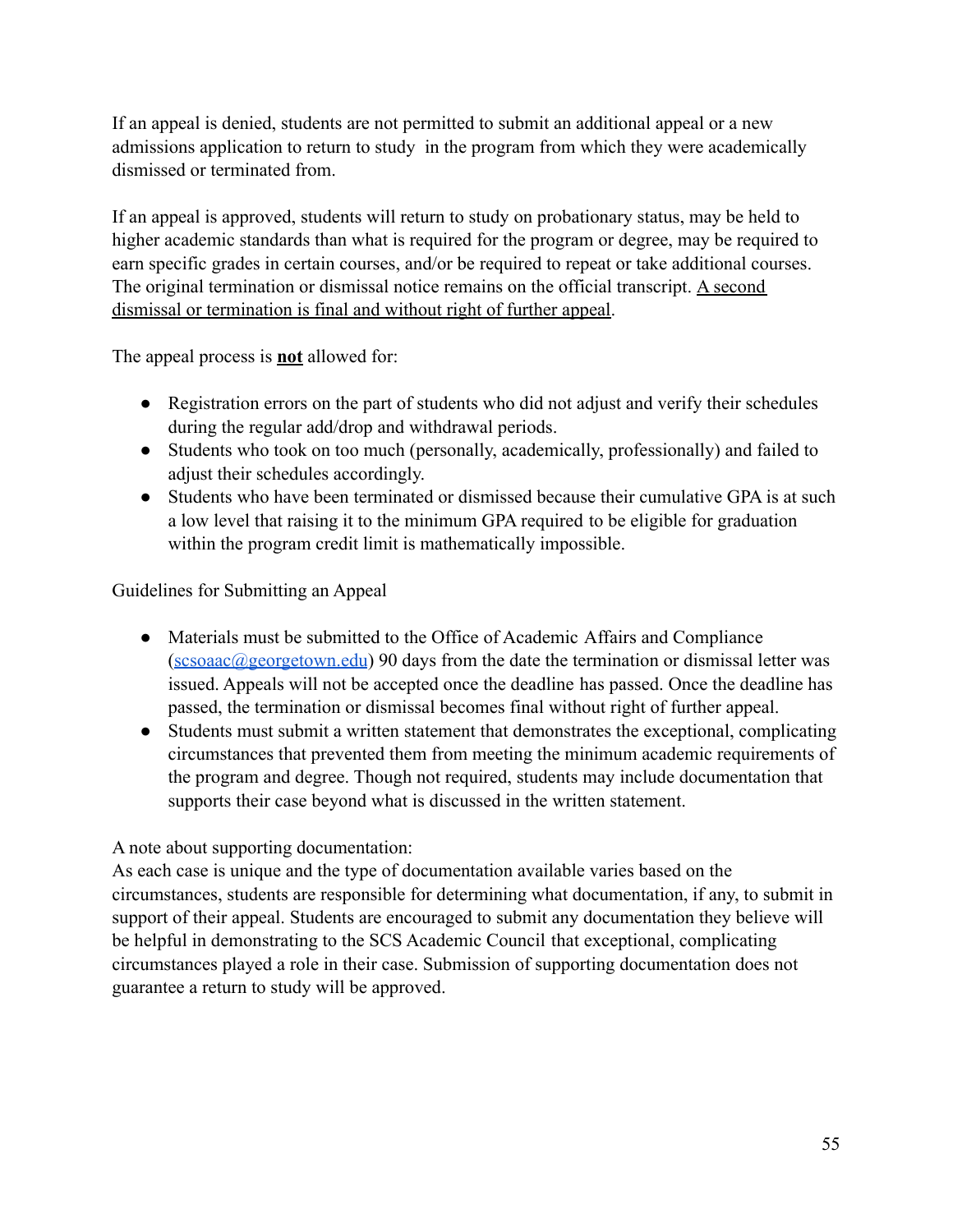If an appeal is denied, students are not permitted to submit an additional appeal or a new admissions application to return to study in the program from which they were academically dismissed or terminated from.

If an appeal is approved, students will return to study on probationary status, may be held to higher academic standards than what is required for the program or degree, may be required to earn specific grades in certain courses, and/or be required to repeat or take additional courses. The original termination or dismissal notice remains on the official transcript. <u>A second dismissal or termination is final and without right of further appeal</u>.

The appeal process is <u>**not**</u> allowed for:

- Registration errors on the part of students who did not adjust and verify their schedules during the regular add/drop and withdrawal periods.
- Students who took on too much (personally, academically, professionally) and failed to adjust their schedules accordingly.
- Students who have been terminated or dismissed because their cumulative GPA is at such a low level that raising it to the minimum GPA required to be eligible for graduation within the program credit limit is mathematically impossible.

Guidelines for Submitting an Appeal

- Materials must be submitted to the Office of Academic Affairs and Compliance ([scsoaac@georgetown.edu](mailto:scsoaac@georgetown.edu)) 90 days from the date the termination or dismissal letter was issued. Appeals will not be accepted once the deadline has passed. Once the deadline has passed, the termination or dismissal becomes final without right of further appeal.
- Students must submit a written statement that demonstrates the exceptional, complicating circumstances that prevented them from meeting the minimum academic requirements of the program and degree. Though not required, students may include documentation that supports their case beyond what is discussed in the written statement.

A note about supporting documentation:
As each case is unique and the type of documentation available varies based on the circumstances, students are responsible for determining what documentation, if any, to submit in support of their appeal. Students are encouraged to submit any documentation they believe will be helpful in demonstrating to the SCS Academic Council that exceptional, complicating circumstances played a role in their case. Submission of supporting documentation does not guarantee a return to study will be approved.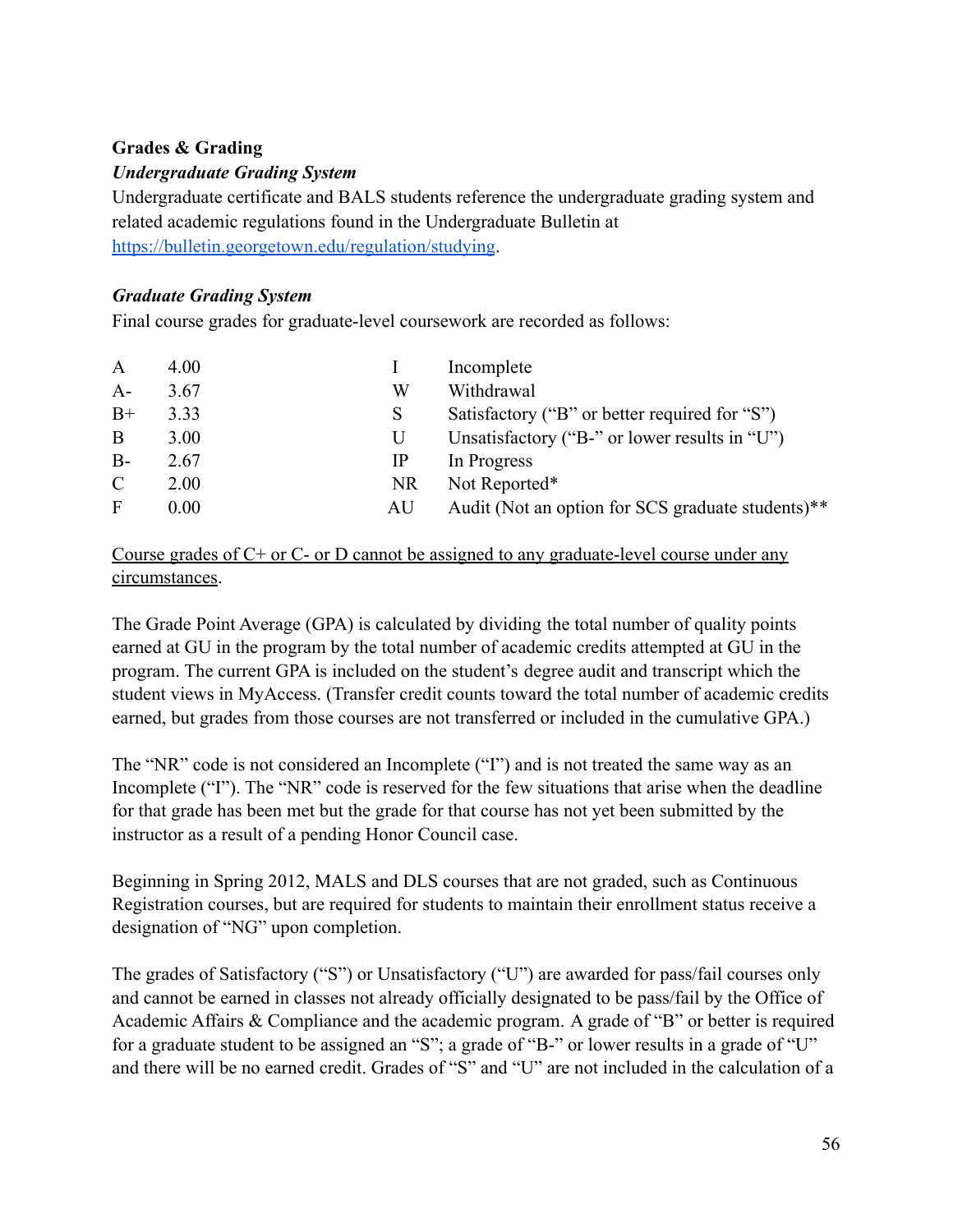**Grades & Grading**

***Undergraduate Grading System***

Undergraduate certificate and BALS students reference the undergraduate grading system and related academic regulations found in the Undergraduate Bulletin at https://bulletin.georgetown.edu/regulation/studying.

***Graduate Grading System***

Final course grades for graduate-level coursework are recorded as follows:

| | | | |
|---|---|---|---|
| A | 4.00 | I | Incomplete |
| A- | 3.67 | W | Withdrawal |
| B+ | 3.33 | S | Satisfactory ("B" or better required for "S") |
| B | 3.00 | U | Unsatisfactory ("B-" or lower results in "U") |
| B- | 2.67 | IP | In Progress |
| C | 2.00 | NR | Not Reported* |
| F | 0.00 | AU | Audit (Not an option for SCS graduate students)** |

<u>Course grades of C+ or C- or D cannot be assigned to any graduate-level course under any circumstances</u>.

The Grade Point Average (GPA) is calculated by dividing the total number of quality points earned at GU in the program by the total number of academic credits attempted at GU in the program. The current GPA is included on the student's degree audit and transcript which the student views in MyAccess. (Transfer credit counts toward the total number of academic credits earned, but grades from those courses are not transferred or included in the cumulative GPA.)

The "NR" code is not considered an Incomplete ("I") and is not treated the same way as an Incomplete ("I"). The "NR" code is reserved for the few situations that arise when the deadline for that grade has been met but the grade for that course has not yet been submitted by the instructor as a result of a pending Honor Council case.

Beginning in Spring 2012, MALS and DLS courses that are not graded, such as Continuous Registration courses, but are required for students to maintain their enrollment status receive a designation of "NG" upon completion.

The grades of Satisfactory ("S") or Unsatisfactory ("U") are awarded for pass/fail courses only and cannot be earned in classes not already officially designated to be pass/fail by the Office of Academic Affairs & Compliance and the academic program. A grade of "B" or better is required for a graduate student to be assigned an "S"; a grade of "B-" or lower results in a grade of "U" and there will be no earned credit. Grades of "S" and "U" are not included in the calculation of a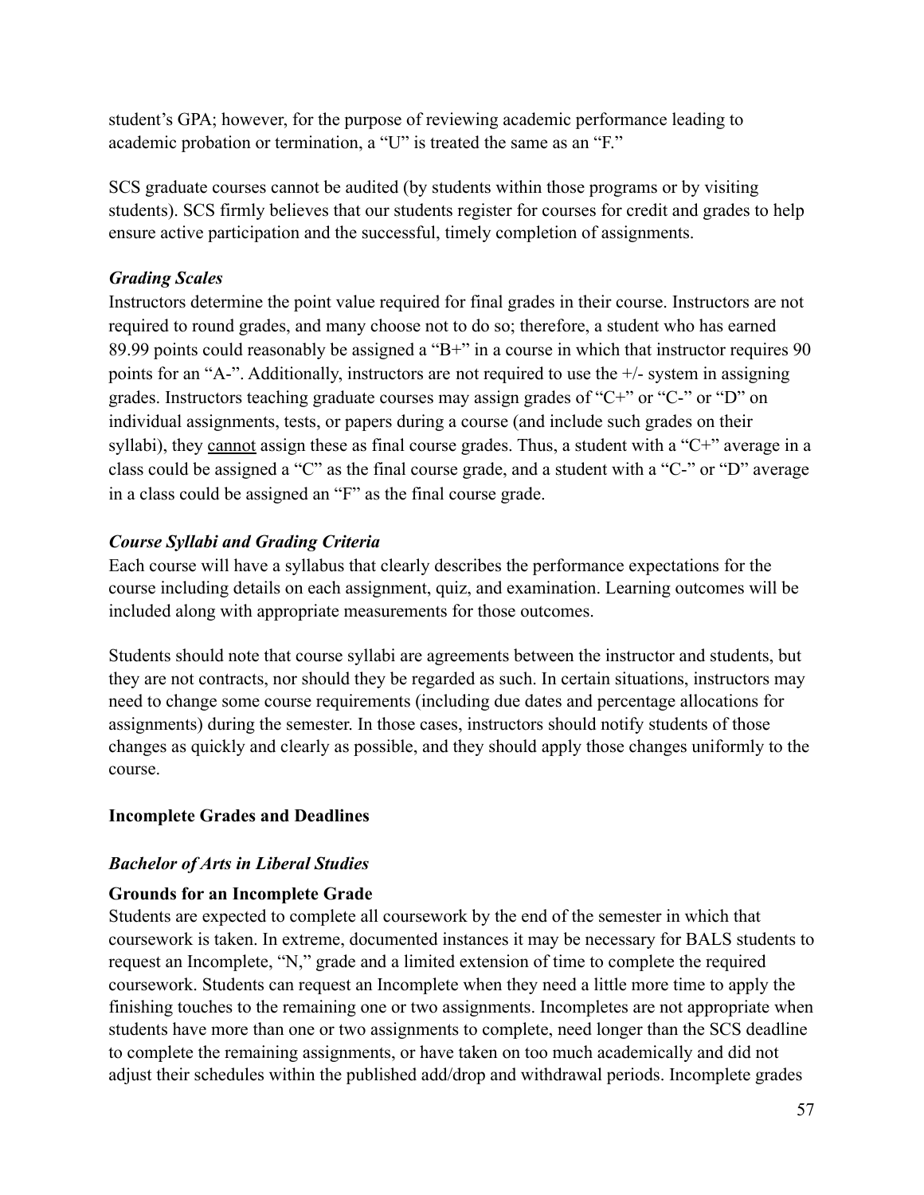student's GPA; however, for the purpose of reviewing academic performance leading to academic probation or termination, a "U" is treated the same as an "F."

SCS graduate courses cannot be audited (by students within those programs or by visiting students). SCS firmly believes that our students register for courses for credit and grades to help ensure active participation and the successful, timely completion of assignments.

***Grading Scales***

Instructors determine the point value required for final grades in their course. Instructors are not required to round grades, and many choose not to do so; therefore, a student who has earned 89.99 points could reasonably be assigned a "B+" in a course in which that instructor requires 90 points for an "A-". Additionally, instructors are not required to use the +/- system in assigning grades. Instructors teaching graduate courses may assign grades of "C+" or "C-" or "D" on individual assignments, tests, or papers during a course (and include such grades on their syllabi), they <u>cannot</u> assign these as final course grades. Thus, a student with a "C+" average in a class could be assigned a "C" as the final course grade, and a student with a "C-" or "D" average in a class could be assigned an "F" as the final course grade.

***Course Syllabi and Grading Criteria***

Each course will have a syllabus that clearly describes the performance expectations for the course including details on each assignment, quiz, and examination. Learning outcomes will be included along with appropriate measurements for those outcomes.

Students should note that course syllabi are agreements between the instructor and students, but they are not contracts, nor should they be regarded as such. In certain situations, instructors may need to change some course requirements (including due dates and percentage allocations for assignments) during the semester. In those cases, instructors should notify students of those changes as quickly and clearly as possible, and they should apply those changes uniformly to the course.

**Incomplete Grades and Deadlines**

***Bachelor of Arts in Liberal Studies***

**Grounds for an Incomplete Grade**

Students are expected to complete all coursework by the end of the semester in which that coursework is taken. In extreme, documented instances it may be necessary for BALS students to request an Incomplete, "N," grade and a limited extension of time to complete the required coursework. Students can request an Incomplete when they need a little more time to apply the finishing touches to the remaining one or two assignments. Incompletes are not appropriate when students have more than one or two assignments to complete, need longer than the SCS deadline to complete the remaining assignments, or have taken on too much academically and did not adjust their schedules within the published add/drop and withdrawal periods. Incomplete grades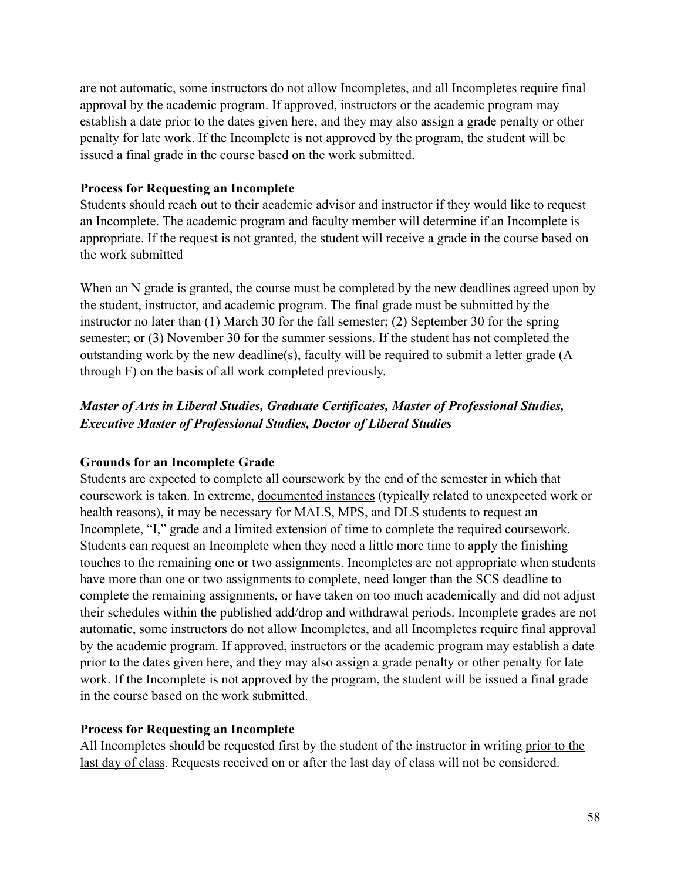are not automatic, some instructors do not allow Incompletes, and all Incompletes require final approval by the academic program. If approved, instructors or the academic program may establish a date prior to the dates given here, and they may also assign a grade penalty or other penalty for late work. If the Incomplete is not approved by the program, the student will be issued a final grade in the course based on the work submitted.

**Process for Requesting an Incomplete**
Students should reach out to their academic advisor and instructor if they would like to request an Incomplete. The academic program and faculty member will determine if an Incomplete is appropriate. If the request is not granted, the student will receive a grade in the course based on the work submitted

When an N grade is granted, the course must be completed by the new deadlines agreed upon by the student, instructor, and academic program. The final grade must be submitted by the instructor no later than (1) March 30 for the fall semester; (2) September 30 for the spring semester; or (3) November 30 for the summer sessions. If the student has not completed the outstanding work by the new deadline(s), faculty will be required to submit a letter grade (A through F) on the basis of all work completed previously.

***Master of Arts in Liberal Studies, Graduate Certificates, Master of Professional Studies, Executive Master of Professional Studies, Doctor of Liberal Studies***

**Grounds for an Incomplete Grade**
Students are expected to complete all coursework by the end of the semester in which that coursework is taken. In extreme, documented instances (typically related to unexpected work or health reasons), it may be necessary for MALS, MPS, and DLS students to request an Incomplete, "I," grade and a limited extension of time to complete the required coursework. Students can request an Incomplete when they need a little more time to apply the finishing touches to the remaining one or two assignments. Incompletes are not appropriate when students have more than one or two assignments to complete, need longer than the SCS deadline to complete the remaining assignments, or have taken on too much academically and did not adjust their schedules within the published add/drop and withdrawal periods. Incomplete grades are not automatic, some instructors do not allow Incompletes, and all Incompletes require final approval by the academic program. If approved, instructors or the academic program may establish a date prior to the dates given here, and they may also assign a grade penalty or other penalty for late work. If the Incomplete is not approved by the program, the student will be issued a final grade in the course based on the work submitted.

**Process for Requesting an Incomplete**
All Incompletes should be requested first by the student of the instructor in writing prior to the last day of class. Requests received on or after the last day of class will not be considered.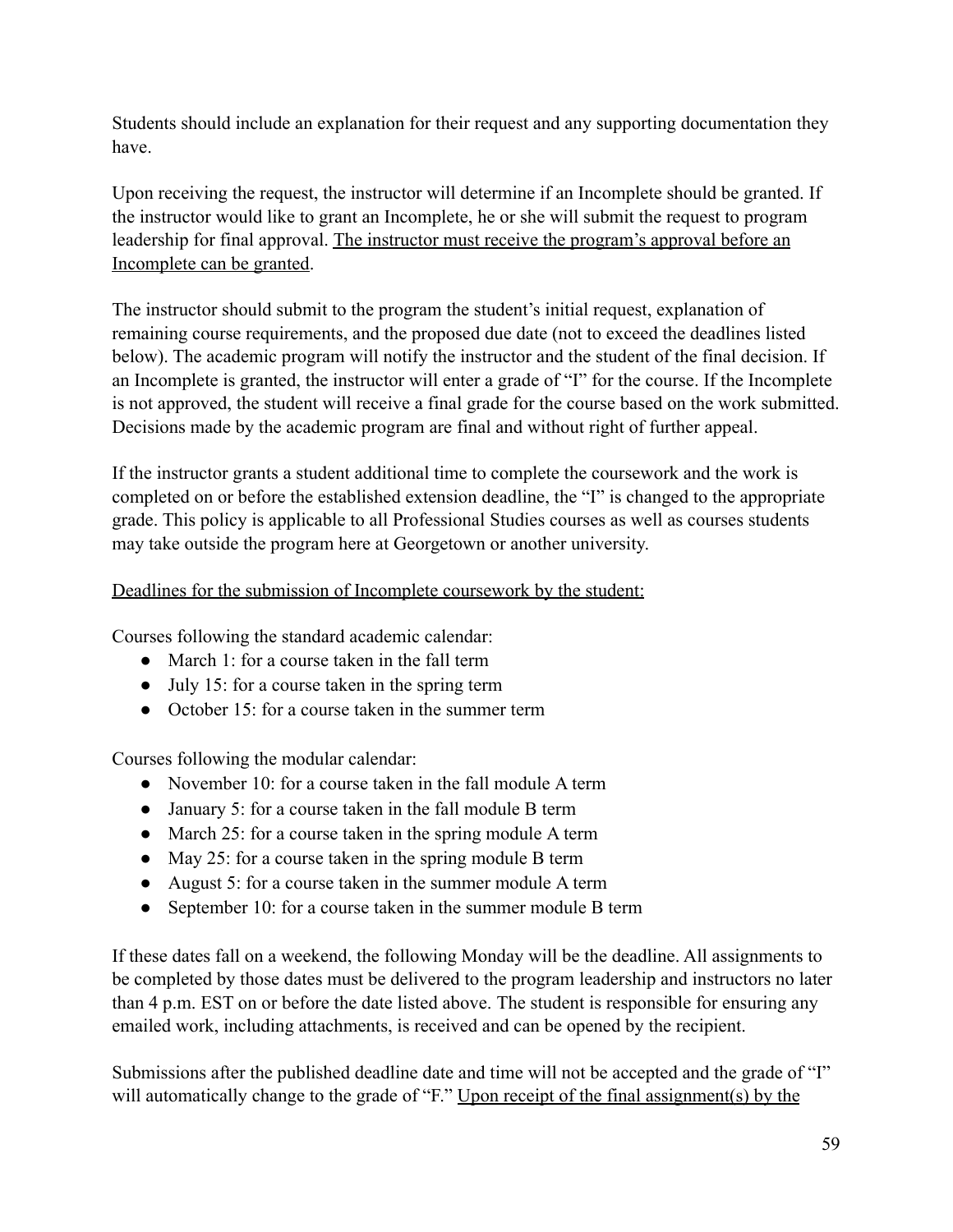Students should include an explanation for their request and any supporting documentation they have.

Upon receiving the request, the instructor will determine if an Incomplete should be granted. If the instructor would like to grant an Incomplete, he or she will submit the request to program leadership for final approval. <u>The instructor must receive the program's approval before an Incomplete can be granted</u>.

The instructor should submit to the program the student's initial request, explanation of remaining course requirements, and the proposed due date (not to exceed the deadlines listed below). The academic program will notify the instructor and the student of the final decision. If an Incomplete is granted, the instructor will enter a grade of "I" for the course. If the Incomplete is not approved, the student will receive a final grade for the course based on the work submitted. Decisions made by the academic program are final and without right of further appeal.

If the instructor grants a student additional time to complete the coursework and the work is completed on or before the established extension deadline, the "I" is changed to the appropriate grade. This policy is applicable to all Professional Studies courses as well as courses students may take outside the program here at Georgetown or another university.

<u>Deadlines for the submission of Incomplete coursework by the student:</u>

Courses following the standard academic calendar:

- March 1: for a course taken in the fall term
- July 15: for a course taken in the spring term
- October 15: for a course taken in the summer term

Courses following the modular calendar:

- November 10: for a course taken in the fall module A term
- January 5: for a course taken in the fall module B term
- March 25: for a course taken in the spring module A term
- May 25: for a course taken in the spring module B term
- August 5: for a course taken in the summer module A term
- September 10: for a course taken in the summer module B term

If these dates fall on a weekend, the following Monday will be the deadline. All assignments to be completed by those dates must be delivered to the program leadership and instructors no later than 4 p.m. EST on or before the date listed above. The student is responsible for ensuring any emailed work, including attachments, is received and can be opened by the recipient.

Submissions after the published deadline date and time will not be accepted and the grade of "I" will automatically change to the grade of "F." <u>Upon receipt of the final assignment(s) by the</u>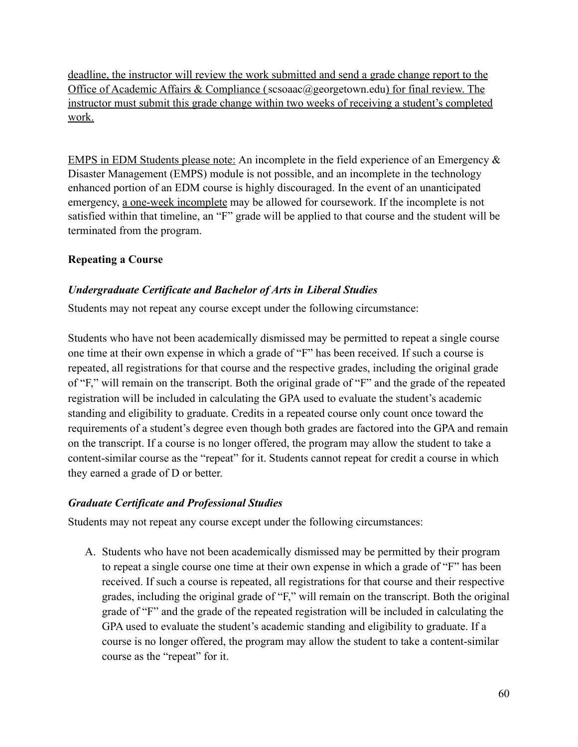deadline, the instructor will review the work submitted and send a grade change report to the Office of Academic Affairs & Compliance (scsoaac@georgetown.edu) for final review. The instructor must submit this grade change within two weeks of receiving a student's completed work.

EMPS in EDM Students please note: An incomplete in the field experience of an Emergency & Disaster Management (EMPS) module is not possible, and an incomplete in the technology enhanced portion of an EDM course is highly discouraged. In the event of an unanticipated emergency, a one-week incomplete may be allowed for coursework. If the incomplete is not satisfied within that timeline, an "F" grade will be applied to that course and the student will be terminated from the program.

**Repeating a Course**

***Undergraduate Certificate and Bachelor of Arts in Liberal Studies***

Students may not repeat any course except under the following circumstance:

Students who have not been academically dismissed may be permitted to repeat a single course one time at their own expense in which a grade of "F" has been received. If such a course is repeated, all registrations for that course and the respective grades, including the original grade of "F," will remain on the transcript. Both the original grade of "F" and the grade of the repeated registration will be included in calculating the GPA used to evaluate the student's academic standing and eligibility to graduate. Credits in a repeated course only count once toward the requirements of a student's degree even though both grades are factored into the GPA and remain on the transcript. If a course is no longer offered, the program may allow the student to take a content-similar course as the "repeat" for it. Students cannot repeat for credit a course in which they earned a grade of D or better.

***Graduate Certificate and Professional Studies***

Students may not repeat any course except under the following circumstances:

A. Students who have not been academically dismissed may be permitted by their program to repeat a single course one time at their own expense in which a grade of "F" has been received. If such a course is repeated, all registrations for that course and their respective grades, including the original grade of "F," will remain on the transcript. Both the original grade of "F" and the grade of the repeated registration will be included in calculating the GPA used to evaluate the student's academic standing and eligibility to graduate. If a course is no longer offered, the program may allow the student to take a content-similar course as the "repeat" for it.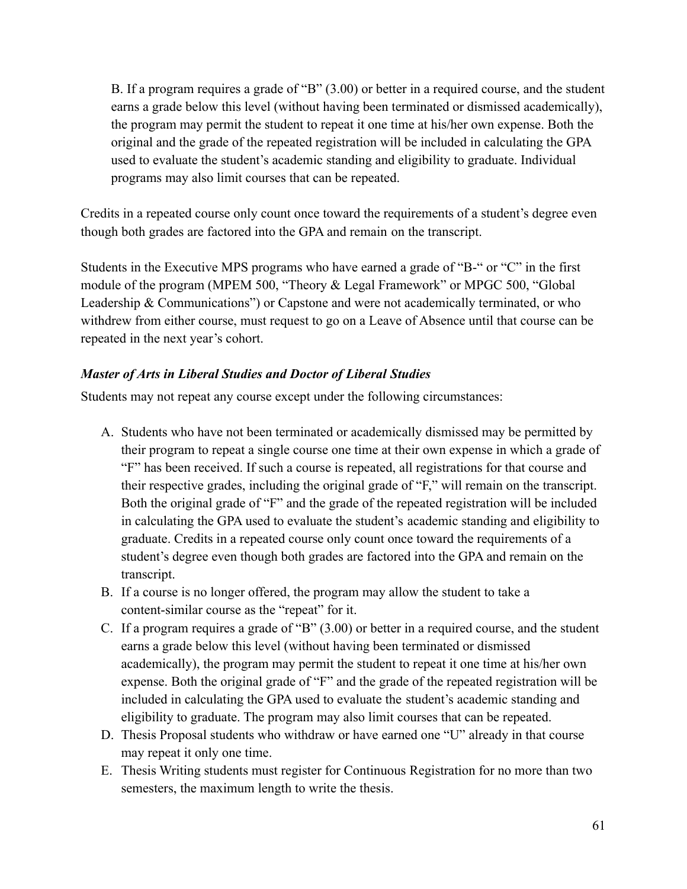B. If a program requires a grade of "B" (3.00) or better in a required course, and the student earns a grade below this level (without having been terminated or dismissed academically), the program may permit the student to repeat it one time at his/her own expense. Both the original and the grade of the repeated registration will be included in calculating the GPA used to evaluate the student's academic standing and eligibility to graduate. Individual programs may also limit courses that can be repeated.

Credits in a repeated course only count once toward the requirements of a student's degree even though both grades are factored into the GPA and remain on the transcript.

Students in the Executive MPS programs who have earned a grade of "B-" or "C" in the first module of the program (MPEM 500, "Theory & Legal Framework" or MPGC 500, "Global Leadership & Communications") or Capstone and were not academically terminated, or who withdrew from either course, must request to go on a Leave of Absence until that course can be repeated in the next year's cohort.

***Master of Arts in Liberal Studies and Doctor of Liberal Studies***

Students may not repeat any course except under the following circumstances:

A. Students who have not been terminated or academically dismissed may be permitted by their program to repeat a single course one time at their own expense in which a grade of "F" has been received. If such a course is repeated, all registrations for that course and their respective grades, including the original grade of "F," will remain on the transcript. Both the original grade of "F" and the grade of the repeated registration will be included in calculating the GPA used to evaluate the student's academic standing and eligibility to graduate. Credits in a repeated course only count once toward the requirements of a student's degree even though both grades are factored into the GPA and remain on the transcript.
B. If a course is no longer offered, the program may allow the student to take a content-similar course as the "repeat" for it.
C. If a program requires a grade of "B" (3.00) or better in a required course, and the student earns a grade below this level (without having been terminated or dismissed academically), the program may permit the student to repeat it one time at his/her own expense. Both the original grade of "F" and the grade of the repeated registration will be included in calculating the GPA used to evaluate the student's academic standing and eligibility to graduate. The program may also limit courses that can be repeated.
D. Thesis Proposal students who withdraw or have earned one "U" already in that course may repeat it only one time.
E. Thesis Writing students must register for Continuous Registration for no more than two semesters, the maximum length to write the thesis.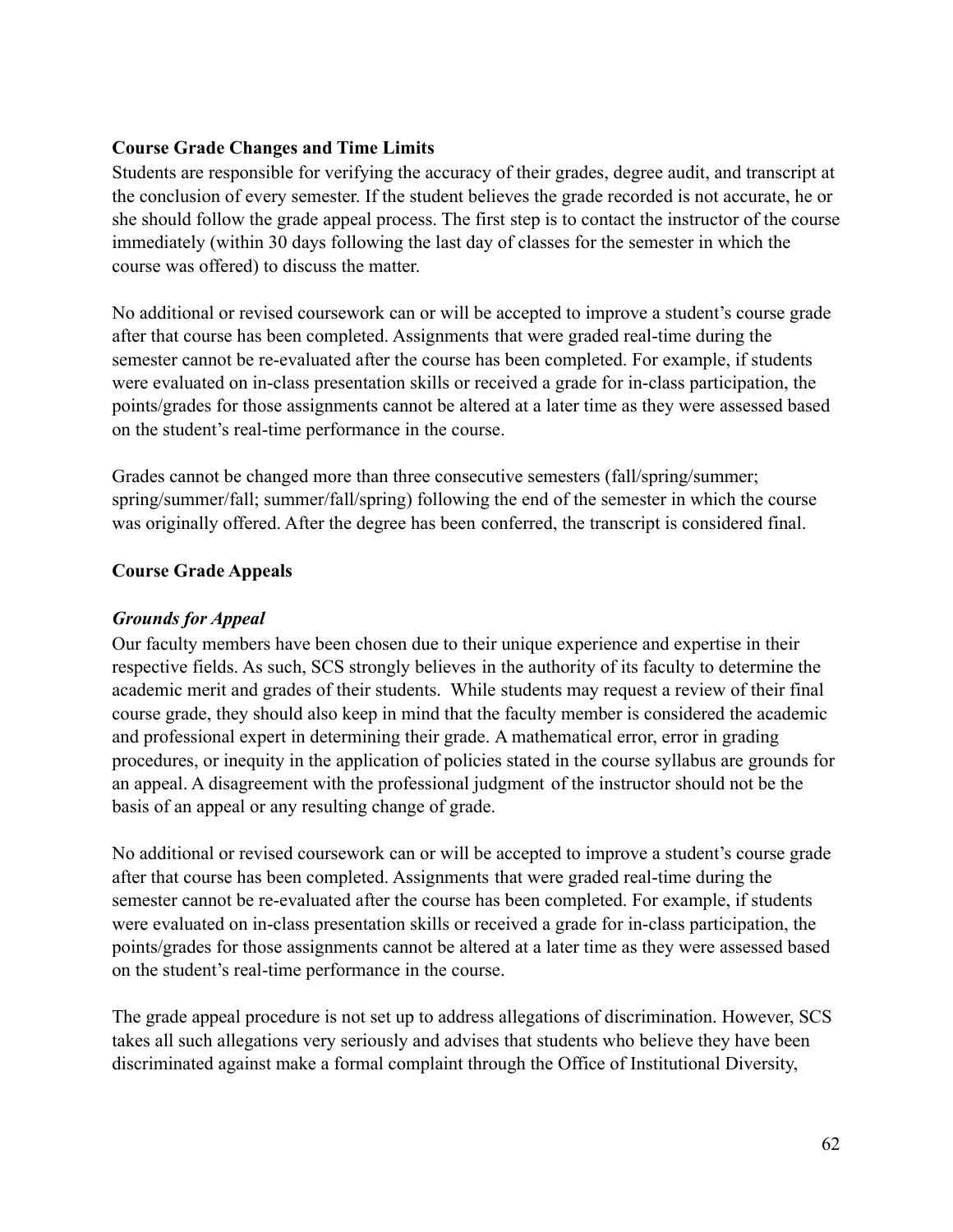**Course Grade Changes and Time Limits**

Students are responsible for verifying the accuracy of their grades, degree audit, and transcript at the conclusion of every semester. If the student believes the grade recorded is not accurate, he or she should follow the grade appeal process. The first step is to contact the instructor of the course immediately (within 30 days following the last day of classes for the semester in which the course was offered) to discuss the matter.

No additional or revised coursework can or will be accepted to improve a student's course grade after that course has been completed. Assignments that were graded real-time during the semester cannot be re-evaluated after the course has been completed. For example, if students were evaluated on in-class presentation skills or received a grade for in-class participation, the points/grades for those assignments cannot be altered at a later time as they were assessed based on the student's real-time performance in the course.

Grades cannot be changed more than three consecutive semesters (fall/spring/summer; spring/summer/fall; summer/fall/spring) following the end of the semester in which the course was originally offered. After the degree has been conferred, the transcript is considered final.

**Course Grade Appeals**

***Grounds for Appeal***

Our faculty members have been chosen due to their unique experience and expertise in their respective fields. As such, SCS strongly believes in the authority of its faculty to determine the academic merit and grades of their students. While students may request a review of their final course grade, they should also keep in mind that the faculty member is considered the academic and professional expert in determining their grade. A mathematical error, error in grading procedures, or inequity in the application of policies stated in the course syllabus are grounds for an appeal. A disagreement with the professional judgment of the instructor should not be the basis of an appeal or any resulting change of grade.

No additional or revised coursework can or will be accepted to improve a student's course grade after that course has been completed. Assignments that were graded real-time during the semester cannot be re-evaluated after the course has been completed. For example, if students were evaluated on in-class presentation skills or received a grade for in-class participation, the points/grades for those assignments cannot be altered at a later time as they were assessed based on the student's real-time performance in the course.

The grade appeal procedure is not set up to address allegations of discrimination. However, SCS takes all such allegations very seriously and advises that students who believe they have been discriminated against make a formal complaint through the Office of Institutional Diversity,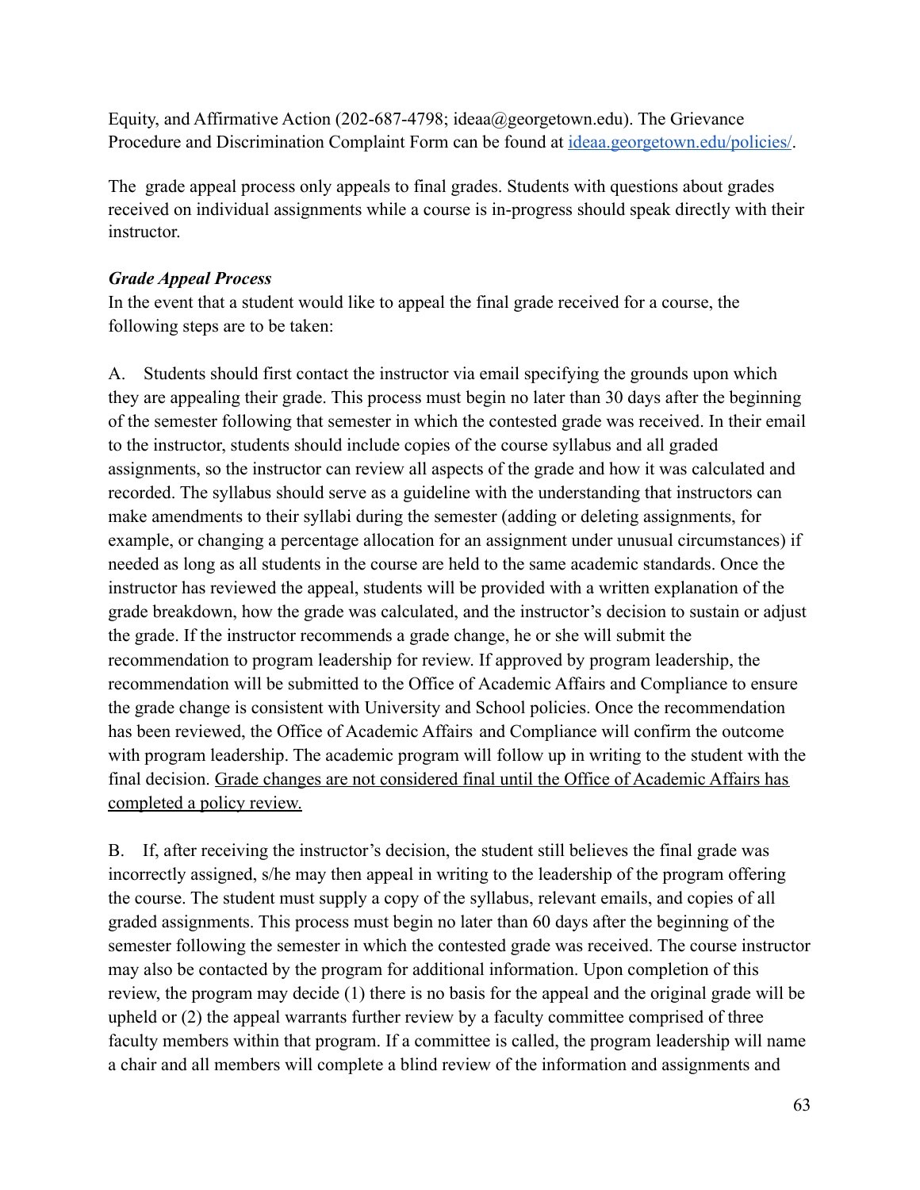Equity, and Affirmative Action (202-687-4798; ideaa@georgetown.edu). The Grievance Procedure and Discrimination Complaint Form can be found at [ideaa.georgetown.edu/policies/](ideaa.georgetown.edu/policies/).

The grade appeal process only appeals to final grades. Students with questions about grades received on individual assignments while a course is in-progress should speak directly with their instructor.

***Grade Appeal Process***

In the event that a student would like to appeal the final grade received for a course, the following steps are to be taken:

A. Students should first contact the instructor via email specifying the grounds upon which they are appealing their grade. This process must begin no later than 30 days after the beginning of the semester following that semester in which the contested grade was received. In their email to the instructor, students should include copies of the course syllabus and all graded assignments, so the instructor can review all aspects of the grade and how it was calculated and recorded. The syllabus should serve as a guideline with the understanding that instructors can make amendments to their syllabi during the semester (adding or deleting assignments, for example, or changing a percentage allocation for an assignment under unusual circumstances) if needed as long as all students in the course are held to the same academic standards. Once the instructor has reviewed the appeal, students will be provided with a written explanation of the grade breakdown, how the grade was calculated, and the instructor's decision to sustain or adjust the grade. If the instructor recommends a grade change, he or she will submit the recommendation to program leadership for review. If approved by program leadership, the recommendation will be submitted to the Office of Academic Affairs and Compliance to ensure the grade change is consistent with University and School policies. Once the recommendation has been reviewed, the Office of Academic Affairs and Compliance will confirm the outcome with program leadership. The academic program will follow up in writing to the student with the final decision. <u>Grade changes are not considered final until the Office of Academic Affairs has completed a policy review.</u>

B. If, after receiving the instructor's decision, the student still believes the final grade was incorrectly assigned, s/he may then appeal in writing to the leadership of the program offering the course. The student must supply a copy of the syllabus, relevant emails, and copies of all graded assignments. This process must begin no later than 60 days after the beginning of the semester following the semester in which the contested grade was received. The course instructor may also be contacted by the program for additional information. Upon completion of this review, the program may decide (1) there is no basis for the appeal and the original grade will be upheld or (2) the appeal warrants further review by a faculty committee comprised of three faculty members within that program. If a committee is called, the program leadership will name a chair and all members will complete a blind review of the information and assignments and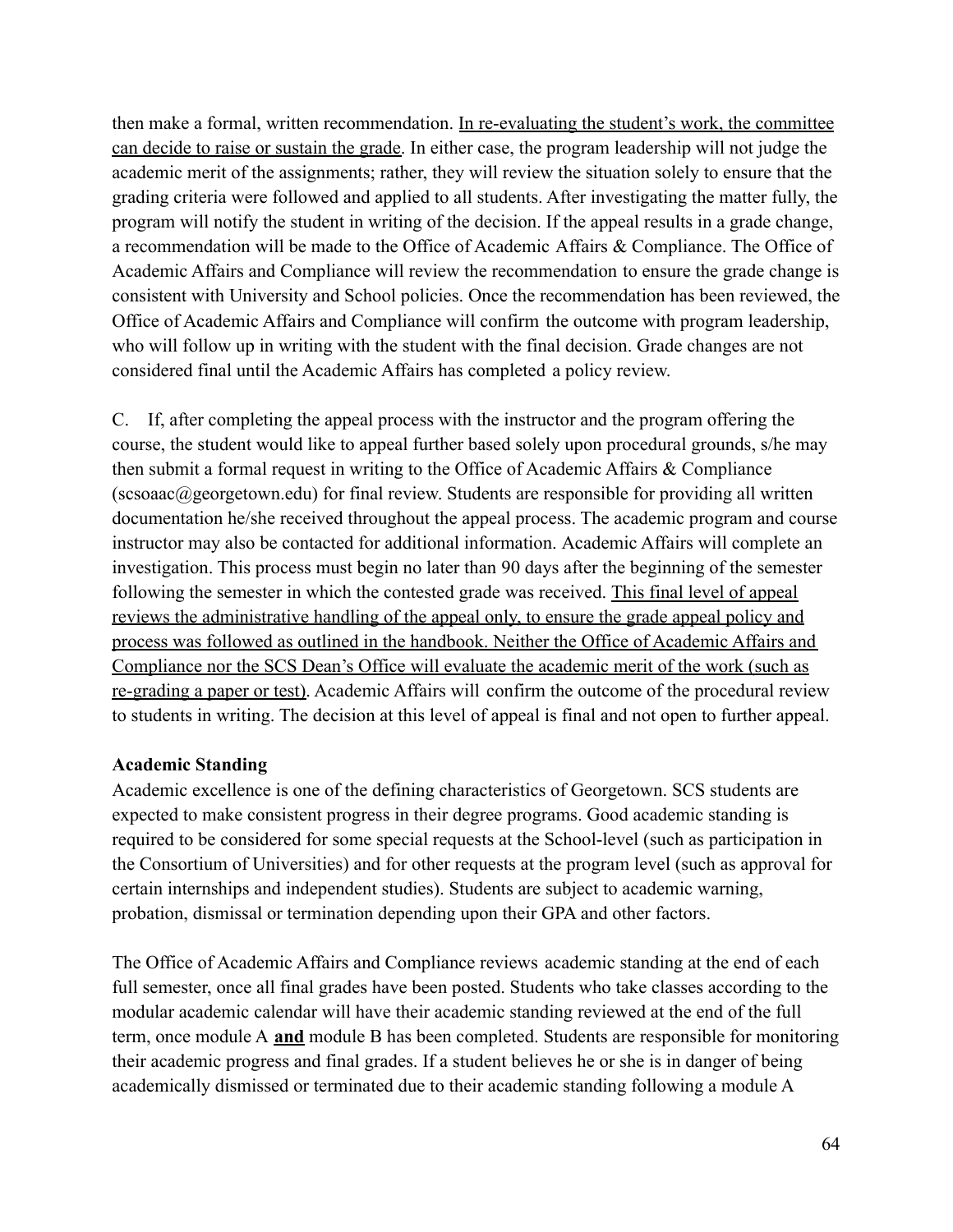then make a formal, written recommendation. <u>In re-evaluating the student's work, the committee can decide to raise or sustain the grade</u>. In either case, the program leadership will not judge the academic merit of the assignments; rather, they will review the situation solely to ensure that the grading criteria were followed and applied to all students. After investigating the matter fully, the program will notify the student in writing of the decision. If the appeal results in a grade change, a recommendation will be made to the Office of Academic Affairs & Compliance. The Office of Academic Affairs and Compliance will review the recommendation to ensure the grade change is consistent with University and School policies. Once the recommendation has been reviewed, the Office of Academic Affairs and Compliance will confirm the outcome with program leadership, who will follow up in writing with the student with the final decision. Grade changes are not considered final until the Academic Affairs has completed a policy review.

C. If, after completing the appeal process with the instructor and the program offering the course, the student would like to appeal further based solely upon procedural grounds, s/he may then submit a formal request in writing to the Office of Academic Affairs & Compliance (scsoaac@georgetown.edu) for final review. Students are responsible for providing all written documentation he/she received throughout the appeal process. The academic program and course instructor may also be contacted for additional information. Academic Affairs will complete an investigation. This process must begin no later than 90 days after the beginning of the semester following the semester in which the contested grade was received. <u>This final level of appeal reviews the administrative handling of the appeal only, to ensure the grade appeal policy and process was followed as outlined in the handbook. Neither the Office of Academic Affairs and Compliance nor the SCS Dean's Office will evaluate the academic merit of the work (such as re-grading a paper or test)</u>. Academic Affairs will confirm the outcome of the procedural review to students in writing. The decision at this level of appeal is final and not open to further appeal.

**Academic Standing**

Academic excellence is one of the defining characteristics of Georgetown. SCS students are expected to make consistent progress in their degree programs. Good academic standing is required to be considered for some special requests at the School-level (such as participation in the Consortium of Universities) and for other requests at the program level (such as approval for certain internships and independent studies). Students are subject to academic warning, probation, dismissal or termination depending upon their GPA and other factors.

The Office of Academic Affairs and Compliance reviews academic standing at the end of each full semester, once all final grades have been posted. Students who take classes according to the modular academic calendar will have their academic standing reviewed at the end of the full term, once module A <u>**and**</u> module B has been completed. Students are responsible for monitoring their academic progress and final grades. If a student believes he or she is in danger of being academically dismissed or terminated due to their academic standing following a module A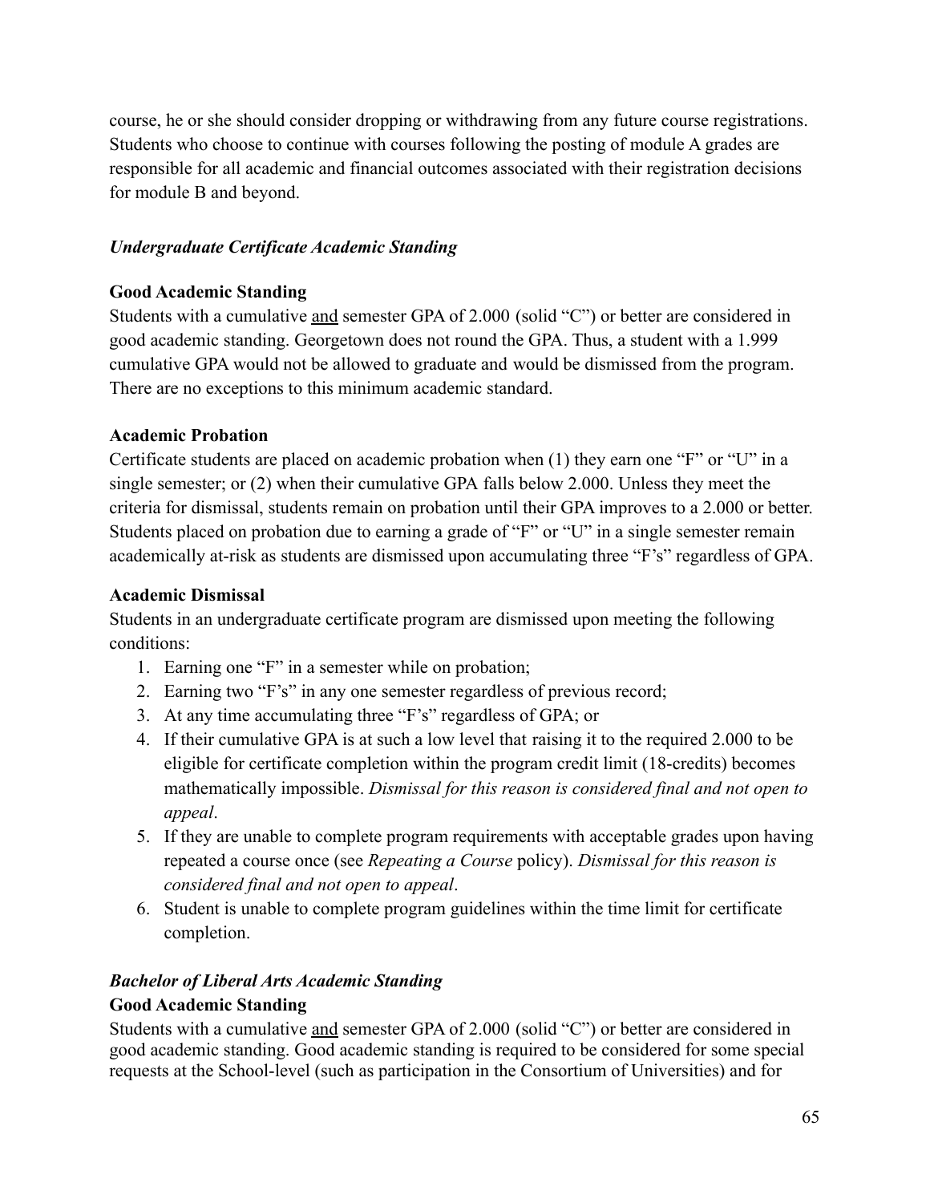course, he or she should consider dropping or withdrawing from any future course registrations. Students who choose to continue with courses following the posting of module A grades are responsible for all academic and financial outcomes associated with their registration decisions for module B and beyond.

### *Undergraduate Certificate Academic Standing*

#### Good Academic Standing

Students with a cumulative <u>and</u> semester GPA of 2.000 (solid "C") or better are considered in good academic standing. Georgetown does not round the GPA. Thus, a student with a 1.999 cumulative GPA would not be allowed to graduate and would be dismissed from the program. There are no exceptions to this minimum academic standard.

#### Academic Probation

Certificate students are placed on academic probation when (1) they earn one "F" or "U" in a single semester; or (2) when their cumulative GPA falls below 2.000. Unless they meet the criteria for dismissal, students remain on probation until their GPA improves to a 2.000 or better. Students placed on probation due to earning a grade of "F" or "U" in a single semester remain academically at-risk as students are dismissed upon accumulating three "F's" regardless of GPA.

#### Academic Dismissal

Students in an undergraduate certificate program are dismissed upon meeting the following conditions:

1. Earning one "F" in a semester while on probation;
2. Earning two "F's" in any one semester regardless of previous record;
3. At any time accumulating three "F's" regardless of GPA; or
4. If their cumulative GPA is at such a low level that raising it to the required 2.000 to be eligible for certificate completion within the program credit limit (18-credits) becomes mathematically impossible. *Dismissal for this reason is considered final and not open to appeal*.
5. If they are unable to complete program requirements with acceptable grades upon having repeated a course once (see *Repeating a Course* policy). *Dismissal for this reason is considered final and not open to appeal*.
6. Student is unable to complete program guidelines within the time limit for certificate completion.

### *Bachelor of Liberal Arts Academic Standing*

#### Good Academic Standing

Students with a cumulative <u>and</u> semester GPA of 2.000 (solid "C") or better are considered in good academic standing. Good academic standing is required to be considered for some special requests at the School-level (such as participation in the Consortium of Universities) and for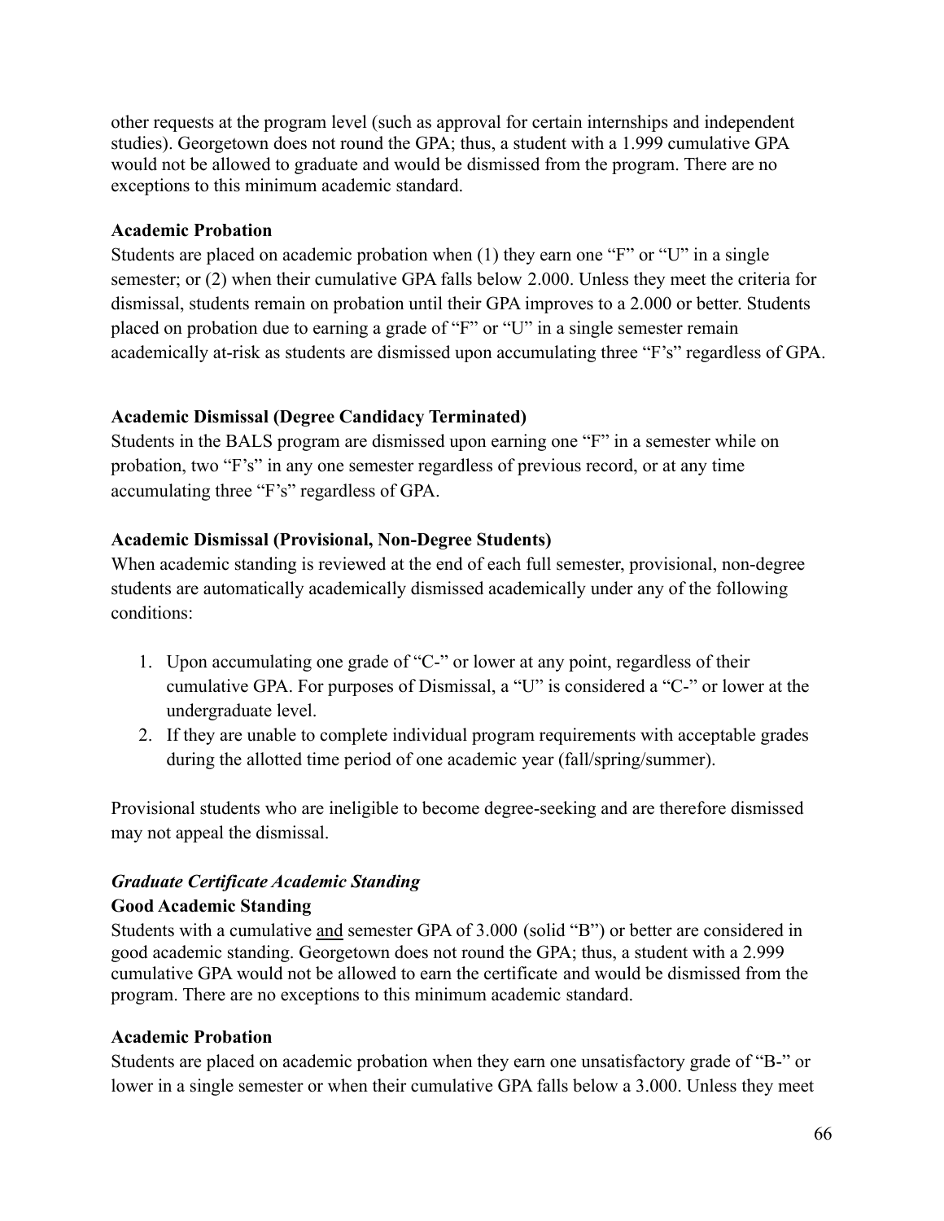other requests at the program level (such as approval for certain internships and independent studies). Georgetown does not round the GPA; thus, a student with a 1.999 cumulative GPA would not be allowed to graduate and would be dismissed from the program. There are no exceptions to this minimum academic standard.

**Academic Probation**

Students are placed on academic probation when (1) they earn one "F" or "U" in a single semester; or (2) when their cumulative GPA falls below 2.000. Unless they meet the criteria for dismissal, students remain on probation until their GPA improves to a 2.000 or better. Students placed on probation due to earning a grade of "F" or "U" in a single semester remain academically at-risk as students are dismissed upon accumulating three "F's" regardless of GPA.

**Academic Dismissal (Degree Candidacy Terminated)**

Students in the BALS program are dismissed upon earning one "F" in a semester while on probation, two "F's" in any one semester regardless of previous record, or at any time accumulating three "F's" regardless of GPA.

**Academic Dismissal (Provisional, Non-Degree Students)**

When academic standing is reviewed at the end of each full semester, provisional, non-degree students are automatically academically dismissed academically under any of the following conditions:

1. Upon accumulating one grade of "C-" or lower at any point, regardless of their cumulative GPA. For purposes of Dismissal, a "U" is considered a "C-" or lower at the undergraduate level.
2. If they are unable to complete individual program requirements with acceptable grades during the allotted time period of one academic year (fall/spring/summer).

Provisional students who are ineligible to become degree-seeking and are therefore dismissed may not appeal the dismissal.

***Graduate Certificate Academic Standing***

**Good Academic Standing**

Students with a cumulative <u>and</u> semester GPA of 3.000 (solid "B") or better are considered in good academic standing. Georgetown does not round the GPA; thus, a student with a 2.999 cumulative GPA would not be allowed to earn the certificate and would be dismissed from the program. There are no exceptions to this minimum academic standard.

**Academic Probation**

Students are placed on academic probation when they earn one unsatisfactory grade of "B-" or lower in a single semester or when their cumulative GPA falls below a 3.000. Unless they meet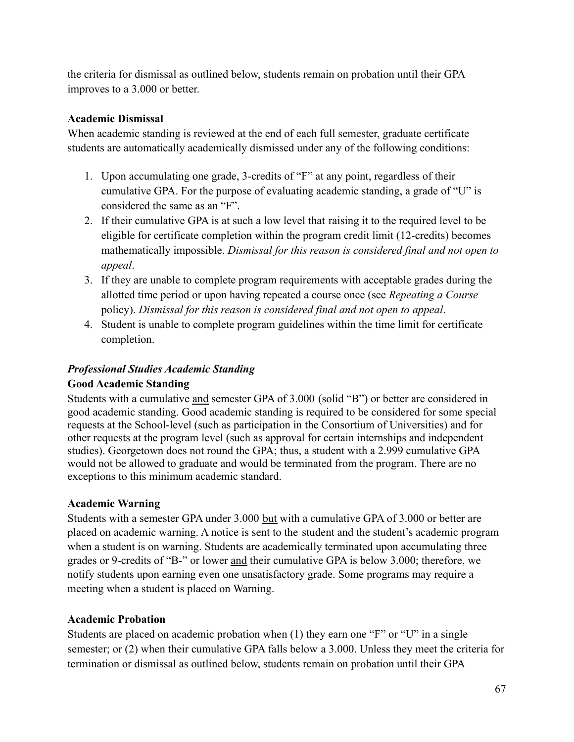the criteria for dismissal as outlined below, students remain on probation until their GPA improves to a 3.000 or better.

**Academic Dismissal**

When academic standing is reviewed at the end of each full semester, graduate certificate students are automatically academically dismissed under any of the following conditions:

1. Upon accumulating one grade, 3-credits of "F" at any point, regardless of their cumulative GPA. For the purpose of evaluating academic standing, a grade of "U" is considered the same as an "F".
2. If their cumulative GPA is at such a low level that raising it to the required level to be eligible for certificate completion within the program credit limit (12-credits) becomes mathematically impossible. *Dismissal for this reason is considered final and not open to appeal*.
3. If they are unable to complete program requirements with acceptable grades during the allotted time period or upon having repeated a course once (see *Repeating a Course* policy). *Dismissal for this reason is considered final and not open to appeal*.
4. Student is unable to complete program guidelines within the time limit for certificate completion.

***Professional Studies Academic Standing***

**Good Academic Standing**

Students with a cumulative <u>and</u> semester GPA of 3.000 (solid "B") or better are considered in good academic standing. Good academic standing is required to be considered for some special requests at the School-level (such as participation in the Consortium of Universities) and for other requests at the program level (such as approval for certain internships and independent studies). Georgetown does not round the GPA; thus, a student with a 2.999 cumulative GPA would not be allowed to graduate and would be terminated from the program. There are no exceptions to this minimum academic standard.

**Academic Warning**

Students with a semester GPA under 3.000 <u>but</u> with a cumulative GPA of 3.000 or better are placed on academic warning. A notice is sent to the student and the student's academic program when a student is on warning. Students are academically terminated upon accumulating three grades or 9-credits of "B-" or lower <u>and</u> their cumulative GPA is below 3.000; therefore, we notify students upon earning even one unsatisfactory grade. Some programs may require a meeting when a student is placed on Warning.

**Academic Probation**

Students are placed on academic probation when (1) they earn one "F" or "U" in a single semester; or (2) when their cumulative GPA falls below a 3.000. Unless they meet the criteria for termination or dismissal as outlined below, students remain on probation until their GPA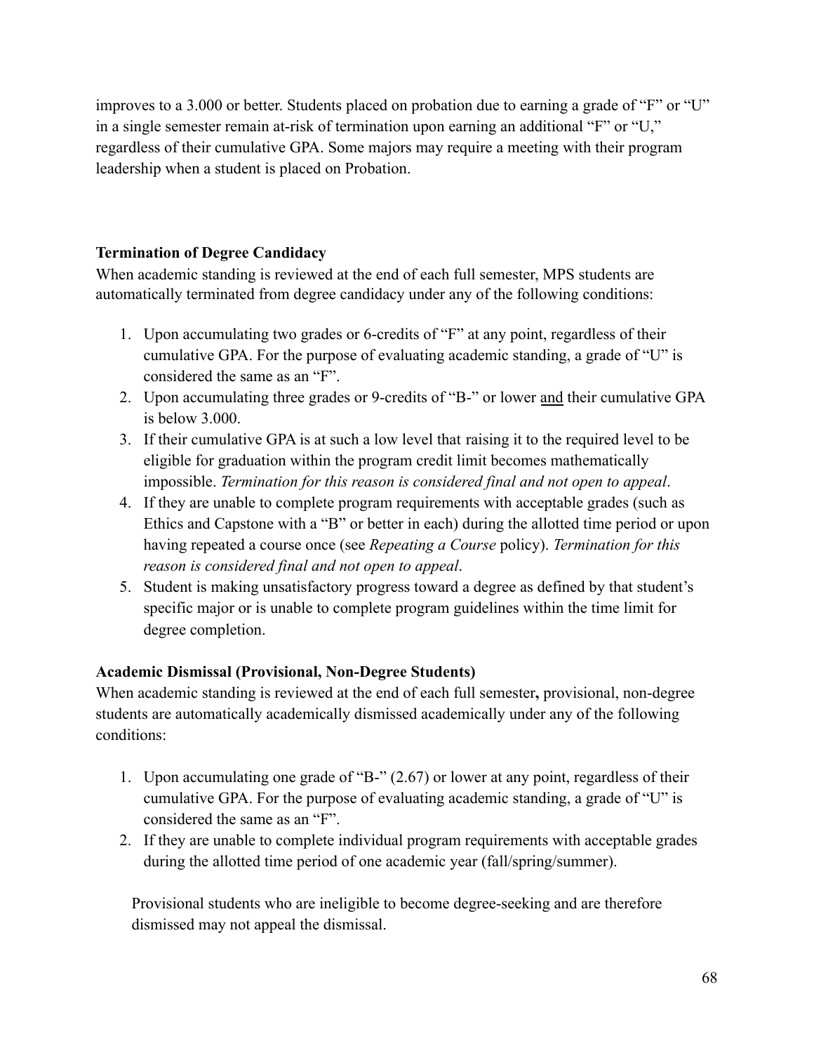improves to a 3.000 or better. Students placed on probation due to earning a grade of "F" or "U" in a single semester remain at-risk of termination upon earning an additional "F" or "U," regardless of their cumulative GPA. Some majors may require a meeting with their program leadership when a student is placed on Probation.

**Termination of Degree Candidacy**

When academic standing is reviewed at the end of each full semester, MPS students are automatically terminated from degree candidacy under any of the following conditions:

1. Upon accumulating two grades or 6-credits of "F" at any point, regardless of their cumulative GPA. For the purpose of evaluating academic standing, a grade of "U" is considered the same as an "F".
2. Upon accumulating three grades or 9-credits of "B-" or lower <u>and</u> their cumulative GPA is below 3.000.
3. If their cumulative GPA is at such a low level that raising it to the required level to be eligible for graduation within the program credit limit becomes mathematically impossible. *Termination for this reason is considered final and not open to appeal*.
4. If they are unable to complete program requirements with acceptable grades (such as Ethics and Capstone with a "B" or better in each) during the allotted time period or upon having repeated a course once (see *Repeating a Course* policy). *Termination for this reason is considered final and not open to appeal*.
5. Student is making unsatisfactory progress toward a degree as defined by that student's specific major or is unable to complete program guidelines within the time limit for degree completion.

**Academic Dismissal (Provisional, Non-Degree Students)**

When academic standing is reviewed at the end of each full semester**,** provisional, non-degree students are automatically academically dismissed academically under any of the following conditions:

1. Upon accumulating one grade of "B-" (2.67) or lower at any point, regardless of their cumulative GPA. For the purpose of evaluating academic standing, a grade of "U" is considered the same as an "F".
2. If they are unable to complete individual program requirements with acceptable grades during the allotted time period of one academic year (fall/spring/summer).

Provisional students who are ineligible to become degree-seeking and are therefore dismissed may not appeal the dismissal.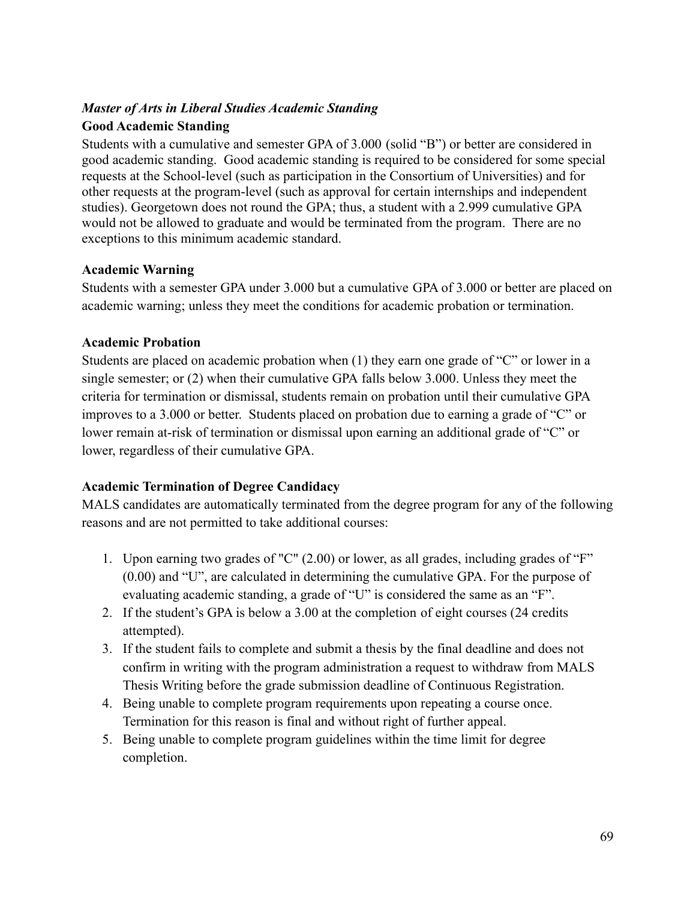### *Master of Arts in Liberal Studies Academic Standing*

**Good Academic Standing**

Students with a cumulative and semester GPA of 3.000 (solid "B") or better are considered in good academic standing. Good academic standing is required to be considered for some special requests at the School-level (such as participation in the Consortium of Universities) and for other requests at the program-level (such as approval for certain internships and independent studies). Georgetown does not round the GPA; thus, a student with a 2.999 cumulative GPA would not be allowed to graduate and would be terminated from the program. There are no exceptions to this minimum academic standard.

**Academic Warning**

Students with a semester GPA under 3.000 but a cumulative GPA of 3.000 or better are placed on academic warning; unless they meet the conditions for academic probation or termination.

**Academic Probation**

Students are placed on academic probation when (1) they earn one grade of "C" or lower in a single semester; or (2) when their cumulative GPA falls below 3.000. Unless they meet the criteria for termination or dismissal, students remain on probation until their cumulative GPA improves to a 3.000 or better. Students placed on probation due to earning a grade of "C" or lower remain at-risk of termination or dismissal upon earning an additional grade of "C" or lower, regardless of their cumulative GPA.

**Academic Termination of Degree Candidacy**

MALS candidates are automatically terminated from the degree program for any of the following reasons and are not permitted to take additional courses:

1. Upon earning two grades of "C" (2.00) or lower, as all grades, including grades of "F" (0.00) and "U", are calculated in determining the cumulative GPA. For the purpose of evaluating academic standing, a grade of "U" is considered the same as an "F".
2. If the student's GPA is below a 3.00 at the completion of eight courses (24 credits attempted).
3. If the student fails to complete and submit a thesis by the final deadline and does not confirm in writing with the program administration a request to withdraw from MALS Thesis Writing before the grade submission deadline of Continuous Registration.
4. Being unable to complete program requirements upon repeating a course once. Termination for this reason is final and without right of further appeal.
5. Being unable to complete program guidelines within the time limit for degree completion.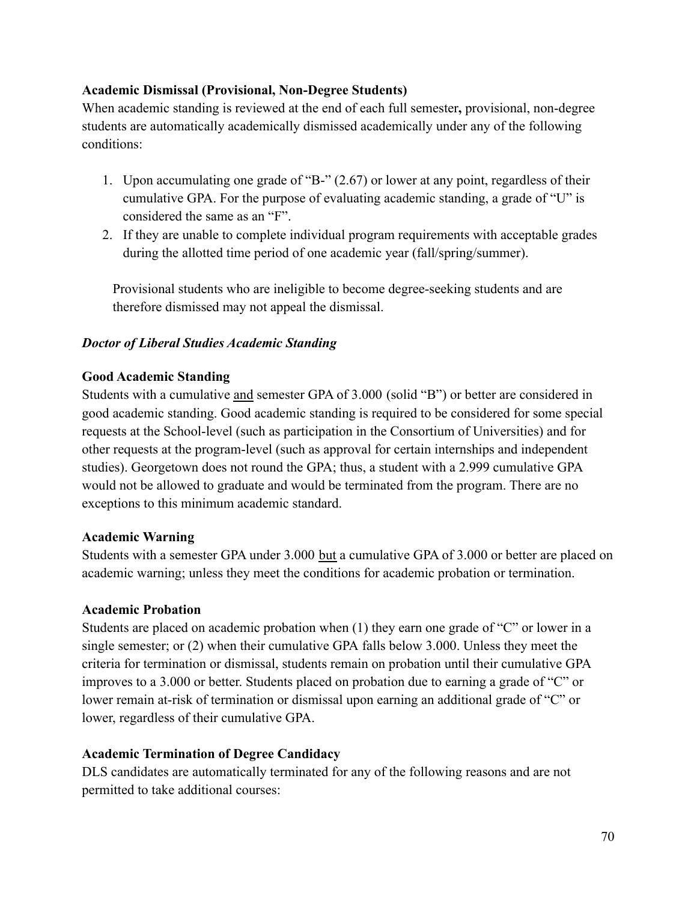**Academic Dismissal (Provisional, Non-Degree Students)**
When academic standing is reviewed at the end of each full semester**,** provisional, non-degree students are automatically academically dismissed academically under any of the following conditions:

1. Upon accumulating one grade of "B-" (2.67) or lower at any point, regardless of their cumulative GPA. For the purpose of evaluating academic standing, a grade of "U" is considered the same as an "F".
2. If they are unable to complete individual program requirements with acceptable grades during the allotted time period of one academic year (fall/spring/summer).

Provisional students who are ineligible to become degree-seeking students and are therefore dismissed may not appeal the dismissal.

***Doctor of Liberal Studies Academic Standing***

**Good Academic Standing**
Students with a cumulative <u>and</u> semester GPA of 3.000 (solid "B") or better are considered in good academic standing. Good academic standing is required to be considered for some special requests at the School-level (such as participation in the Consortium of Universities) and for other requests at the program-level (such as approval for certain internships and independent studies). Georgetown does not round the GPA; thus, a student with a 2.999 cumulative GPA would not be allowed to graduate and would be terminated from the program. There are no exceptions to this minimum academic standard.

**Academic Warning**
Students with a semester GPA under 3.000 <u>but</u> a cumulative GPA of 3.000 or better are placed on academic warning; unless they meet the conditions for academic probation or termination.

**Academic Probation**
Students are placed on academic probation when (1) they earn one grade of "C" or lower in a single semester; or (2) when their cumulative GPA falls below 3.000. Unless they meet the criteria for termination or dismissal, students remain on probation until their cumulative GPA improves to a 3.000 or better. Students placed on probation due to earning a grade of "C" or lower remain at-risk of termination or dismissal upon earning an additional grade of "C" or lower, regardless of their cumulative GPA.

**Academic Termination of Degree Candidacy**
DLS candidates are automatically terminated for any of the following reasons and are not permitted to take additional courses: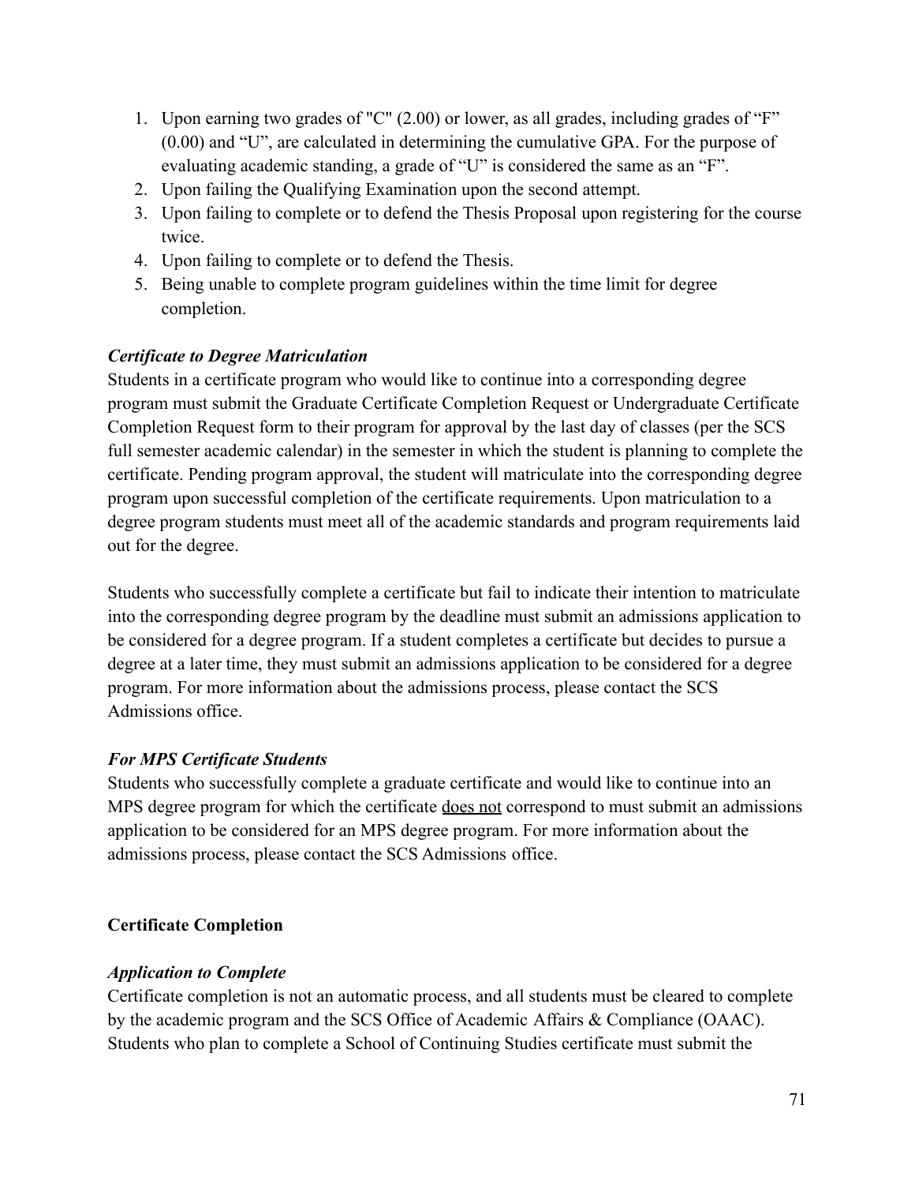1. Upon earning two grades of "C" (2.00) or lower, as all grades, including grades of "F" (0.00) and "U", are calculated in determining the cumulative GPA. For the purpose of evaluating academic standing, a grade of "U" is considered the same as an "F".
2. Upon failing the Qualifying Examination upon the second attempt.
3. Upon failing to complete or to defend the Thesis Proposal upon registering for the course twice.
4. Upon failing to complete or to defend the Thesis.
5. Being unable to complete program guidelines within the time limit for degree completion.

***Certificate to Degree Matriculation***

Students in a certificate program who would like to continue into a corresponding degree program must submit the Graduate Certificate Completion Request or Undergraduate Certificate Completion Request form to their program for approval by the last day of classes (per the SCS full semester academic calendar) in the semester in which the student is planning to complete the certificate. Pending program approval, the student will matriculate into the corresponding degree program upon successful completion of the certificate requirements. Upon matriculation to a degree program students must meet all of the academic standards and program requirements laid out for the degree.

Students who successfully complete a certificate but fail to indicate their intention to matriculate into the corresponding degree program by the deadline must submit an admissions application to be considered for a degree program. If a student completes a certificate but decides to pursue a degree at a later time, they must submit an admissions application to be considered for a degree program. For more information about the admissions process, please contact the SCS Admissions office.

***For MPS Certificate Students***

Students who successfully complete a graduate certificate and would like to continue into an MPS degree program for which the certificate <u>does not</u> correspond to must submit an admissions application to be considered for an MPS degree program. For more information about the admissions process, please contact the SCS Admissions office.

**Certificate Completion**

***Application to Complete***

Certificate completion is not an automatic process, and all students must be cleared to complete by the academic program and the SCS Office of Academic Affairs & Compliance (OAAC). Students who plan to complete a School of Continuing Studies certificate must submit the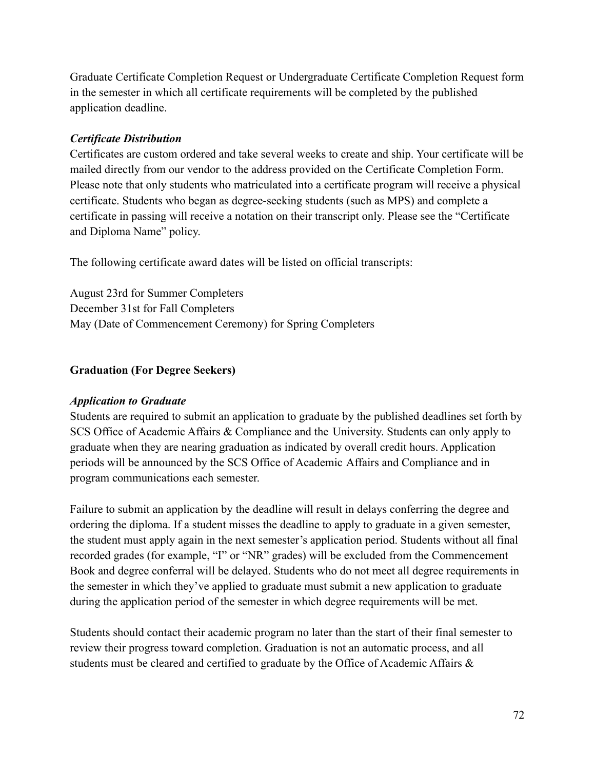Graduate Certificate Completion Request or Undergraduate Certificate Completion Request form in the semester in which all certificate requirements will be completed by the published application deadline.

***Certificate Distribution***

Certificates are custom ordered and take several weeks to create and ship. Your certificate will be mailed directly from our vendor to the address provided on the Certificate Completion Form. Please note that only students who matriculated into a certificate program will receive a physical certificate. Students who began as degree-seeking students (such as MPS) and complete a certificate in passing will receive a notation on their transcript only. Please see the "Certificate and Diploma Name" policy.

The following certificate award dates will be listed on official transcripts:

August 23rd for Summer Completers
December 31st for Fall Completers
May (Date of Commencement Ceremony) for Spring Completers

**Graduation (For Degree Seekers)**

***Application to Graduate***

Students are required to submit an application to graduate by the published deadlines set forth by SCS Office of Academic Affairs & Compliance and the University. Students can only apply to graduate when they are nearing graduation as indicated by overall credit hours. Application periods will be announced by the SCS Office of Academic Affairs and Compliance and in program communications each semester.

Failure to submit an application by the deadline will result in delays conferring the degree and ordering the diploma. If a student misses the deadline to apply to graduate in a given semester, the student must apply again in the next semester's application period. Students without all final recorded grades (for example, "I" or "NR" grades) will be excluded from the Commencement Book and degree conferral will be delayed. Students who do not meet all degree requirements in the semester in which they've applied to graduate must submit a new application to graduate during the application period of the semester in which degree requirements will be met.

Students should contact their academic program no later than the start of their final semester to review their progress toward completion. Graduation is not an automatic process, and all students must be cleared and certified to graduate by the Office of Academic Affairs &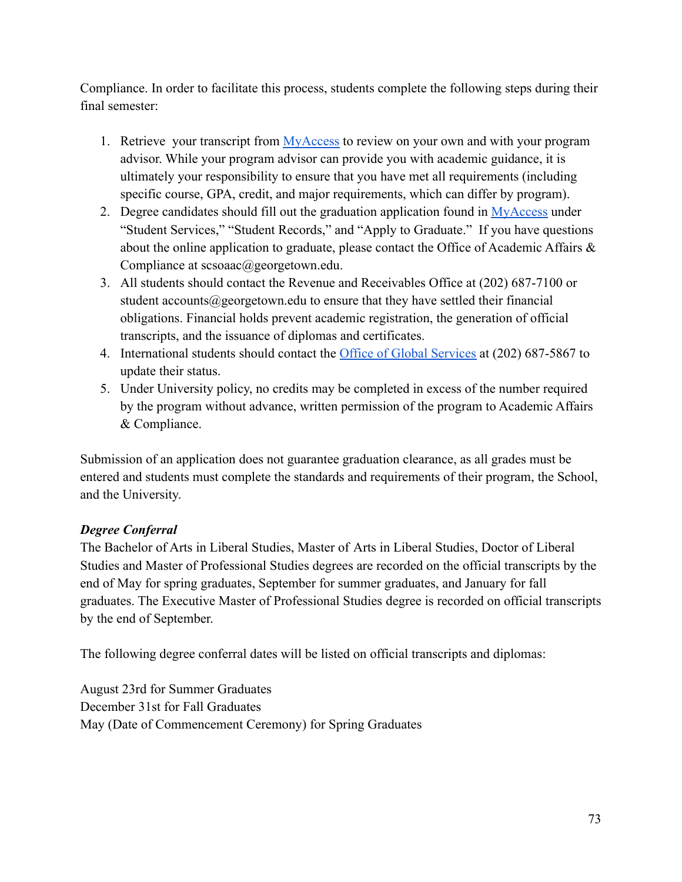Compliance. In order to facilitate this process, students complete the following steps during their final semester:

1. Retrieve your transcript from MyAccess to review on your own and with your program advisor. While your program advisor can provide you with academic guidance, it is ultimately your responsibility to ensure that you have met all requirements (including specific course, GPA, credit, and major requirements, which can differ by program).
2. Degree candidates should fill out the graduation application found in MyAccess under "Student Services," "Student Records," and "Apply to Graduate." If you have questions about the online application to graduate, please contact the Office of Academic Affairs & Compliance at scsoaac@georgetown.edu.
3. All students should contact the Revenue and Receivables Office at (202) 687-7100 or student accounts@georgetown.edu to ensure that they have settled their financial obligations. Financial holds prevent academic registration, the generation of official transcripts, and the issuance of diplomas and certificates.
4. International students should contact the Office of Global Services at (202) 687-5867 to update their status.
5. Under University policy, no credits may be completed in excess of the number required by the program without advance, written permission of the program to Academic Affairs & Compliance.

Submission of an application does not guarantee graduation clearance, as all grades must be entered and students must complete the standards and requirements of their program, the School, and the University.

***Degree Conferral***

The Bachelor of Arts in Liberal Studies, Master of Arts in Liberal Studies, Doctor of Liberal Studies and Master of Professional Studies degrees are recorded on the official transcripts by the end of May for spring graduates, September for summer graduates, and January for fall graduates. The Executive Master of Professional Studies degree is recorded on official transcripts by the end of September.

The following degree conferral dates will be listed on official transcripts and diplomas:

August 23rd for Summer Graduates  
December 31st for Fall Graduates  
May (Date of Commencement Ceremony) for Spring Graduates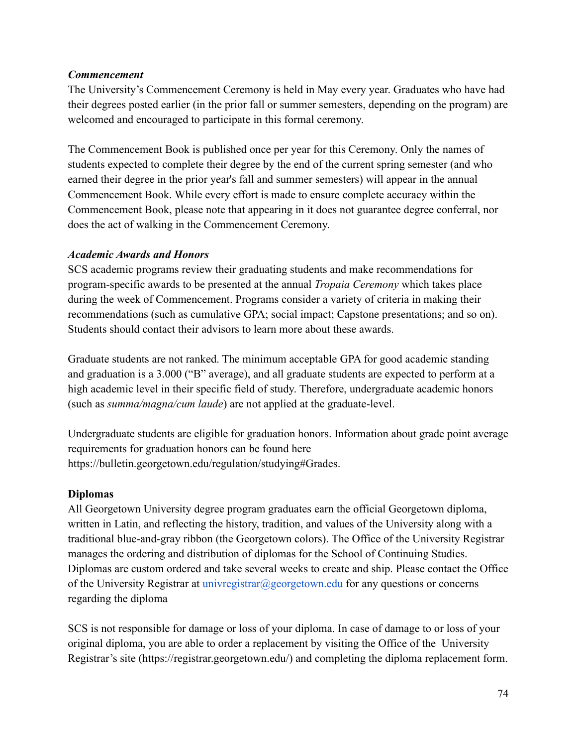***Commencement***

The University's Commencement Ceremony is held in May every year. Graduates who have had their degrees posted earlier (in the prior fall or summer semesters, depending on the program) are welcomed and encouraged to participate in this formal ceremony.

The Commencement Book is published once per year for this Ceremony. Only the names of students expected to complete their degree by the end of the current spring semester (and who earned their degree in the prior year's fall and summer semesters) will appear in the annual Commencement Book. While every effort is made to ensure complete accuracy within the Commencement Book, please note that appearing in it does not guarantee degree conferral, nor does the act of walking in the Commencement Ceremony.

***Academic Awards and Honors***

SCS academic programs review their graduating students and make recommendations for program-specific awards to be presented at the annual *Tropaia Ceremony* which takes place during the week of Commencement. Programs consider a variety of criteria in making their recommendations (such as cumulative GPA; social impact; Capstone presentations; and so on). Students should contact their advisors to learn more about these awards.

Graduate students are not ranked. The minimum acceptable GPA for good academic standing and graduation is a 3.000 ("B" average), and all graduate students are expected to perform at a high academic level in their specific field of study. Therefore, undergraduate academic honors (such as *summa/magna/cum laude*) are not applied at the graduate-level.

Undergraduate students are eligible for graduation honors. Information about grade point average requirements for graduation honors can be found here https://bulletin.georgetown.edu/regulation/studying#Grades.

**Diplomas**

All Georgetown University degree program graduates earn the official Georgetown diploma, written in Latin, and reflecting the history, tradition, and values of the University along with a traditional blue-and-gray ribbon (the Georgetown colors). The Office of the University Registrar manages the ordering and distribution of diplomas for the School of Continuing Studies. Diplomas are custom ordered and take several weeks to create and ship. Please contact the Office of the University Registrar at univregistrar@georgetown.edu for any questions or concerns regarding the diploma

SCS is not responsible for damage or loss of your diploma. In case of damage to or loss of your original diploma, you are able to order a replacement by visiting the Office of the University Registrar's site (https://registrar.georgetown.edu/) and completing the diploma replacement form.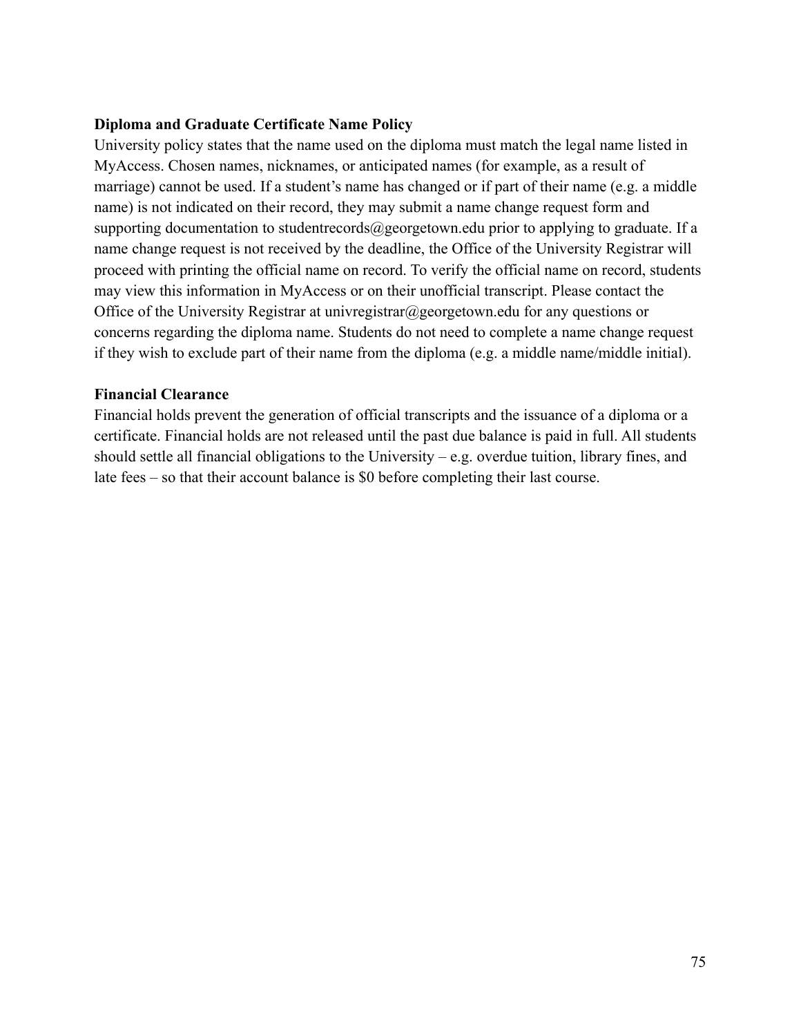**Diploma and Graduate Certificate Name Policy**

University policy states that the name used on the diploma must match the legal name listed in MyAccess. Chosen names, nicknames, or anticipated names (for example, as a result of marriage) cannot be used. If a student's name has changed or if part of their name (e.g. a middle name) is not indicated on their record, they may submit a name change request form and supporting documentation to studentrecords@georgetown.edu prior to applying to graduate. If a name change request is not received by the deadline, the Office of the University Registrar will proceed with printing the official name on record. To verify the official name on record, students may view this information in MyAccess or on their unofficial transcript. Please contact the Office of the University Registrar at univregistrar@georgetown.edu for any questions or concerns regarding the diploma name. Students do not need to complete a name change request if they wish to exclude part of their name from the diploma (e.g. a middle name/middle initial).

**Financial Clearance**

Financial holds prevent the generation of official transcripts and the issuance of a diploma or a certificate. Financial holds are not released until the past due balance is paid in full. All students should settle all financial obligations to the University – e.g. overdue tuition, library fines, and late fees – so that their account balance is $0 before completing their last course.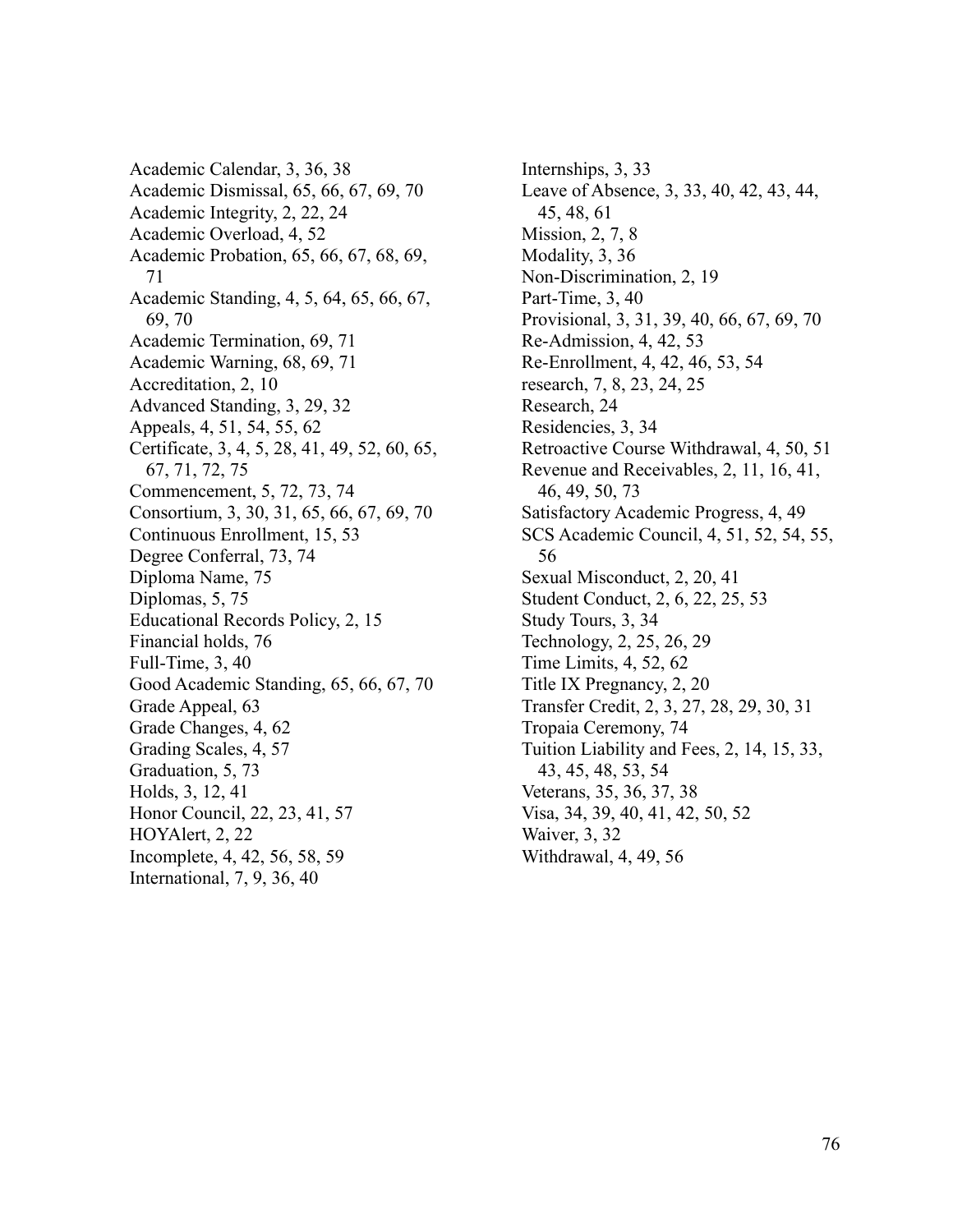Academic Calendar, 3, 36, 38
Academic Dismissal, 65, 66, 67, 69, 70
Academic Integrity, 2, 22, 24
Academic Overload, 4, 52
Academic Probation, 65, 66, 67, 68, 69, 71
Academic Standing, 4, 5, 64, 65, 66, 67, 69, 70
Academic Termination, 69, 71
Academic Warning, 68, 69, 71
Accreditation, 2, 10
Advanced Standing, 3, 29, 32
Appeals, 4, 51, 54, 55, 62
Certificate, 3, 4, 5, 28, 41, 49, 52, 60, 65, 67, 71, 72, 75
Commencement, 5, 72, 73, 74
Consortium, 3, 30, 31, 65, 66, 67, 69, 70
Continuous Enrollment, 15, 53
Degree Conferral, 73, 74
Diploma Name, 75
Diplomas, 5, 75
Educational Records Policy, 2, 15
Financial holds, 76
Full-Time, 3, 40
Good Academic Standing, 65, 66, 67, 70
Grade Appeal, 63
Grade Changes, 4, 62
Grading Scales, 4, 57
Graduation, 5, 73
Holds, 3, 12, 41
Honor Council, 22, 23, 41, 57
HOYAlert, 2, 22
Incomplete, 4, 42, 56, 58, 59
International, 7, 9, 36, 40
Internships, 3, 33
Leave of Absence, 3, 33, 40, 42, 43, 44, 45, 48, 61
Mission, 2, 7, 8
Modality, 3, 36
Non-Discrimination, 2, 19
Part-Time, 3, 40
Provisional, 3, 31, 39, 40, 66, 67, 69, 70
Re-Admission, 4, 42, 53
Re-Enrollment, 4, 42, 46, 53, 54
research, 7, 8, 23, 24, 25
Research, 24
Residencies, 3, 34
Retroactive Course Withdrawal, 4, 50, 51
Revenue and Receivables, 2, 11, 16, 41, 46, 49, 50, 73
Satisfactory Academic Progress, 4, 49
SCS Academic Council, 4, 51, 52, 54, 55, 56
Sexual Misconduct, 2, 20, 41
Student Conduct, 2, 6, 22, 25, 53
Study Tours, 3, 34
Technology, 2, 25, 26, 29
Time Limits, 4, 52, 62
Title IX Pregnancy, 2, 20
Transfer Credit, 2, 3, 27, 28, 29, 30, 31
Tropaia Ceremony, 74
Tuition Liability and Fees, 2, 14, 15, 33, 43, 45, 48, 53, 54
Veterans, 35, 36, 37, 38
Visa, 34, 39, 40, 41, 42, 50, 52
Waiver, 3, 32
Withdrawal, 4, 49, 56